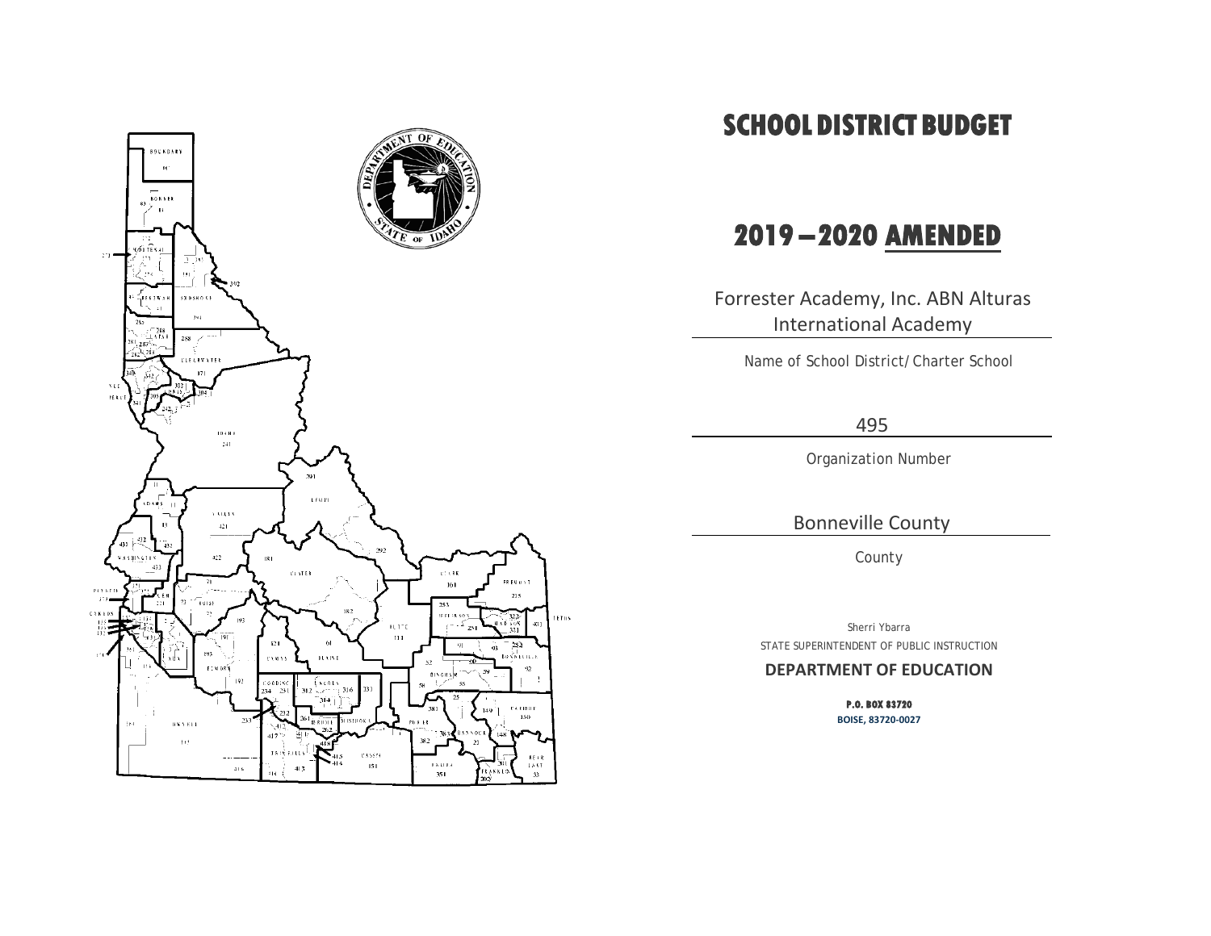# SCHOOL DISTRICT BUDGET

# 2019 – 2020 AMENDED

Forrester Academy, Inc. ABN Alturas International Academy

Name of School District/Charter School

495

Organization Number

Bonneville County

County

Sherri Ybarra

STATE SUPERINTENDENT OF PUBLIC INSTRUCTION

**DEPARTMENT OF EDUCATION**

**P.O. BOX 83720**

**BOISE, 83720-0027**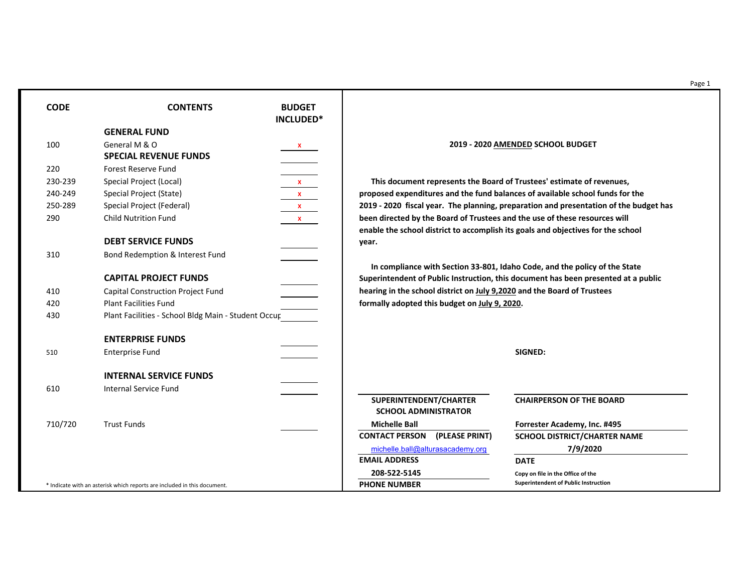| CODE | CONTENTS | BUDGET INCLUDED* |
|---|---|---|
| | **GENERAL FUND** | |
| 100 | General M & O | x |
| | **SPECIAL REVENUE FUNDS** | |
| 220 | Forest Reserve Fund | |
| 230-239 | Special Project (Local) | x |
| 240-249 | Special Project (State) | x |
| 250-289 | Special Project (Federal) | x |
| 290 | Child Nutrition Fund | x |
| | **DEBT SERVICE FUNDS** | |
| 310 | Bond Redemption & Interest Fund | |
| | **CAPITAL PROJECT FUNDS** | |
| 410 | Capital Construction Project Fund | |
| 420 | Plant Facilities Fund | |
| 430 | Plant Facilities - School Bldg Main - Student Occup | |
| | **ENTERPRISE FUNDS** | |
| 510 | Enterprise Fund | |
| | **INTERNAL SERVICE FUNDS** | |
| 610 | Internal Service Fund | |
| 710/720 | Trust Funds | |

\* Indicate with an asterisk which reports are included in this document.

**2019 - 2020 AMENDED SCHOOL BUDGET**

**This document represents the Board of Trustees' estimate of revenues, proposed expenditures and the fund balances of available school funds for the 2019 - 2020 fiscal year. The planning, preparation and presentation of the budget has been directed by the Board of Trustees and the use of these resources will enable the school district to accomplish its goals and objectives for the school year.**

**In compliance with Section 33-801, Idaho Code, and the policy of the State Superintendent of Public Instruction, this document has been presented at a public hearing in the school district on July 9,2020 and the Board of Trustees formally adopted this budget on July 9, 2020.**

**SIGNED:**

| | |
|---|---|
| **SUPERINTENDENT/CHARTER SCHOOL ADMINISTRATOR** | **CHAIRPERSON OF THE BOARD** |
| **Michelle Ball** | **Forrester Academy, Inc. #495** |
| **CONTACT PERSON (PLEASE PRINT)** | **SCHOOL DISTRICT/CHARTER NAME** |
| michelle.ball@alturasacademy.org | **7/9/2020** |
| **EMAIL ADDRESS** | **DATE** |
| **208-522-5145** | **Copy on file in the Office of the Superintendent of Public Instruction** |
| **PHONE NUMBER** | |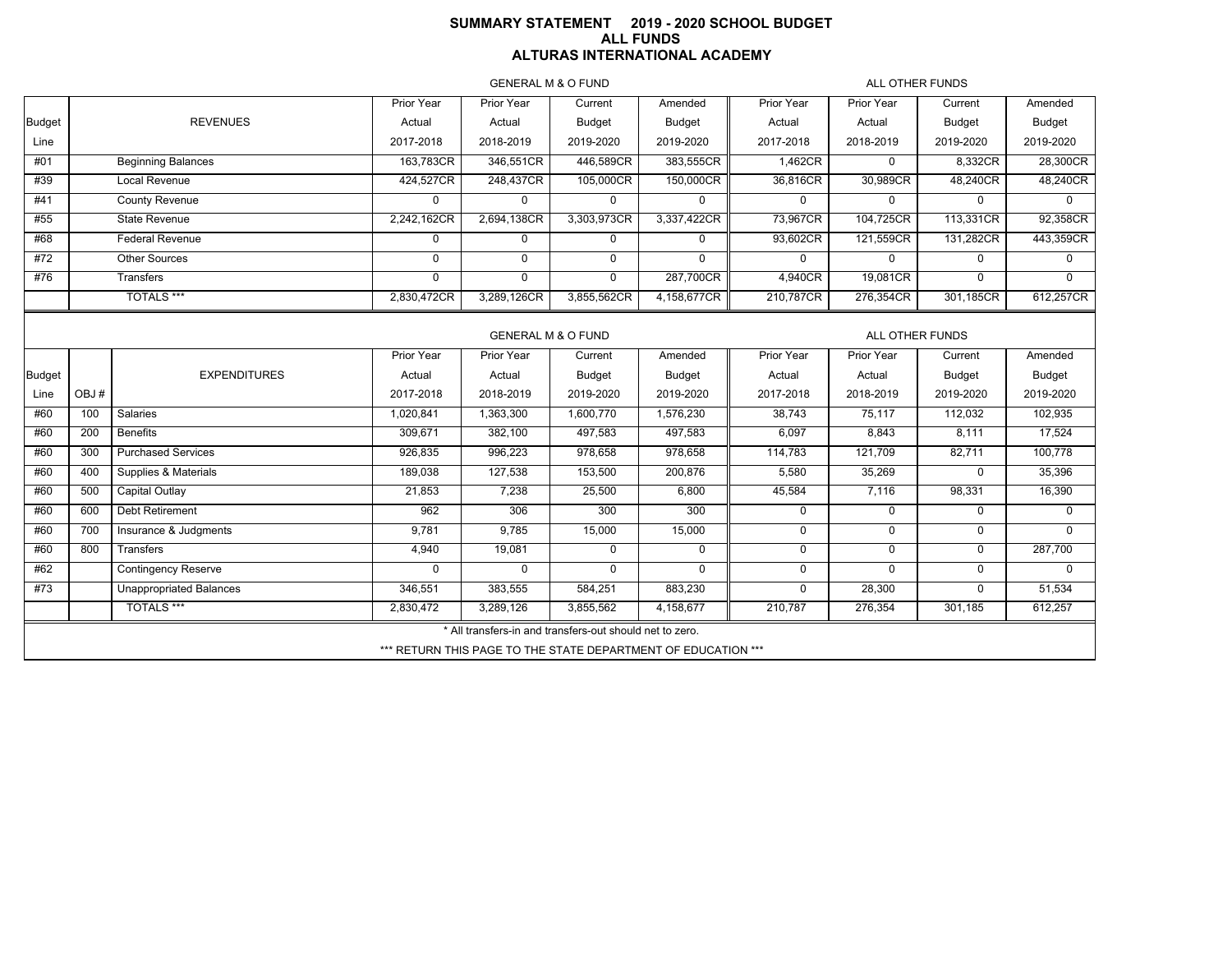# SUMMARY STATEMENT 2019 - 2020 SCHOOL BUDGET
## ALL FUNDS
## ALTURAS INTERNATIONAL ACADEMY

| | | GENERAL M & O FUND | | | | ALL OTHER FUNDS | | | |
|---|---|---|---|---|---|---|---|---|---|
| Budget Line | REVENUES | Prior Year Actual 2017-2018 | Prior Year Actual 2018-2019 | Current Budget 2019-2020 | Amended Budget 2019-2020 | Prior Year Actual 2017-2018 | Prior Year Actual 2018-2019 | Current Budget 2019-2020 | Amended Budget 2019-2020 |
| #01 | Beginning Balances | 163,783CR | 346,551CR | 446,589CR | 383,555CR | 1,462CR | 0 | 8,332CR | 28,300CR |
| #39 | Local Revenue | 424,527CR | 248,437CR | 105,000CR | 150,000CR | 36,816CR | 30,989CR | 48,240CR | 48,240CR |
| #41 | County Revenue | 0 | 0 | 0 | 0 | 0 | 0 | 0 | 0 |
| #55 | State Revenue | 2,242,162CR | 2,694,138CR | 3,303,973CR | 3,337,422CR | 73,967CR | 104,725CR | 113,331CR | 92,358CR |
| #68 | Federal Revenue | 0 | 0 | 0 | 0 | 93,602CR | 121,559CR | 131,282CR | 443,359CR |
| #72 | Other Sources | 0 | 0 | 0 | 0 | 0 | 0 | 0 | 0 |
| #76 | Transfers | 0 | 0 | 0 | 287,700CR | 4,940CR | 19,081CR | 0 | 0 |
| | TOTALS *** | 2,830,472CR | 3,289,126CR | 3,855,562CR | 4,158,677CR | 210,787CR | 276,354CR | 301,185CR | 612,257CR |

| | | | GENERAL M & O FUND | | | | ALL OTHER FUNDS | | | |
|---|---|---|---|---|---|---|---|---|---|---|
| Budget Line | OBJ # | EXPENDITURES | Prior Year Actual 2017-2018 | Prior Year Actual 2018-2019 | Current Budget 2019-2020 | Amended Budget 2019-2020 | Prior Year Actual 2017-2018 | Prior Year Actual 2018-2019 | Current Budget 2019-2020 | Amended Budget 2019-2020 |
| #60 | 100 | Salaries | 1,020,841 | 1,363,300 | 1,600,770 | 1,576,230 | 38,743 | 75,117 | 112,032 | 102,935 |
| #60 | 200 | Benefits | 309,671 | 382,100 | 497,583 | 497,583 | 6,097 | 8,843 | 8,111 | 17,524 |
| #60 | 300 | Purchased Services | 926,835 | 996,223 | 978,658 | 978,658 | 114,783 | 121,709 | 82,711 | 100,778 |
| #60 | 400 | Supplies & Materials | 189,038 | 127,538 | 153,500 | 200,876 | 5,580 | 35,269 | 0 | 35,396 |
| #60 | 500 | Capital Outlay | 21,853 | 7,238 | 25,500 | 6,800 | 45,584 | 7,116 | 98,331 | 16,390 |
| #60 | 600 | Debt Retirement | 962 | 306 | 300 | 300 | 0 | 0 | 0 | 0 |
| #60 | 700 | Insurance & Judgments | 9,781 | 9,785 | 15,000 | 15,000 | 0 | 0 | 0 | 0 |
| #60 | 800 | Transfers | 4,940 | 19,081 | 0 | 0 | 0 | 0 | 0 | 287,700 |
| #62 | | Contingency Reserve | 0 | 0 | 0 | 0 | 0 | 0 | 0 | 0 |
| #73 | | Unappropriated Balances | 346,551 | 383,555 | 584,251 | 883,230 | 0 | 28,300 | 0 | 51,534 |
| | | TOTALS *** | 2,830,472 | 3,289,126 | 3,855,562 | 4,158,677 | 210,787 | 276,354 | 301,185 | 612,257 |

* All transfers-in and transfers-out should net to zero.

*** RETURN THIS PAGE TO THE STATE DEPARTMENT OF EDUCATION ***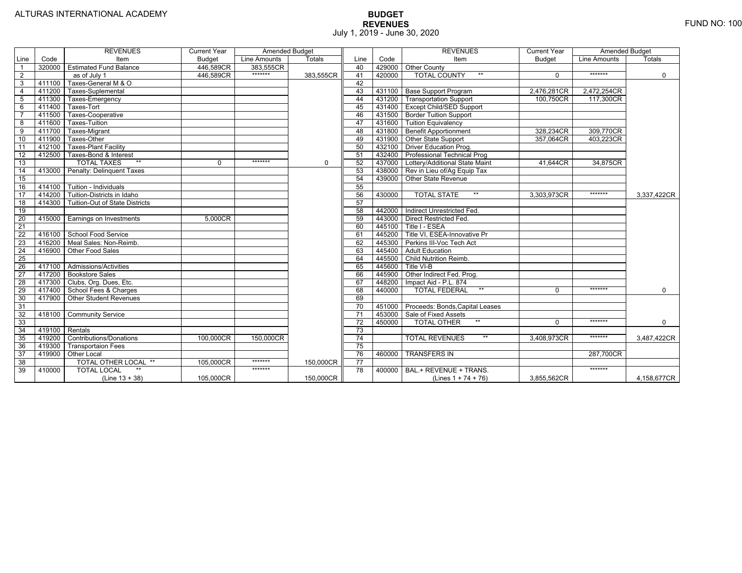ALTURAS INTERNATIONAL ACADEMY

# BUDGET
## REVENUES
July 1, 2019 - June 30, 2020

FUND NO: 100

| Line | Code | REVENUES Item | Current Year Budget | Amended Budget Line Amounts | Amended Budget Totals |
|---|---|---|---|---|---|
| 1 | 320000 | Estimated Fund Balance | 446,589CR | 383,555CR | |
| 2 | | as of July 1 | 446,589CR | ******* | 383,555CR |
| 3 | 411100 | Taxes-General M & O | | | |
| 4 | 411200 | Taxes-Suplemental | | | |
| 5 | 411300 | Taxes-Emergency | | | |
| 6 | 411400 | Taxes-Tort | | | |
| 7 | 411500 | Taxes-Cooperative | | | |
| 8 | 411600 | Taxes-Tuition | | | |
| 9 | 411700 | Taxes-Migrant | | | |
| 10 | 411900 | Taxes-Other | | | |
| 11 | 412100 | Taxes-Plant Facility | | | |
| 12 | 412500 | Taxes-Bond & Interest | | | |
| 13 | | TOTAL TAXES ** | 0 | ******* | 0 |
| 14 | 413000 | Penalty: Delinquent Taxes | | | |
| 15 | | | | | |
| 16 | 414100 | Tuition - Individuals | | | |
| 17 | 414200 | Tuition-Districts in Idaho | | | |
| 18 | 414300 | Tuition-Out of State Districts | | | |
| 19 | | | | | |
| 20 | 415000 | Earnings on Investments | 5,000CR | | |
| 21 | | | | | |
| 22 | 416100 | School Food Service | | | |
| 23 | 416200 | Meal Sales: Non-Reimb. | | | |
| 24 | 416900 | Other Food Sales | | | |
| 25 | | | | | |
| 26 | 417100 | Admissions/Activities | | | |
| 27 | 417200 | Bookstore Sales | | | |
| 28 | 417300 | Clubs, Org. Dues, Etc. | | | |
| 29 | 417400 | School Fees & Charges | | | |
| 30 | 417900 | Other Student Revenues | | | |
| 31 | | | | | |
| 32 | 418100 | Community Service | | | |
| 33 | | | | | |
| 34 | 419100 | Rentals | | | |
| 35 | 419200 | Contributions/Donations | 100,000CR | 150,000CR | |
| 36 | 419300 | Transportaion Fees | | | |
| 37 | 419900 | Other Local | | | |
| 38 | | TOTAL OTHER LOCAL ** | 105,000CR | ******* | 150,000CR |
| 39 | 410000 | TOTAL LOCAL ** (Line 13 + 38) | 105,000CR | ******* | 150,000CR |
| 40 | 429000 | Other County | | | |
| 41 | 420000 | TOTAL COUNTY ** | 0 | ******* | 0 |
| 42 | | | | | |
| 43 | 431100 | Base Support Program | 2,476,281CR | 2,472,254CR | |
| 44 | 431200 | Transportation Support | 100,750CR | 117,300CR | |
| 45 | 431400 | Except Child/SED Support | | | |
| 46 | 431500 | Border Tuition Support | | | |
| 47 | 431600 | Tuition Equivalency | | | |
| 48 | 431800 | Benefit Apportionment | 328,234CR | 309,770CR | |
| 49 | 431900 | Other State Support | 357,064CR | 403,223CR | |
| 50 | 432100 | Driver Education Prog. | | | |
| 51 | 432400 | Professional Technical Prog | | | |
| 52 | 437000 | Lottery/Additional State Maint | 41,644CR | 34,875CR | |
| 53 | 438000 | Rev in Lieu of/Ag Equip Tax | | | |
| 54 | 439000 | Other State Revenue | | | |
| 55 | | | | | |
| 56 | 430000 | TOTAL STATE ** | 3,303,973CR | ******* | 3,337,422CR |
| 57 | | | | | |
| 58 | 442000 | Indirect Unrestricted Fed. | | | |
| 59 | 443000 | Direct Restricted Fed. | | | |
| 60 | 445100 | Title I - ESEA | | | |
| 61 | 445200 | Title VI, ESEA-Innovative Pr | | | |
| 62 | 445300 | Perkins III-Voc Tech Act | | | |
| 63 | 445400 | Adult Education | | | |
| 64 | 445500 | Child Nutrition Reimb. | | | |
| 65 | 445600 | Title VI-B | | | |
| 66 | 445900 | Other Indirect Fed. Prog. | | | |
| 67 | 448200 | Impact Aid - P.L. 874 | | | |
| 68 | 440000 | TOTAL FEDERAL ** | 0 | ******* | 0 |
| 69 | | | | | |
| 70 | 451000 | Proceeds: Bonds,Capital Leases | | | |
| 71 | 453000 | Sale of Fixed Assets | | | |
| 72 | 450000 | TOTAL OTHER ** | 0 | ******* | 0 |
| 73 | | | | | |
| 74 | | TOTAL REVENUES ** | 3,408,973CR | ******* | 3,487,422CR |
| 75 | | | | | |
| 76 | 460000 | TRANSFERS IN | | 287,700CR | |
| 77 | | | | | |
| 78 | 400000 | BAL.+ REVENUE + TRANS. (Lines 1 + 74 + 76) | 3,855,562CR | ******* | 4,158,677CR |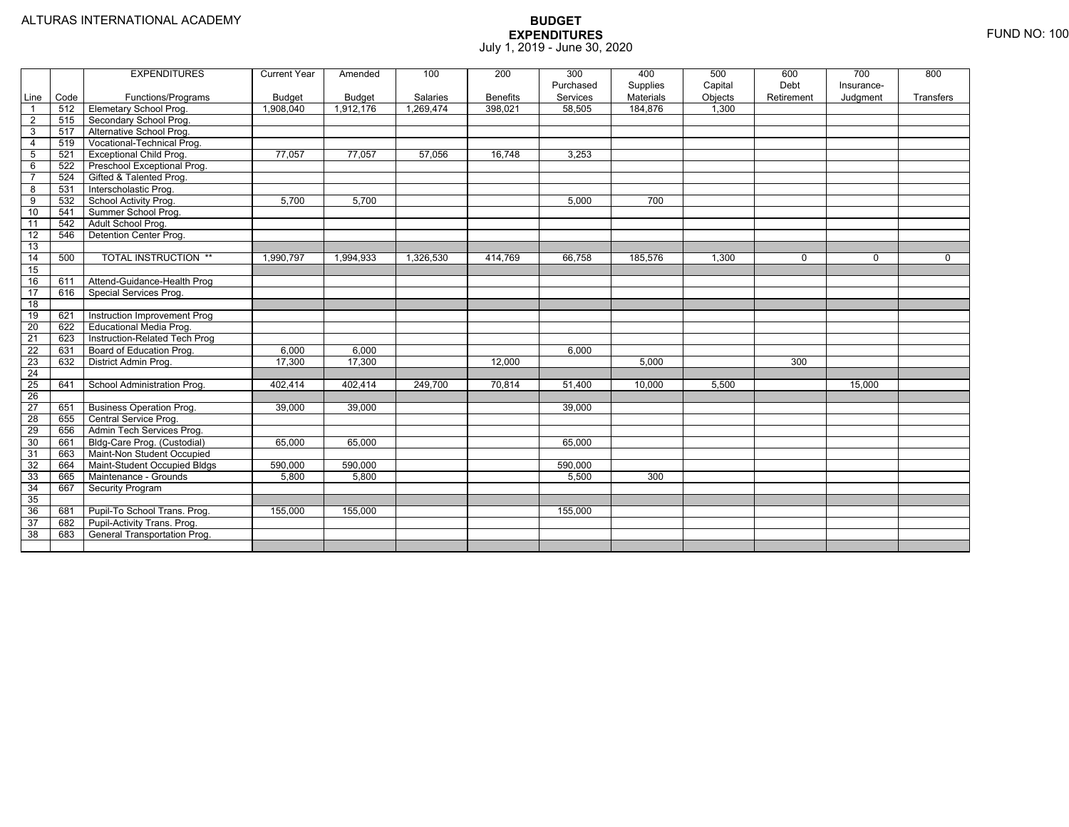ALTURAS INTERNATIONAL ACADEMY

# BUDGET EXPENDITURES
July 1, 2019 - June 30, 2020

FUND NO: 100

| | | EXPENDITURES | Current Year | Amended | 100 | 200 | 300 | 400 | 500 | 600 | 700 | 800 |
|---|---|---|---|---|---|---|---|---|---|---|---|---|
| | | | | | | | Purchased | Supplies | Capital | Debt | Insurance- | |
| Line | Code | Functions/Programs | Budget | Budget | Salaries | Benefits | Services | Materials | Objects | Retirement | Judgment | Transfers |
| 1 | 512 | Elemetary School Prog. | 1,908,040 | 1,912,176 | 1,269,474 | 398,021 | 58,505 | 184,876 | 1,300 | | | |
| 2 | 515 | Secondary School Prog. | | | | | | | | | | |
| 3 | 517 | Alternative School Prog. | | | | | | | | | | |
| 4 | 519 | Vocational-Technical Prog. | | | | | | | | | | |
| 5 | 521 | Exceptional Child Prog. | 77,057 | 77,057 | 57,056 | 16,748 | 3,253 | | | | | |
| 6 | 522 | Preschool Exceptional Prog. | | | | | | | | | | |
| 7 | 524 | Gifted & Talented Prog. | | | | | | | | | | |
| 8 | 531 | Interscholastic Prog. | | | | | | | | | | |
| 9 | 532 | School Activity Prog. | 5,700 | 5,700 | | | 5,000 | 700 | | | | |
| 10 | 541 | Summer School Prog. | | | | | | | | | | |
| 11 | 542 | Adult School Prog. | | | | | | | | | | |
| 12 | 546 | Detention Center Prog. | | | | | | | | | | |
| 13 | | | | | | | | | | | | |
| 14 | 500 | TOTAL INSTRUCTION ** | 1,990,797 | 1,994,933 | 1,326,530 | 414,769 | 66,758 | 185,576 | 1,300 | 0 | 0 | 0 |
| 15 | | | | | | | | | | | | |
| 16 | 611 | Attend-Guidance-Health Prog | | | | | | | | | | |
| 17 | 616 | Special Services Prog. | | | | | | | | | | |
| 18 | | | | | | | | | | | | |
| 19 | 621 | Instruction Improvement Prog | | | | | | | | | | |
| 20 | 622 | Educational Media Prog. | | | | | | | | | | |
| 21 | 623 | Instruction-Related Tech Prog | | | | | | | | | | |
| 22 | 631 | Board of Education Prog. | 6,000 | 6,000 | | | 6,000 | | | | | |
| 23 | 632 | District Admin Prog. | 17,300 | 17,300 | | 12,000 | | 5,000 | | 300 | | |
| 24 | | | | | | | | | | | | |
| 25 | 641 | School Administration Prog. | 402,414 | 402,414 | 249,700 | 70,814 | 51,400 | 10,000 | 5,500 | | 15,000 | |
| 26 | | | | | | | | | | | | |
| 27 | 651 | Business Operation Prog. | 39,000 | 39,000 | | | 39,000 | | | | | |
| 28 | 655 | Central Service Prog. | | | | | | | | | | |
| 29 | 656 | Admin Tech Services Prog. | | | | | | | | | | |
| 30 | 661 | Bldg-Care Prog. (Custodial) | 65,000 | 65,000 | | | 65,000 | | | | | |
| 31 | 663 | Maint-Non Student Occupied | | | | | | | | | | |
| 32 | 664 | Maint-Student Occupied Bldgs | 590,000 | 590,000 | | | 590,000 | | | | | |
| 33 | 665 | Maintenance - Grounds | 5,800 | 5,800 | | | 5,500 | 300 | | | | |
| 34 | 667 | Security Program | | | | | | | | | | |
| 35 | | | | | | | | | | | | |
| 36 | 681 | Pupil-To School Trans. Prog. | 155,000 | 155,000 | | | 155,000 | | | | | |
| 37 | 682 | Pupil-Activity Trans. Prog. | | | | | | | | | | |
| 38 | 683 | General Transportation Prog. | | | | | | | | | | |
| | | | | | | | | | | | | |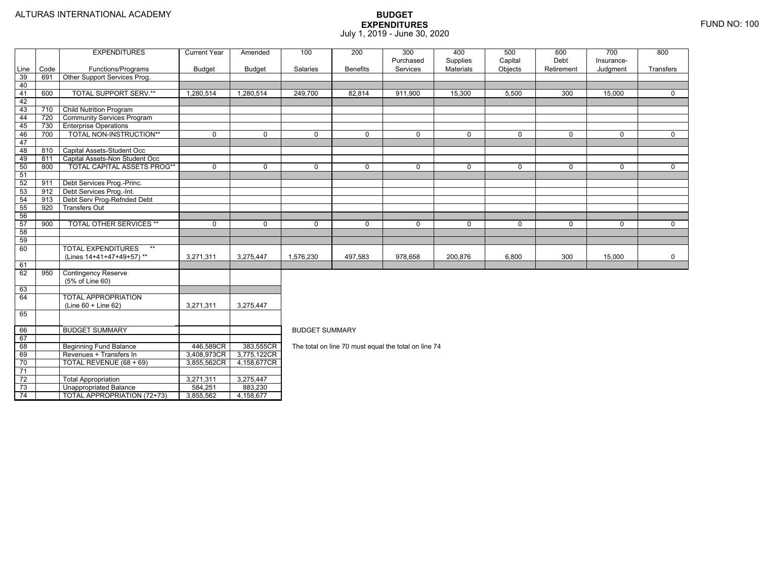ALTURAS INTERNATIONAL ACADEMY

# BUDGET EXPENDITURES
July 1, 2019 - June 30, 2020

FUND NO: 100

| Line | Code | EXPENDITURES Functions/Programs | Current Year Budget | Amended Budget | 100 Salaries | 200 Benefits | 300 Purchased Services | 400 Supplies Materials | 500 Capital Objects | 600 Debt Retirement | 700 Insurance-Judgment | 800 Transfers |
|---|---|---|---|---|---|---|---|---|---|---|---|---|
| 39 | 691 | Other Support Services Prog. | | | | | | | | | | |
| 40 | | | | | | | | | | | | |
| 41 | 600 | TOTAL SUPPORT SERV.** | 1,280,514 | 1,280,514 | 249,700 | 82,814 | 911,900 | 15,300 | 5,500 | 300 | 15,000 | 0 |
| 42 | | | | | | | | | | | | |
| 43 | 710 | Child Nutrition Program | | | | | | | | | | |
| 44 | 720 | Community Services Program | | | | | | | | | | |
| 45 | 730 | Enterprise Operations | | | | | | | | | | |
| 46 | 700 | TOTAL NON-INSTRUCTION** | 0 | 0 | 0 | 0 | 0 | 0 | 0 | 0 | 0 | 0 |
| 47 | | | | | | | | | | | | |
| 48 | 810 | Capital Assets-Student Occ | | | | | | | | | | |
| 49 | 811 | Capital Assets-Non Student Occ | | | | | | | | | | |
| 50 | 800 | TOTAL CAPITAL ASSETS PROG** | 0 | 0 | 0 | 0 | 0 | 0 | 0 | 0 | 0 | 0 |
| 51 | | | | | | | | | | | | |
| 52 | 911 | Debt Services Prog.-Princ. | | | | | | | | | | |
| 53 | 912 | Debt Services Prog.-Int. | | | | | | | | | | |
| 54 | 913 | Debt Serv Prog-Refnded Debt | | | | | | | | | | |
| 55 | 920 | Transfers Out | | | | | | | | | | |
| 56 | | | | | | | | | | | | |
| 57 | 900 | TOTAL OTHER SERVICES ** | 0 | 0 | 0 | 0 | 0 | 0 | 0 | 0 | 0 | 0 |
| 58 | | | | | | | | | | | | |
| 59 | | | | | | | | | | | | |
| 60 | | TOTAL EXPENDITURES ** (Lines 14+41+47+49+57) ** | 3,271,311 | 3,275,447 | 1,576,230 | 497,583 | 978,658 | 200,876 | 6,800 | 300 | 15,000 | 0 |
| 61 | | | | | | | | | | | | |
| 62 | 950 | Contingency Reserve (5% of Line 60) | | | | | | | | | | |
| 63 | | | | | | | | | | | | |
| 64 | | TOTAL APPROPRIATION (Line 60 + Line 62) | 3,271,311 | 3,275,447 | | | | | | | | |
| 65 | | | | | | | | | | | | |

| Line | | BUDGET SUMMARY | | |
|---|---|---|---|---|
| 66 | | BUDGET SUMMARY | | |
| 67 | | | | |
| 68 | | Beginning Fund Balance | 446,589CR | 383,555CR |
| 69 | | Revenues + Transfers In | 3,408,973CR | 3,775,122CR |
| 70 | | TOTAL REVENUE (68 + 69) | 3,855,562CR | 4,158,677CR |
| 71 | | | | |
| 72 | | Total Appropriation | 3,271,311 | 3,275,447 |
| 73 | | Unappropriated Balance | 584,251 | 883,230 |
| 74 | | TOTAL APPROPRIATION (72+73) | 3,855,562 | 4,158,677 |

BUDGET SUMMARY

The total on line 70 must equal the total on line 74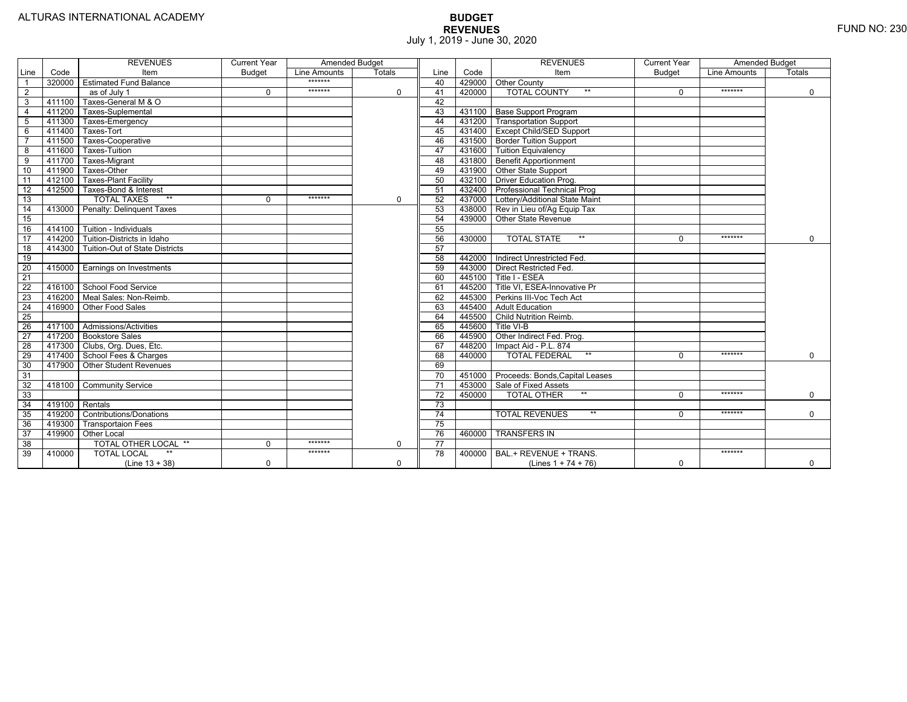ALTURAS INTERNATIONAL ACADEMY

# BUDGET
## REVENUES
July 1, 2019 - June 30, 2020

FUND NO: 230

| Line | Code | REVENUES Item | Current Year Budget | Amended Budget Line Amounts | Totals |
|---|---|---|---|---|---|
| 1 | 320000 | Estimated Fund Balance | | ******* | |
| 2 | | as of July 1 | 0 | ******* | 0 |
| 3 | 411100 | Taxes-General M & O | | | |
| 4 | 411200 | Taxes-Suplemental | | | |
| 5 | 411300 | Taxes-Emergency | | | |
| 6 | 411400 | Taxes-Tort | | | |
| 7 | 411500 | Taxes-Cooperative | | | |
| 8 | 411600 | Taxes-Tuition | | | |
| 9 | 411700 | Taxes-Migrant | | | |
| 10 | 411900 | Taxes-Other | | | |
| 11 | 412100 | Taxes-Plant Facility | | | |
| 12 | 412500 | Taxes-Bond & Interest | | | |
| 13 | | TOTAL TAXES ** | 0 | ******* | 0 |
| 14 | 413000 | Penalty: Delinquent Taxes | | | |
| 15 | | | | | |
| 16 | 414100 | Tuition - Individuals | | | |
| 17 | 414200 | Tuition-Districts in Idaho | | | |
| 18 | 414300 | Tuition-Out of State Districts | | | |
| 19 | | | | | |
| 20 | 415000 | Earnings on Investments | | | |
| 21 | | | | | |
| 22 | 416100 | School Food Service | | | |
| 23 | 416200 | Meal Sales: Non-Reimb. | | | |
| 24 | 416900 | Other Food Sales | | | |
| 25 | | | | | |
| 26 | 417100 | Admissions/Activities | | | |
| 27 | 417200 | Bookstore Sales | | | |
| 28 | 417300 | Clubs, Org. Dues, Etc. | | | |
| 29 | 417400 | School Fees & Charges | | | |
| 30 | 417900 | Other Student Revenues | | | |
| 31 | | | | | |
| 32 | 418100 | Community Service | | | |
| 33 | | | | | |
| 34 | 419100 | Rentals | | | |
| 35 | 419200 | Contributions/Donations | | | |
| 36 | 419300 | Transportaion Fees | | | |
| 37 | 419900 | Other Local | | | |
| 38 | | TOTAL OTHER LOCAL ** | 0 | ******* | 0 |
| 39 | 410000 | TOTAL LOCAL ** (Line 13 + 38) | 0 | ******* | 0 |
| 40 | 429000 | Other County | | | |
| 41 | 420000 | TOTAL COUNTY ** | 0 | ******* | 0 |
| 42 | | | | | |
| 43 | 431100 | Base Support Program | | | |
| 44 | 431200 | Transportation Support | | | |
| 45 | 431400 | Except Child/SED Support | | | |
| 46 | 431500 | Border Tuition Support | | | |
| 47 | 431600 | Tuition Equivalency | | | |
| 48 | 431800 | Benefit Apportionment | | | |
| 49 | 431900 | Other State Support | | | |
| 50 | 432100 | Driver Education Prog. | | | |
| 51 | 432400 | Professional Technical Prog | | | |
| 52 | 437000 | Lottery/Additional State Maint | | | |
| 53 | 438000 | Rev in Lieu of/Ag Equip Tax | | | |
| 54 | 439000 | Other State Revenue | | | |
| 55 | | | | | |
| 56 | 430000 | TOTAL STATE ** | 0 | ******* | 0 |
| 57 | | | | | |
| 58 | 442000 | Indirect Unrestricted Fed. | | | |
| 59 | 443000 | Direct Restricted Fed. | | | |
| 60 | 445100 | Title I - ESEA | | | |
| 61 | 445200 | Title VI, ESEA-Innovative Pr | | | |
| 62 | 445300 | Perkins III-Voc Tech Act | | | |
| 63 | 445400 | Adult Education | | | |
| 64 | 445500 | Child Nutrition Reimb. | | | |
| 65 | 445600 | Title VI-B | | | |
| 66 | 445900 | Other Indirect Fed. Prog. | | | |
| 67 | 448200 | Impact Aid - P.L. 874 | | | |
| 68 | 440000 | TOTAL FEDERAL ** | 0 | ******* | 0 |
| 69 | | | | | |
| 70 | 451000 | Proceeds: Bonds,Capital Leases | | | |
| 71 | 453000 | Sale of Fixed Assets | | | |
| 72 | 450000 | TOTAL OTHER ** | 0 | ******* | 0 |
| 73 | | | | | |
| 74 | | TOTAL REVENUES ** | 0 | ******* | 0 |
| 75 | | | | | |
| 76 | 460000 | TRANSFERS IN | | | |
| 77 | | | | | |
| 78 | 400000 | BAL.+ REVENUE + TRANS. (Lines 1 + 74 + 76) | 0 | ******* | 0 |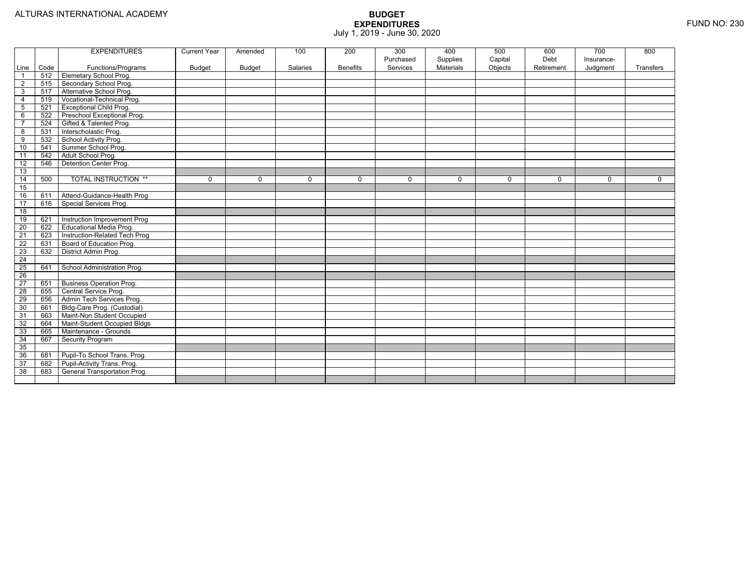ALTURAS INTERNATIONAL ACADEMY

# BUDGET
## EXPENDITURES
July 1, 2019 - June 30, 2020

FUND NO: 230

| | | EXPENDITURES | Current Year | Amended | 100 | 200 | 300 | 400 | 500 | 600 | 700 | 800 |
|---|---|---|---|---|---|---|---|---|---|---|---|---|
| | | | | | | | Purchased | Supplies | Capital | Debt | Insurance- | |
| Line | Code | Functions/Programs | Budget | Budget | Salaries | Benefits | Services | Materials | Objects | Retirement | Judgment | Transfers |
| 1 | 512 | Elemetary School Prog. | | | | | | | | | | |
| 2 | 515 | Secondary School Prog. | | | | | | | | | | |
| 3 | 517 | Alternative School Prog. | | | | | | | | | | |
| 4 | 519 | Vocational-Technical Prog. | | | | | | | | | | |
| 5 | 521 | Exceptional Child Prog. | | | | | | | | | | |
| 6 | 522 | Preschool Exceptional Prog. | | | | | | | | | | |
| 7 | 524 | Gifted & Talented Prog. | | | | | | | | | | |
| 8 | 531 | Interscholastic Prog. | | | | | | | | | | |
| 9 | 532 | School Activity Prog. | | | | | | | | | | |
| 10 | 541 | Summer School Prog. | | | | | | | | | | |
| 11 | 542 | Adult School Prog. | | | | | | | | | | |
| 12 | 546 | Detention Center Prog. | | | | | | | | | | |
| 13 | | | | | | | | | | | | |
| 14 | 500 | TOTAL INSTRUCTION ** | 0 | 0 | 0 | 0 | 0 | 0 | 0 | 0 | 0 | 0 |
| 15 | | | | | | | | | | | | |
| 16 | 611 | Attend-Guidance-Health Prog | | | | | | | | | | |
| 17 | 616 | Special Services Prog. | | | | | | | | | | |
| 18 | | | | | | | | | | | | |
| 19 | 621 | Instruction Improvement Prog | | | | | | | | | | |
| 20 | 622 | Educational Media Prog. | | | | | | | | | | |
| 21 | 623 | Instruction-Related Tech Prog | | | | | | | | | | |
| 22 | 631 | Board of Education Prog. | | | | | | | | | | |
| 23 | 632 | District Admin Prog. | | | | | | | | | | |
| 24 | | | | | | | | | | | | |
| 25 | 641 | School Administration Prog. | | | | | | | | | | |
| 26 | | | | | | | | | | | | |
| 27 | 651 | Business Operation Prog. | | | | | | | | | | |
| 28 | 655 | Central Service Prog. | | | | | | | | | | |
| 29 | 656 | Admin Tech Services Prog. | | | | | | | | | | |
| 30 | 661 | Bldg-Care Prog. (Custodial) | | | | | | | | | | |
| 31 | 663 | Maint-Non Student Occupied | | | | | | | | | | |
| 32 | 664 | Maint-Student Occupied Bldgs | | | | | | | | | | |
| 33 | 665 | Maintenance - Grounds | | | | | | | | | | |
| 34 | 667 | Security Program | | | | | | | | | | |
| 35 | | | | | | | | | | | | |
| 36 | 681 | Pupil-To School Trans. Prog. | | | | | | | | | | |
| 37 | 682 | Pupil-Activity Trans. Prog. | | | | | | | | | | |
| 38 | 683 | General Transportation Prog. | | | | | | | | | | |
| | | | | | | | | | | | | |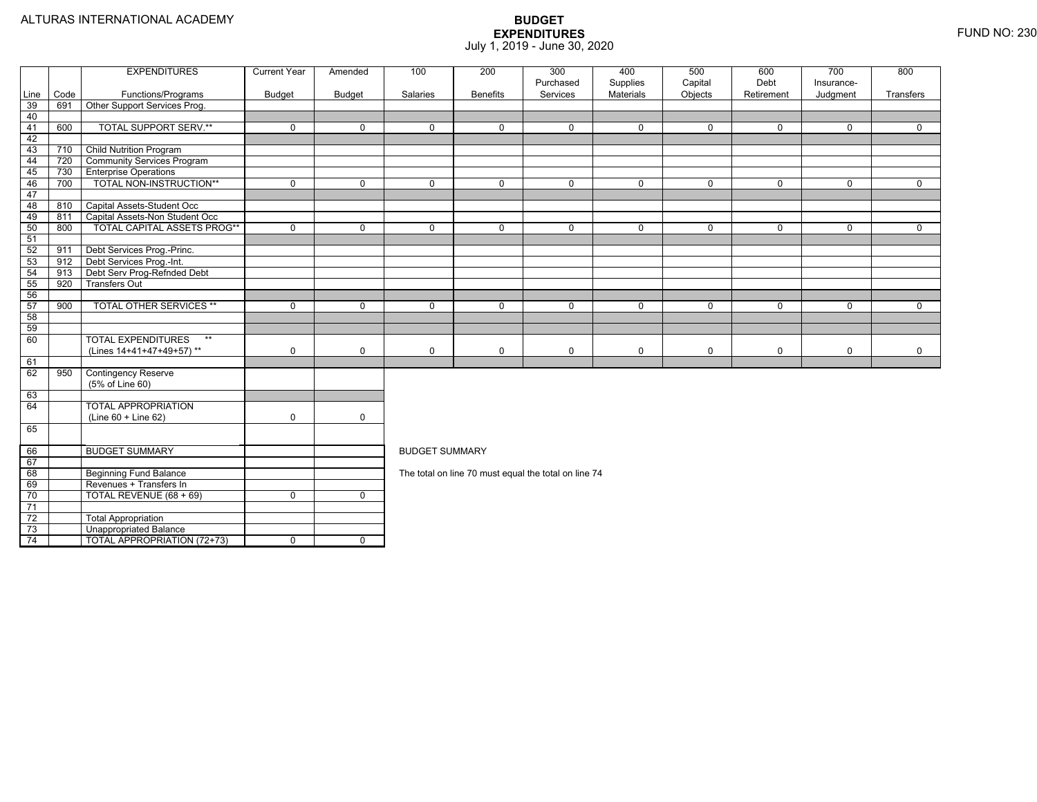ALTURAS INTERNATIONAL ACADEMY

# BUDGET EXPENDITURES

July 1, 2019 - June 30, 2020

FUND NO: 230

| Line | Code | EXPENDITURES Functions/Programs | Current Year Budget | Amended Budget | 100 Salaries | 200 Benefits | 300 Purchased Services | 400 Supplies Materials | 500 Capital Objects | 600 Debt Retirement | 700 Insurance-Judgment | 800 Transfers |
|---|---|---|---|---|---|---|---|---|---|---|---|---|
| 39 | 691 | Other Support Services Prog. | | | | | | | | | | |
| 40 | | | | | | | | | | | | |
| 41 | 600 | TOTAL SUPPORT SERV.** | 0 | 0 | 0 | 0 | 0 | 0 | 0 | 0 | 0 | 0 |
| 42 | | | | | | | | | | | | |
| 43 | 710 | Child Nutrition Program | | | | | | | | | | |
| 44 | 720 | Community Services Program | | | | | | | | | | |
| 45 | 730 | Enterprise Operations | | | | | | | | | | |
| 46 | 700 | TOTAL NON-INSTRUCTION** | 0 | 0 | 0 | 0 | 0 | 0 | 0 | 0 | 0 | 0 |
| 47 | | | | | | | | | | | | |
| 48 | 810 | Capital Assets-Student Occ | | | | | | | | | | |
| 49 | 811 | Capital Assets-Non Student Occ | | | | | | | | | | |
| 50 | 800 | TOTAL CAPITAL ASSETS PROG** | 0 | 0 | 0 | 0 | 0 | 0 | 0 | 0 | 0 | 0 |
| 51 | | | | | | | | | | | | |
| 52 | 911 | Debt Services Prog.-Princ. | | | | | | | | | | |
| 53 | 912 | Debt Services Prog.-Int. | | | | | | | | | | |
| 54 | 913 | Debt Serv Prog-Refnded Debt | | | | | | | | | | |
| 55 | 920 | Transfers Out | | | | | | | | | | |
| 56 | | | | | | | | | | | | |
| 57 | 900 | TOTAL OTHER SERVICES ** | 0 | 0 | 0 | 0 | 0 | 0 | 0 | 0 | 0 | 0 |
| 58 | | | | | | | | | | | | |
| 59 | | | | | | | | | | | | |
| 60 | | TOTAL EXPENDITURES ** (Lines 14+41+47+49+57) ** | 0 | 0 | 0 | 0 | 0 | 0 | 0 | 0 | 0 | 0 |
| 61 | | | | | | | | | | | | |
| 62 | 950 | Contingency Reserve (5% of Line 60) | | | | | | | | | | |
| 63 | | | | | | | | | | | | |
| 64 | | TOTAL APPROPRIATION (Line 60 + Line 62) | 0 | 0 | | | | | | | | |
| 65 | | | | | | | | | | | | |
| 66 | | BUDGET SUMMARY | | | | | | | | | | |
| 67 | | | | | | | | | | | | |
| 68 | | Beginning Fund Balance | | | | | | | | | | |
| 69 | | Revenues + Transfers In | | | | | | | | | | |
| 70 | | TOTAL REVENUE (68 + 69) | 0 | 0 | | | | | | | | |
| 71 | | | | | | | | | | | | |
| 72 | | Total Appropriation | | | | | | | | | | |
| 73 | | Unappropriated Balance | | | | | | | | | | |
| 74 | | TOTAL APPROPRIATION (72+73) | 0 | 0 | | | | | | | | |

BUDGET SUMMARY

The total on line 70 must equal the total on line 74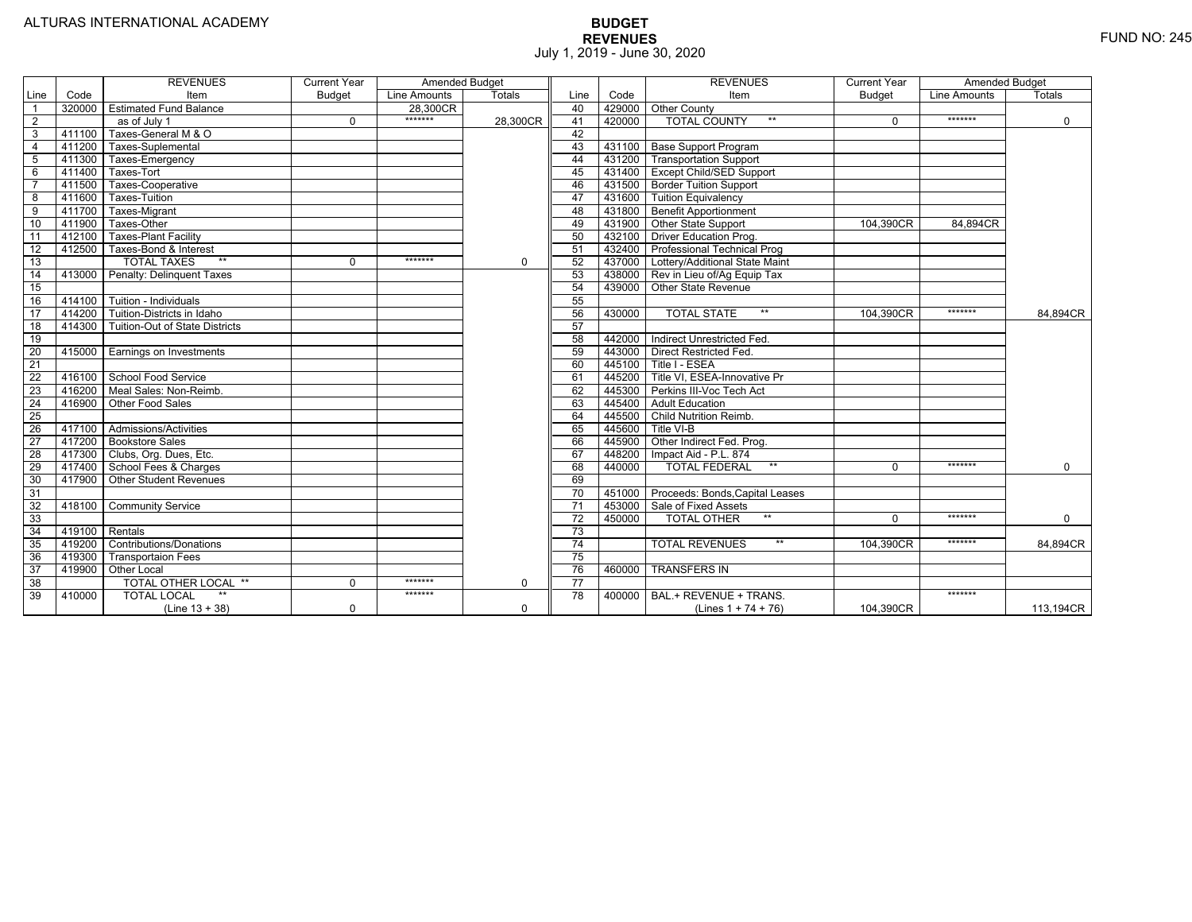ALTURAS INTERNATIONAL ACADEMY

FUND NO: 245

# BUDGET
## REVENUES
July 1, 2019 - June 30, 2020

| Line | Code | REVENUES Item | Current Year Budget | Amended Budget Line Amounts | Amended Budget Totals | Line | Code | REVENUES Item | Current Year Budget | Amended Budget Line Amounts | Amended Budget Totals |
|---|---|---|---|---|---|---|---|---|---|---|---|
| 1 | 320000 | Estimated Fund Balance | | 28,300CR | | 40 | 429000 | Other County | | | |
| 2 | | as of July 1 | 0 | ******* | 28,300CR | 41 | 420000 | TOTAL COUNTY ** | 0 | ******* | 0 |
| 3 | 411100 | Taxes-General M & O | | | | 42 | | | | | |
| 4 | 411200 | Taxes-Suplemental | | | | 43 | 431100 | Base Support Program | | | |
| 5 | 411300 | Taxes-Emergency | | | | 44 | 431200 | Transportation Support | | | |
| 6 | 411400 | Taxes-Tort | | | | 45 | 431400 | Except Child/SED Support | | | |
| 7 | 411500 | Taxes-Cooperative | | | | 46 | 431500 | Border Tuition Support | | | |
| 8 | 411600 | Taxes-Tuition | | | | 47 | 431600 | Tuition Equivalency | | | |
| 9 | 411700 | Taxes-Migrant | | | | 48 | 431800 | Benefit Apportionment | | | |
| 10 | 411900 | Taxes-Other | | | | 49 | 431900 | Other State Support | 104,390CR | 84,894CR | |
| 11 | 412100 | Taxes-Plant Facility | | | | 50 | 432100 | Driver Education Prog. | | | |
| 12 | 412500 | Taxes-Bond & Interest | | | | 51 | 432400 | Professional Technical Prog | | | |
| 13 | | TOTAL TAXES ** | 0 | ******* | 0 | 52 | 437000 | Lottery/Additional State Maint | | | |
| 14 | 413000 | Penalty: Delinquent Taxes | | | | 53 | 438000 | Rev in Lieu of/Ag Equip Tax | | | |
| 15 | | | | | | 54 | 439000 | Other State Revenue | | | |
| 16 | 414100 | Tuition - Individuals | | | | 55 | | | | | |
| 17 | 414200 | Tuition-Districts in Idaho | | | | 56 | 430000 | TOTAL STATE ** | 104,390CR | ******* | 84,894CR |
| 18 | 414300 | Tuition-Out of State Districts | | | | 57 | | | | | |
| 19 | | | | | | 58 | 442000 | Indirect Unrestricted Fed. | | | |
| 20 | 415000 | Earnings on Investments | | | | 59 | 443000 | Direct Restricted Fed. | | | |
| 21 | | | | | | 60 | 445100 | Title I - ESEA | | | |
| 22 | 416100 | School Food Service | | | | 61 | 445200 | Title VI, ESEA-Innovative Pr | | | |
| 23 | 416200 | Meal Sales: Non-Reimb. | | | | 62 | 445300 | Perkins III-Voc Tech Act | | | |
| 24 | 416900 | Other Food Sales | | | | 63 | 445400 | Adult Education | | | |
| 25 | | | | | | 64 | 445500 | Child Nutrition Reimb. | | | |
| 26 | 417100 | Admissions/Activities | | | | 65 | 445600 | Title VI-B | | | |
| 27 | 417200 | Bookstore Sales | | | | 66 | 445900 | Other Indirect Fed. Prog. | | | |
| 28 | 417300 | Clubs, Org. Dues, Etc. | | | | 67 | 448200 | Impact Aid - P.L. 874 | | | |
| 29 | 417400 | School Fees & Charges | | | | 68 | 440000 | TOTAL FEDERAL ** | 0 | ******* | 0 |
| 30 | 417900 | Other Student Revenues | | | | 69 | | | | | |
| 31 | | | | | | 70 | 451000 | Proceeds: Bonds,Capital Leases | | | |
| 32 | 418100 | Community Service | | | | 71 | 453000 | Sale of Fixed Assets | | | |
| 33 | | | | | | 72 | 450000 | TOTAL OTHER ** | 0 | ******* | 0 |
| 34 | 419100 | Rentals | | | | 73 | | | | | |
| 35 | 419200 | Contributions/Donations | | | | 74 | | TOTAL REVENUES ** | 104,390CR | ******* | 84,894CR |
| 36 | 419300 | Transportaion Fees | | | | 75 | | | | | |
| 37 | 419900 | Other Local | | | | 76 | 460000 | TRANSFERS IN | | | |
| 38 | | TOTAL OTHER LOCAL ** | 0 | ******* | 0 | 77 | | | | | |
| 39 | 410000 | TOTAL LOCAL ** (Line 13 + 38) | 0 | ******* | 0 | 78 | 400000 | BAL.+ REVENUE + TRANS. (Lines 1 + 74 + 76) | 104,390CR | ******* | 113,194CR |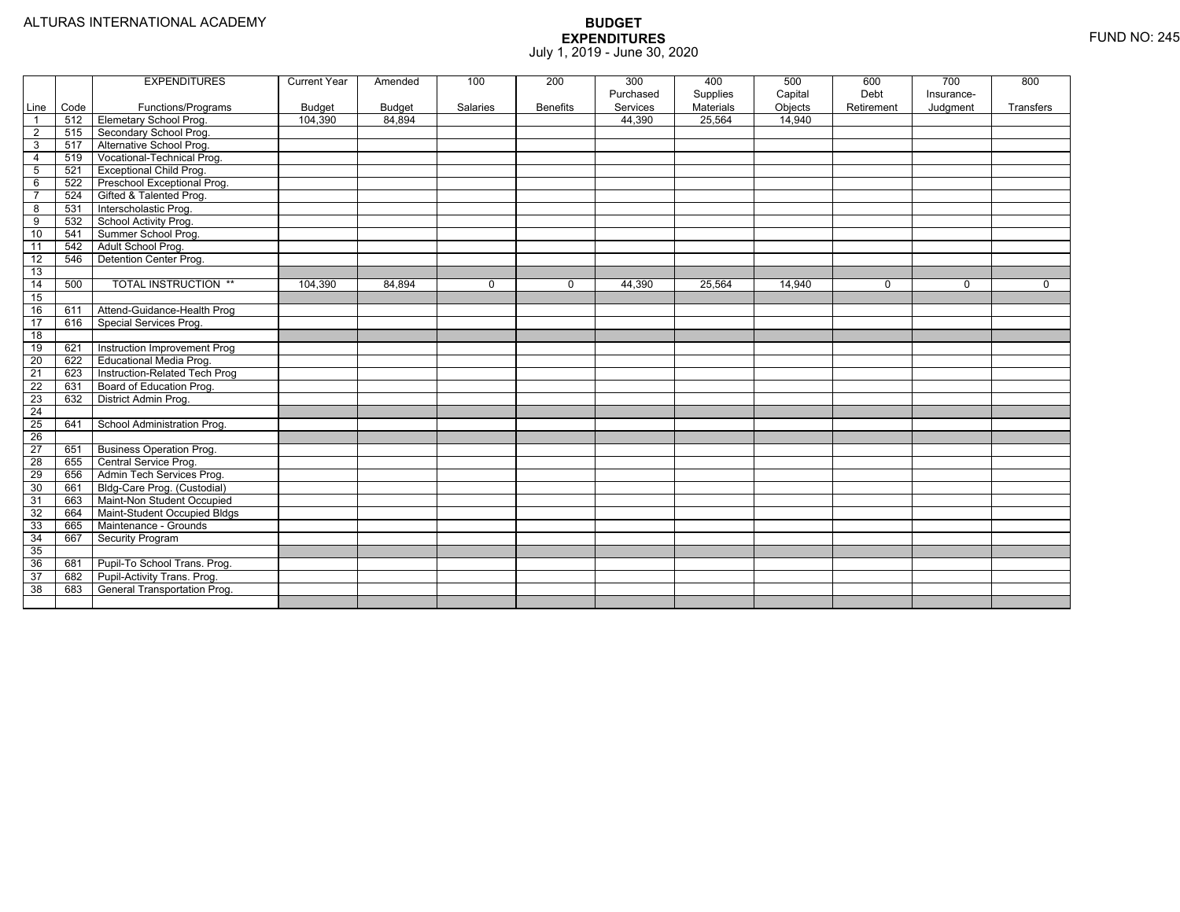ALTURAS INTERNATIONAL ACADEMY

# BUDGET
## EXPENDITURES
July 1, 2019 - June 30, 2020

FUND NO: 245

| | | EXPENDITURES | Current Year | Amended | 100 | 200 | 300 | 400 | 500 | 600 | 700 | 800 |
|---|---|---|---|---|---|---|---|---|---|---|---|---|
| | | | | | | | Purchased | Supplies | Capital | Debt | Insurance- | |
| Line | Code | Functions/Programs | Budget | Budget | Salaries | Benefits | Services | Materials | Objects | Retirement | Judgment | Transfers |
| 1 | 512 | Elemetary School Prog. | 104,390 | 84,894 | | | 44,390 | 25,564 | 14,940 | | | |
| 2 | 515 | Secondary School Prog. | | | | | | | | | | |
| 3 | 517 | Alternative School Prog. | | | | | | | | | | |
| 4 | 519 | Vocational-Technical Prog. | | | | | | | | | | |
| 5 | 521 | Exceptional Child Prog. | | | | | | | | | | |
| 6 | 522 | Preschool Exceptional Prog. | | | | | | | | | | |
| 7 | 524 | Gifted & Talented Prog. | | | | | | | | | | |
| 8 | 531 | Interscholastic Prog. | | | | | | | | | | |
| 9 | 532 | School Activity Prog. | | | | | | | | | | |
| 10 | 541 | Summer School Prog. | | | | | | | | | | |
| 11 | 542 | Adult School Prog. | | | | | | | | | | |
| 12 | 546 | Detention Center Prog. | | | | | | | | | | |
| 13 | | | | | | | | | | | | |
| 14 | 500 | TOTAL INSTRUCTION ** | 104,390 | 84,894 | 0 | 0 | 44,390 | 25,564 | 14,940 | 0 | 0 | 0 |
| 15 | | | | | | | | | | | | |
| 16 | 611 | Attend-Guidance-Health Prog | | | | | | | | | | |
| 17 | 616 | Special Services Prog. | | | | | | | | | | |
| 18 | | | | | | | | | | | | |
| 19 | 621 | Instruction Improvement Prog | | | | | | | | | | |
| 20 | 622 | Educational Media Prog. | | | | | | | | | | |
| 21 | 623 | Instruction-Related Tech Prog | | | | | | | | | | |
| 22 | 631 | Board of Education Prog. | | | | | | | | | | |
| 23 | 632 | District Admin Prog. | | | | | | | | | | |
| 24 | | | | | | | | | | | | |
| 25 | 641 | School Administration Prog. | | | | | | | | | | |
| 26 | | | | | | | | | | | | |
| 27 | 651 | Business Operation Prog. | | | | | | | | | | |
| 28 | 655 | Central Service Prog. | | | | | | | | | | |
| 29 | 656 | Admin Tech Services Prog. | | | | | | | | | | |
| 30 | 661 | Bldg-Care Prog. (Custodial) | | | | | | | | | | |
| 31 | 663 | Maint-Non Student Occupied | | | | | | | | | | |
| 32 | 664 | Maint-Student Occupied Bldgs | | | | | | | | | | |
| 33 | 665 | Maintenance - Grounds | | | | | | | | | | |
| 34 | 667 | Security Program | | | | | | | | | | |
| 35 | | | | | | | | | | | | |
| 36 | 681 | Pupil-To School Trans. Prog. | | | | | | | | | | |
| 37 | 682 | Pupil-Activity Trans. Prog. | | | | | | | | | | |
| 38 | 683 | General Transportation Prog. | | | | | | | | | | |
| | | | | | | | | | | | | |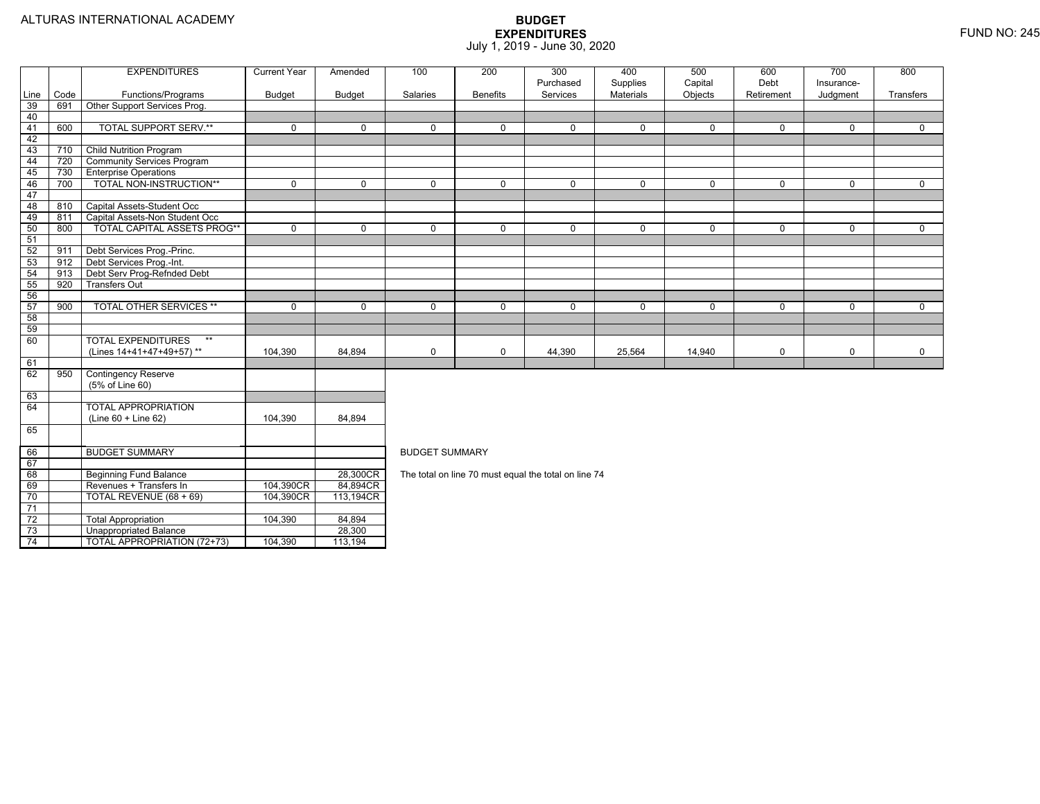ALTURAS INTERNATIONAL ACADEMY

# BUDGET EXPENDITURES

July 1, 2019 - June 30, 2020

FUND NO: 245

| Line | Code | EXPENDITURES Functions/Programs | Current Year Budget | Amended Budget | 100 Salaries | 200 Benefits | 300 Purchased Services | 400 Supplies Materials | 500 Capital Objects | 600 Debt Retirement | 700 Insurance-Judgment | 800 Transfers |
|---|---|---|---|---|---|---|---|---|---|---|---|---|
| 39 | 691 | Other Support Services Prog. | | | | | | | | | | |
| 40 | | | | | | | | | | | | |
| 41 | 600 | TOTAL SUPPORT SERV.** | 0 | 0 | 0 | 0 | 0 | 0 | 0 | 0 | 0 | 0 |
| 42 | | | | | | | | | | | | |
| 43 | 710 | Child Nutrition Program | | | | | | | | | | |
| 44 | 720 | Community Services Program | | | | | | | | | | |
| 45 | 730 | Enterprise Operations | | | | | | | | | | |
| 46 | 700 | TOTAL NON-INSTRUCTION** | 0 | 0 | 0 | 0 | 0 | 0 | 0 | 0 | 0 | 0 |
| 47 | | | | | | | | | | | | |
| 48 | 810 | Capital Assets-Student Occ | | | | | | | | | | |
| 49 | 811 | Capital Assets-Non Student Occ | | | | | | | | | | |
| 50 | 800 | TOTAL CAPITAL ASSETS PROG** | 0 | 0 | 0 | 0 | 0 | 0 | 0 | 0 | 0 | 0 |
| 51 | | | | | | | | | | | | |
| 52 | 911 | Debt Services Prog.-Princ. | | | | | | | | | | |
| 53 | 912 | Debt Services Prog.-Int. | | | | | | | | | | |
| 54 | 913 | Debt Serv Prog-Refnded Debt | | | | | | | | | | |
| 55 | 920 | Transfers Out | | | | | | | | | | |
| 56 | | | | | | | | | | | | |
| 57 | 900 | TOTAL OTHER SERVICES ** | 0 | 0 | 0 | 0 | 0 | 0 | 0 | 0 | 0 | 0 |
| 58 | | | | | | | | | | | | |
| 59 | | | | | | | | | | | | |
| 60 | | TOTAL EXPENDITURES ** (Lines 14+41+47+49+57) ** | 104,390 | 84,894 | 0 | 0 | 44,390 | 25,564 | 14,940 | 0 | 0 | 0 |
| 61 | | | | | | | | | | | | |
| 62 | 950 | Contingency Reserve (5% of Line 60) | | | | | | | | | | |
| 63 | | | | | | | | | | | | |
| 64 | | TOTAL APPROPRIATION (Line 60 + Line 62) | 104,390 | 84,894 | | | | | | | | |
| 65 | | | | | | | | | | | | |

| Line | Code | BUDGET SUMMARY | Current Year Budget | Amended Budget |
|---|---|---|---|---|
| 66 | | BUDGET SUMMARY | | |
| 67 | | | | |
| 68 | | Beginning Fund Balance | | 28,300CR |
| 69 | | Revenues + Transfers In | 104,390CR | 84,894CR |
| 70 | | TOTAL REVENUE (68 + 69) | 104,390CR | 113,194CR |
| 71 | | | | |
| 72 | | Total Appropriation | 104,390 | 84,894 |
| 73 | | Unappropriated Balance | | 28,300 |
| 74 | | TOTAL APPROPRIATION (72+73) | 104,390 | 113,194 |

BUDGET SUMMARY

The total on line 70 must equal the total on line 74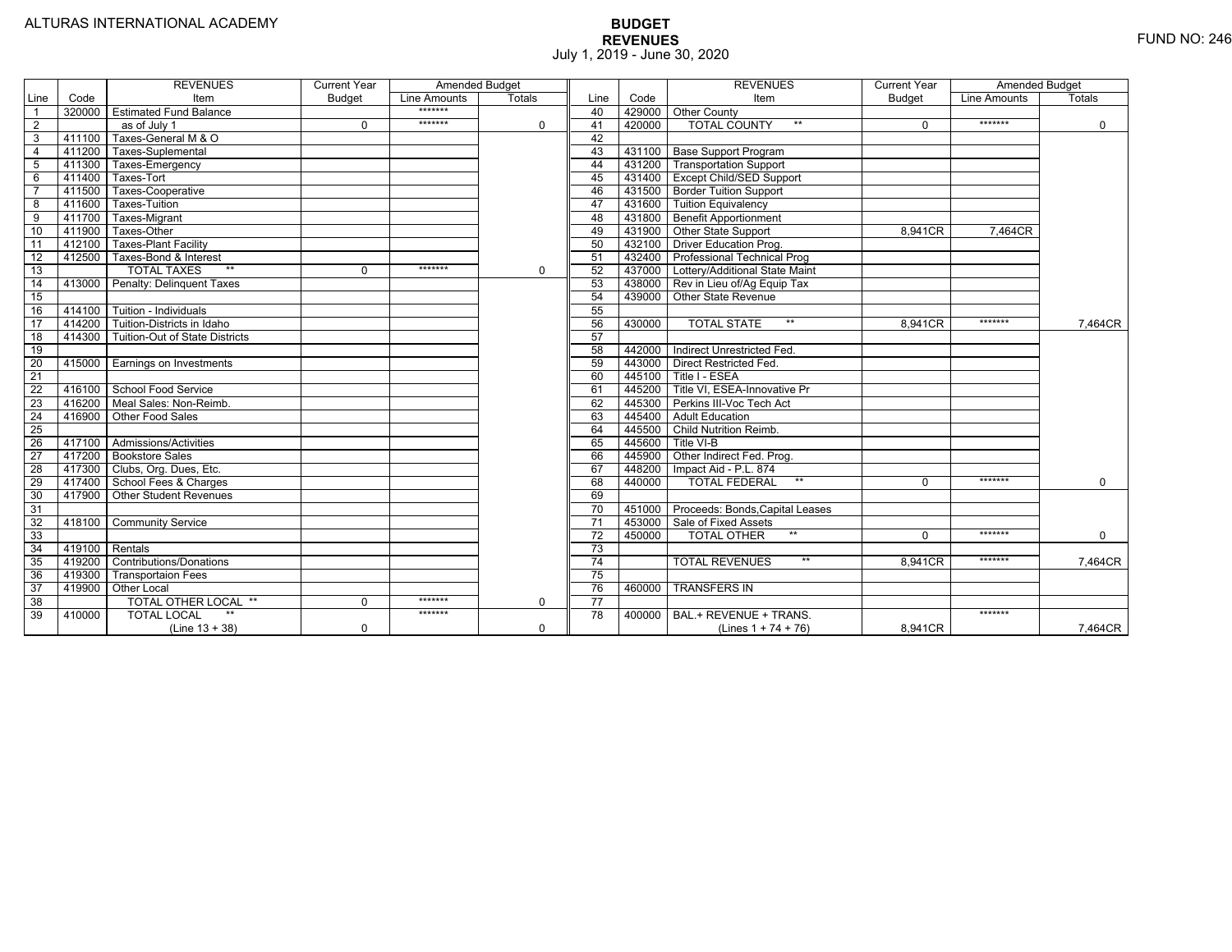ALTURAS INTERNATIONAL ACADEMY

FUND NO: 246

# BUDGET
## REVENUES
July 1, 2019 - June 30, 2020

| Line | Code | REVENUES Item | Current Year Budget | Amended Budget Line Amounts | Amended Budget Totals | Line | Code | REVENUES Item | Current Year Budget | Amended Budget Line Amounts | Amended Budget Totals |
|---|---|---|---|---|---|---|---|---|---|---|---|
| 1 | 320000 | Estimated Fund Balance | | ******* | | 40 | 429000 | Other County | | | |
| 2 | | as of July 1 | 0 | ******* | 0 | 41 | 420000 | TOTAL COUNTY ** | 0 | ******* | 0 |
| 3 | 411100 | Taxes-General M & O | | | | 42 | | | | | |
| 4 | 411200 | Taxes-Suplemental | | | | 43 | 431100 | Base Support Program | | | |
| 5 | 411300 | Taxes-Emergency | | | | 44 | 431200 | Transportation Support | | | |
| 6 | 411400 | Taxes-Tort | | | | 45 | 431400 | Except Child/SED Support | | | |
| 7 | 411500 | Taxes-Cooperative | | | | 46 | 431500 | Border Tuition Support | | | |
| 8 | 411600 | Taxes-Tuition | | | | 47 | 431600 | Tuition Equivalency | | | |
| 9 | 411700 | Taxes-Migrant | | | | 48 | 431800 | Benefit Apportionment | | | |
| 10 | 411900 | Taxes-Other | | | | 49 | 431900 | Other State Support | 8,941CR | 7,464CR | |
| 11 | 412100 | Taxes-Plant Facility | | | | 50 | 432100 | Driver Education Prog. | | | |
| 12 | 412500 | Taxes-Bond & Interest | | | | 51 | 432400 | Professional Technical Prog | | | |
| 13 | | TOTAL TAXES ** | 0 | ******* | 0 | 52 | 437000 | Lottery/Additional State Maint | | | |
| 14 | 413000 | Penalty: Delinquent Taxes | | | | 53 | 438000 | Rev in Lieu of/Ag Equip Tax | | | |
| 15 | | | | | | 54 | 439000 | Other State Revenue | | | |
| 16 | 414100 | Tuition - Individuals | | | | 55 | | | | | |
| 17 | 414200 | Tuition-Districts in Idaho | | | | 56 | 430000 | TOTAL STATE ** | 8,941CR | ******* | 7,464CR |
| 18 | 414300 | Tuition-Out of State Districts | | | | 57 | | | | | |
| 19 | | | | | | 58 | 442000 | Indirect Unrestricted Fed. | | | |
| 20 | 415000 | Earnings on Investments | | | | 59 | 443000 | Direct Restricted Fed. | | | |
| 21 | | | | | | 60 | 445100 | Title I - ESEA | | | |
| 22 | 416100 | School Food Service | | | | 61 | 445200 | Title VI, ESEA-Innovative Pr | | | |
| 23 | 416200 | Meal Sales: Non-Reimb. | | | | 62 | 445300 | Perkins III-Voc Tech Act | | | |
| 24 | 416900 | Other Food Sales | | | | 63 | 445400 | Adult Education | | | |
| 25 | | | | | | 64 | 445500 | Child Nutrition Reimb. | | | |
| 26 | 417100 | Admissions/Activities | | | | 65 | 445600 | Title VI-B | | | |
| 27 | 417200 | Bookstore Sales | | | | 66 | 445900 | Other Indirect Fed. Prog. | | | |
| 28 | 417300 | Clubs, Org. Dues, Etc. | | | | 67 | 448200 | Impact Aid - P.L. 874 | | | |
| 29 | 417400 | School Fees & Charges | | | | 68 | 440000 | TOTAL FEDERAL ** | 0 | ******* | 0 |
| 30 | 417900 | Other Student Revenues | | | | 69 | | | | | |
| 31 | | | | | | 70 | 451000 | Proceeds: Bonds,Capital Leases | | | |
| 32 | 418100 | Community Service | | | | 71 | 453000 | Sale of Fixed Assets | | | |
| 33 | | | | | | 72 | 450000 | TOTAL OTHER ** | 0 | ******* | 0 |
| 34 | 419100 | Rentals | | | | 73 | | | | | |
| 35 | 419200 | Contributions/Donations | | | | 74 | | TOTAL REVENUES ** | 8,941CR | ******* | 7,464CR |
| 36 | 419300 | Transportaion Fees | | | | 75 | | | | | |
| 37 | 419900 | Other Local | | | | 76 | 460000 | TRANSFERS IN | | | |
| 38 | | TOTAL OTHER LOCAL ** | 0 | ******* | 0 | 77 | | | | | |
| 39 | 410000 | TOTAL LOCAL ** (Line 13 + 38) | 0 | ******* | 0 | 78 | 400000 | BAL.+ REVENUE + TRANS. (Lines 1 + 74 + 76) | 8,941CR | ******* | 7,464CR |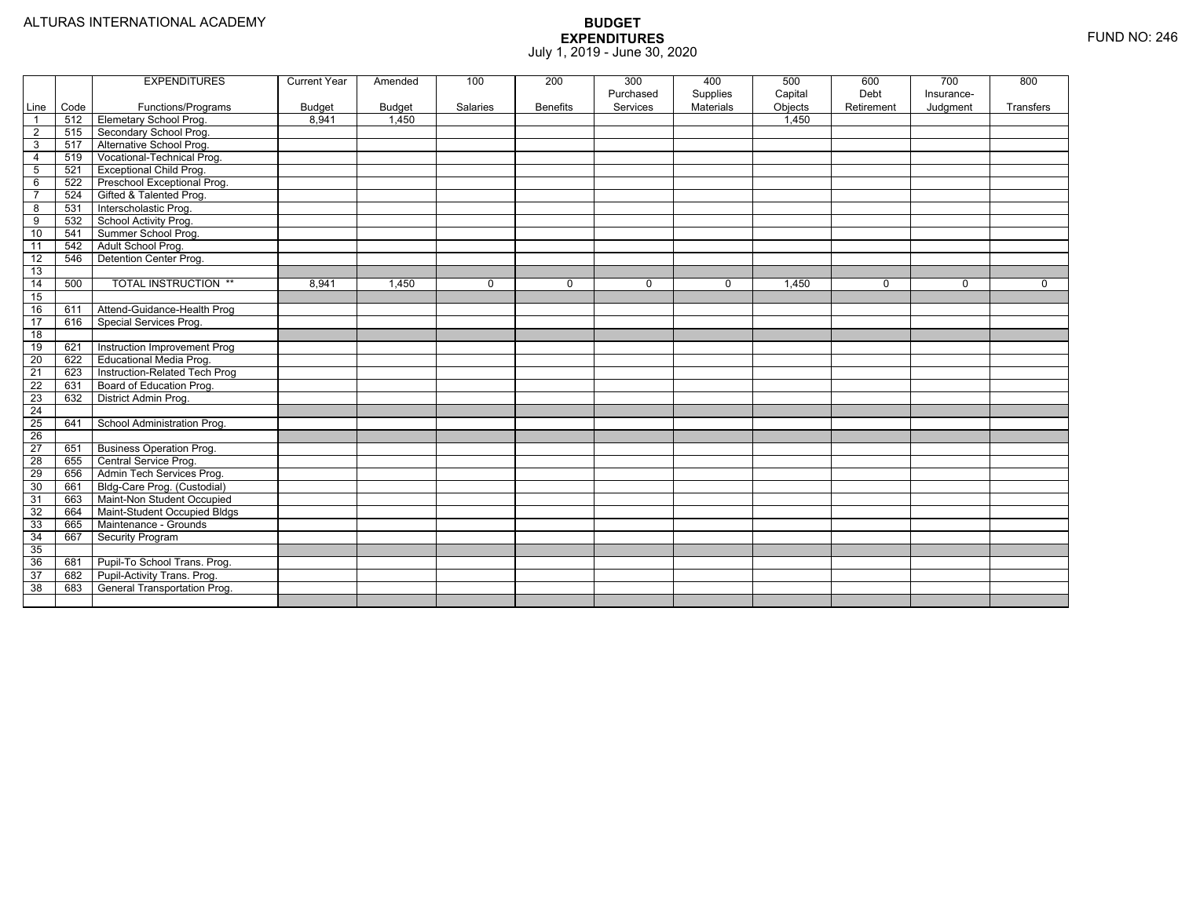ALTURAS INTERNATIONAL ACADEMY

# BUDGET
## EXPENDITURES
July 1, 2019 - June 30, 2020

FUND NO: 246

| Line | Code | EXPENDITURES Functions/Programs | Current Year Budget | Amended Budget | 100 Salaries | 200 Benefits | 300 Purchased Services | 400 Supplies Materials | 500 Capital Objects | 600 Debt Retirement | 700 Insurance-Judgment | 800 Transfers |
|---|---|---|---|---|---|---|---|---|---|---|---|---|
| 1 | 512 | Elemetary School Prog. | 8,941 | 1,450 | | | | | 1,450 | | | |
| 2 | 515 | Secondary School Prog. | | | | | | | | | | |
| 3 | 517 | Alternative School Prog. | | | | | | | | | | |
| 4 | 519 | Vocational-Technical Prog. | | | | | | | | | | |
| 5 | 521 | Exceptional Child Prog. | | | | | | | | | | |
| 6 | 522 | Preschool Exceptional Prog. | | | | | | | | | | |
| 7 | 524 | Gifted & Talented Prog. | | | | | | | | | | |
| 8 | 531 | Interscholastic Prog. | | | | | | | | | | |
| 9 | 532 | School Activity Prog. | | | | | | | | | | |
| 10 | 541 | Summer School Prog. | | | | | | | | | | |
| 11 | 542 | Adult School Prog. | | | | | | | | | | |
| 12 | 546 | Detention Center Prog. | | | | | | | | | | |
| 13 | | | | | | | | | | | | |
| 14 | 500 | TOTAL INSTRUCTION ** | 8,941 | 1,450 | 0 | 0 | 0 | 0 | 1,450 | 0 | 0 | 0 |
| 15 | | | | | | | | | | | | |
| 16 | 611 | Attend-Guidance-Health Prog | | | | | | | | | | |
| 17 | 616 | Special Services Prog. | | | | | | | | | | |
| 18 | | | | | | | | | | | | |
| 19 | 621 | Instruction Improvement Prog | | | | | | | | | | |
| 20 | 622 | Educational Media Prog. | | | | | | | | | | |
| 21 | 623 | Instruction-Related Tech Prog | | | | | | | | | | |
| 22 | 631 | Board of Education Prog. | | | | | | | | | | |
| 23 | 632 | District Admin Prog. | | | | | | | | | | |
| 24 | | | | | | | | | | | | |
| 25 | 641 | School Administration Prog. | | | | | | | | | | |
| 26 | | | | | | | | | | | | |
| 27 | 651 | Business Operation Prog. | | | | | | | | | | |
| 28 | 655 | Central Service Prog. | | | | | | | | | | |
| 29 | 656 | Admin Tech Services Prog. | | | | | | | | | | |
| 30 | 661 | Bldg-Care Prog. (Custodial) | | | | | | | | | | |
| 31 | 663 | Maint-Non Student Occupied | | | | | | | | | | |
| 32 | 664 | Maint-Student Occupied Bldgs | | | | | | | | | | |
| 33 | 665 | Maintenance - Grounds | | | | | | | | | | |
| 34 | 667 | Security Program | | | | | | | | | | |
| 35 | | | | | | | | | | | | |
| 36 | 681 | Pupil-To School Trans. Prog. | | | | | | | | | | |
| 37 | 682 | Pupil-Activity Trans. Prog. | | | | | | | | | | |
| 38 | 683 | General Transportation Prog. | | | | | | | | | | |
| | | | | | | | | | | | | |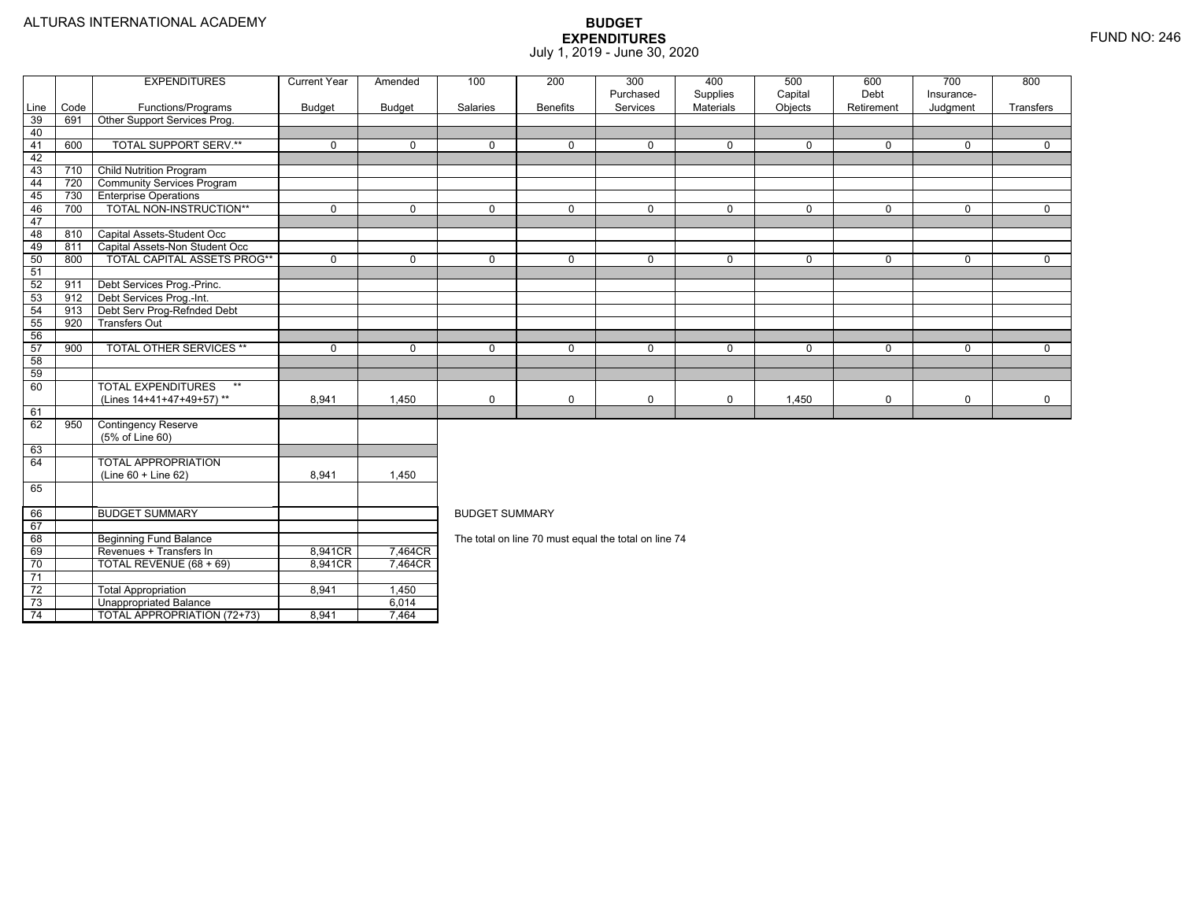ALTURAS INTERNATIONAL ACADEMY

# BUDGET EXPENDITURES

July 1, 2019 - June 30, 2020

FUND NO: 246

| Line | Code | EXPENDITURES Functions/Programs | Current Year Budget | Amended Budget | 100 Salaries | 200 Benefits | 300 Purchased Services | 400 Supplies Materials | 500 Capital Objects | 600 Debt Retirement | 700 Insurance-Judgment | 800 Transfers |
|---|---|---|---|---|---|---|---|---|---|---|---|---|
| 39 | 691 | Other Support Services Prog. | | | | | | | | | | |
| 40 | | | | | | | | | | | | |
| 41 | 600 | TOTAL SUPPORT SERV.** | 0 | 0 | 0 | 0 | 0 | 0 | 0 | 0 | 0 | 0 |
| 42 | | | | | | | | | | | | |
| 43 | 710 | Child Nutrition Program | | | | | | | | | | |
| 44 | 720 | Community Services Program | | | | | | | | | | |
| 45 | 730 | Enterprise Operations | | | | | | | | | | |
| 46 | 700 | TOTAL NON-INSTRUCTION** | 0 | 0 | 0 | 0 | 0 | 0 | 0 | 0 | 0 | 0 |
| 47 | | | | | | | | | | | | |
| 48 | 810 | Capital Assets-Student Occ | | | | | | | | | | |
| 49 | 811 | Capital Assets-Non Student Occ | | | | | | | | | | |
| 50 | 800 | TOTAL CAPITAL ASSETS PROG** | 0 | 0 | 0 | 0 | 0 | 0 | 0 | 0 | 0 | 0 |
| 51 | | | | | | | | | | | | |
| 52 | 911 | Debt Services Prog.-Princ. | | | | | | | | | | |
| 53 | 912 | Debt Services Prog.-Int. | | | | | | | | | | |
| 54 | 913 | Debt Serv Prog-Refnded Debt | | | | | | | | | | |
| 55 | 920 | Transfers Out | | | | | | | | | | |
| 56 | | | | | | | | | | | | |
| 57 | 900 | TOTAL OTHER SERVICES ** | 0 | 0 | 0 | 0 | 0 | 0 | 0 | 0 | 0 | 0 |
| 58 | | | | | | | | | | | | |
| 59 | | | | | | | | | | | | |
| 60 | | TOTAL EXPENDITURES ** (Lines 14+41+47+49+57) ** | 8,941 | 1,450 | 0 | 0 | 0 | 0 | 1,450 | 0 | 0 | 0 |
| 61 | | | | | | | | | | | | |
| 62 | 950 | Contingency Reserve (5% of Line 60) | | | | | | | | | | |
| 63 | | | | | | | | | | | | |
| 64 | | TOTAL APPROPRIATION (Line 60 + Line 62) | 8,941 | 1,450 | | | | | | | | |
| 65 | | | | | | | | | | | | |
| 66 | | BUDGET SUMMARY | | | | | | | | | | |
| 67 | | | | | | | | | | | | |
| 68 | | Beginning Fund Balance | | | | | | | | | | |
| 69 | | Revenues + Transfers In | 8,941CR | 7,464CR | | | | | | | | |
| 70 | | TOTAL REVENUE (68 + 69) | 8,941CR | 7,464CR | | | | | | | | |
| 71 | | | | | | | | | | | | |
| 72 | | Total Appropriation | 8,941 | 1,450 | | | | | | | | |
| 73 | | Unappropriated Balance | | 6,014 | | | | | | | | |
| 74 | | TOTAL APPROPRIATION (72+73) | 8,941 | 7,464 | | | | | | | | |

BUDGET SUMMARY

The total on line 70 must equal the total on line 74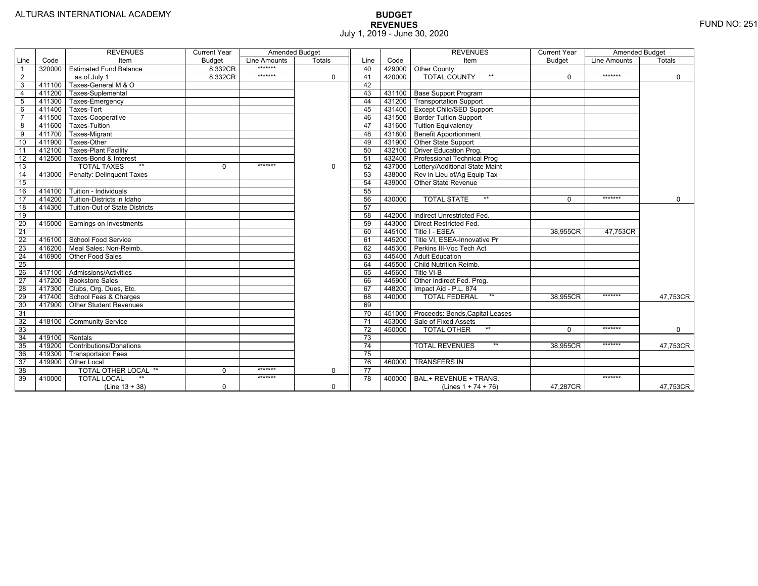ALTURAS INTERNATIONAL ACADEMY

FUND NO: 251

# BUDGET
## REVENUES
July 1, 2019 - June 30, 2020

| Line | Code | REVENUES Item | Current Year Budget | Amended Budget Line Amounts | Amended Budget Totals |
|---|---|---|---|---|---|
| 1 | 320000 | Estimated Fund Balance | 8,332CR | ******* | |
| 2 | | as of July 1 | 8,332CR | ******* | 0 |
| 3 | 411100 | Taxes-General M & O | | | |
| 4 | 411200 | Taxes-Suplemental | | | |
| 5 | 411300 | Taxes-Emergency | | | |
| 6 | 411400 | Taxes-Tort | | | |
| 7 | 411500 | Taxes-Cooperative | | | |
| 8 | 411600 | Taxes-Tuition | | | |
| 9 | 411700 | Taxes-Migrant | | | |
| 10 | 411900 | Taxes-Other | | | |
| 11 | 412100 | Taxes-Plant Facility | | | |
| 12 | 412500 | Taxes-Bond & Interest | | | |
| 13 | | TOTAL TAXES ** | 0 | ******* | 0 |
| 14 | 413000 | Penalty: Delinquent Taxes | | | |
| 15 | | | | | |
| 16 | 414100 | Tuition - Individuals | | | |
| 17 | 414200 | Tuition-Districts in Idaho | | | |
| 18 | 414300 | Tuition-Out of State Districts | | | |
| 19 | | | | | |
| 20 | 415000 | Earnings on Investments | | | |
| 21 | | | | | |
| 22 | 416100 | School Food Service | | | |
| 23 | 416200 | Meal Sales: Non-Reimb. | | | |
| 24 | 416900 | Other Food Sales | | | |
| 25 | | | | | |
| 26 | 417100 | Admissions/Activities | | | |
| 27 | 417200 | Bookstore Sales | | | |
| 28 | 417300 | Clubs, Org. Dues, Etc. | | | |
| 29 | 417400 | School Fees & Charges | | | |
| 30 | 417900 | Other Student Revenues | | | |
| 31 | | | | | |
| 32 | 418100 | Community Service | | | |
| 33 | | | | | |
| 34 | 419100 | Rentals | | | |
| 35 | 419200 | Contributions/Donations | | | |
| 36 | 419300 | Transportaion Fees | | | |
| 37 | 419900 | Other Local | | | |
| 38 | | TOTAL OTHER LOCAL ** | 0 | ******* | 0 |
| 39 | 410000 | TOTAL LOCAL ** (Line 13 + 38) | 0 | ******* | 0 |

| Line | Code | REVENUES Item | Current Year Budget | Amended Budget Line Amounts | Amended Budget Totals |
|---|---|---|---|---|---|
| 40 | 429000 | Other County | | | |
| 41 | 420000 | TOTAL COUNTY ** | 0 | ******* | 0 |
| 42 | | | | | |
| 43 | 431100 | Base Support Program | | | |
| 44 | 431200 | Transportation Support | | | |
| 45 | 431400 | Except Child/SED Support | | | |
| 46 | 431500 | Border Tuition Support | | | |
| 47 | 431600 | Tuition Equivalency | | | |
| 48 | 431800 | Benefit Apportionment | | | |
| 49 | 431900 | Other State Support | | | |
| 50 | 432100 | Driver Education Prog. | | | |
| 51 | 432400 | Professional Technical Prog | | | |
| 52 | 437000 | Lottery/Additional State Maint | | | |
| 53 | 438000 | Rev in Lieu of/Ag Equip Tax | | | |
| 54 | 439000 | Other State Revenue | | | |
| 55 | | | | | |
| 56 | 430000 | TOTAL STATE ** | 0 | ******* | 0 |
| 57 | | | | | |
| 58 | 442000 | Indirect Unrestricted Fed. | | | |
| 59 | 443000 | Direct Restricted Fed. | | | |
| 60 | 445100 | Title I - ESEA | 38,955CR | 47,753CR | |
| 61 | 445200 | Title VI, ESEA-Innovative Pr | | | |
| 62 | 445300 | Perkins III-Voc Tech Act | | | |
| 63 | 445400 | Adult Education | | | |
| 64 | 445500 | Child Nutrition Reimb. | | | |
| 65 | 445600 | Title VI-B | | | |
| 66 | 445900 | Other Indirect Fed. Prog. | | | |
| 67 | 448200 | Impact Aid - P.L. 874 | | | |
| 68 | 440000 | TOTAL FEDERAL ** | 38,955CR | ******* | 47,753CR |
| 69 | | | | | |
| 70 | 451000 | Proceeds: Bonds,Capital Leases | | | |
| 71 | 453000 | Sale of Fixed Assets | | | |
| 72 | 450000 | TOTAL OTHER ** | 0 | ******* | 0 |
| 73 | | | | | |
| 74 | | TOTAL REVENUES ** | 38,955CR | ******* | 47,753CR |
| 75 | | | | | |
| 76 | 460000 | TRANSFERS IN | | | |
| 77 | | | | | |
| 78 | 400000 | BAL.+ REVENUE + TRANS. (Lines 1 + 74 + 76) | 47,287CR | ******* | 47,753CR |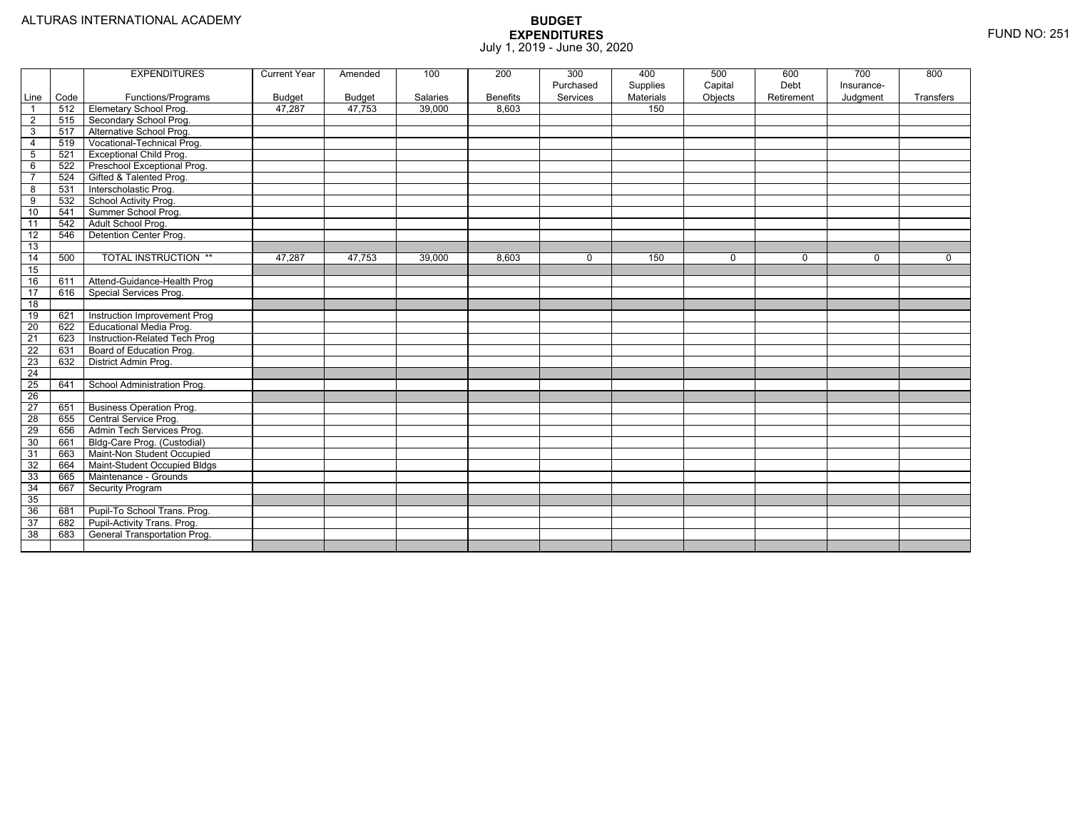ALTURAS INTERNATIONAL ACADEMY

# BUDGET
## EXPENDITURES
July 1, 2019 - June 30, 2020

FUND NO: 251

| Line | Code | EXPENDITURES Functions/Programs | Current Year Budget | Amended Budget | 100 Salaries | 200 Benefits | 300 Purchased Services | 400 Supplies Materials | 500 Capital Objects | 600 Debt Retirement | 700 Insurance-Judgment | 800 Transfers |
|---|---|---|---|---|---|---|---|---|---|---|---|---|
| 1 | 512 | Elemetary School Prog. | 47,287 | 47,753 | 39,000 | 8,603 | | 150 | | | | |
| 2 | 515 | Secondary School Prog. | | | | | | | | | | |
| 3 | 517 | Alternative School Prog. | | | | | | | | | | |
| 4 | 519 | Vocational-Technical Prog. | | | | | | | | | | |
| 5 | 521 | Exceptional Child Prog. | | | | | | | | | | |
| 6 | 522 | Preschool Exceptional Prog. | | | | | | | | | | |
| 7 | 524 | Gifted & Talented Prog. | | | | | | | | | | |
| 8 | 531 | Interscholastic Prog. | | | | | | | | | | |
| 9 | 532 | School Activity Prog. | | | | | | | | | | |
| 10 | 541 | Summer School Prog. | | | | | | | | | | |
| 11 | 542 | Adult School Prog. | | | | | | | | | | |
| 12 | 546 | Detention Center Prog. | | | | | | | | | | |
| 13 | | | | | | | | | | | | |
| 14 | 500 | TOTAL INSTRUCTION ** | 47,287 | 47,753 | 39,000 | 8,603 | 0 | 150 | 0 | 0 | 0 | 0 |
| 15 | | | | | | | | | | | | |
| 16 | 611 | Attend-Guidance-Health Prog | | | | | | | | | | |
| 17 | 616 | Special Services Prog. | | | | | | | | | | |
| 18 | | | | | | | | | | | | |
| 19 | 621 | Instruction Improvement Prog | | | | | | | | | | |
| 20 | 622 | Educational Media Prog. | | | | | | | | | | |
| 21 | 623 | Instruction-Related Tech Prog | | | | | | | | | | |
| 22 | 631 | Board of Education Prog. | | | | | | | | | | |
| 23 | 632 | District Admin Prog. | | | | | | | | | | |
| 24 | | | | | | | | | | | | |
| 25 | 641 | School Administration Prog. | | | | | | | | | | |
| 26 | | | | | | | | | | | | |
| 27 | 651 | Business Operation Prog. | | | | | | | | | | |
| 28 | 655 | Central Service Prog. | | | | | | | | | | |
| 29 | 656 | Admin Tech Services Prog. | | | | | | | | | | |
| 30 | 661 | Bldg-Care Prog. (Custodial) | | | | | | | | | | |
| 31 | 663 | Maint-Non Student Occupied | | | | | | | | | | |
| 32 | 664 | Maint-Student Occupied Bldgs | | | | | | | | | | |
| 33 | 665 | Maintenance - Grounds | | | | | | | | | | |
| 34 | 667 | Security Program | | | | | | | | | | |
| 35 | | | | | | | | | | | | |
| 36 | 681 | Pupil-To School Trans. Prog. | | | | | | | | | | |
| 37 | 682 | Pupil-Activity Trans. Prog. | | | | | | | | | | |
| 38 | 683 | General Transportation Prog. | | | | | | | | | | |
| | | | | | | | | | | | | |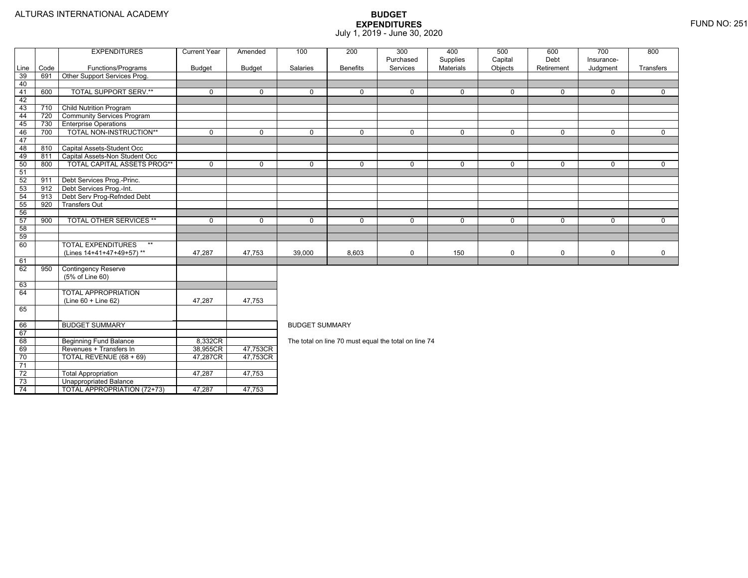ALTURAS INTERNATIONAL ACADEMY

# BUDGET EXPENDITURES

July 1, 2019 - June 30, 2020

FUND NO: 251

| Line | Code | EXPENDITURES Functions/Programs | Current Year Budget | Amended Budget | 100 Salaries | 200 Benefits | 300 Purchased Services | 400 Supplies Materials | 500 Capital Objects | 600 Debt Retirement | 700 Insurance-Judgment | 800 Transfers |
|---|---|---|---|---|---|---|---|---|---|---|---|---|
| 39 | 691 | Other Support Services Prog. | | | | | | | | | | |
| 40 | | | | | | | | | | | | |
| 41 | 600 | TOTAL SUPPORT SERV.** | 0 | 0 | 0 | 0 | 0 | 0 | 0 | 0 | 0 | 0 |
| 42 | | | | | | | | | | | | |
| 43 | 710 | Child Nutrition Program | | | | | | | | | | |
| 44 | 720 | Community Services Program | | | | | | | | | | |
| 45 | 730 | Enterprise Operations | | | | | | | | | | |
| 46 | 700 | TOTAL NON-INSTRUCTION** | 0 | 0 | 0 | 0 | 0 | 0 | 0 | 0 | 0 | 0 |
| 47 | | | | | | | | | | | | |
| 48 | 810 | Capital Assets-Student Occ | | | | | | | | | | |
| 49 | 811 | Capital Assets-Non Student Occ | | | | | | | | | | |
| 50 | 800 | TOTAL CAPITAL ASSETS PROG** | 0 | 0 | 0 | 0 | 0 | 0 | 0 | 0 | 0 | 0 |
| 51 | | | | | | | | | | | | |
| 52 | 911 | Debt Services Prog.-Princ. | | | | | | | | | | |
| 53 | 912 | Debt Services Prog.-Int. | | | | | | | | | | |
| 54 | 913 | Debt Serv Prog-Refnded Debt | | | | | | | | | | |
| 55 | 920 | Transfers Out | | | | | | | | | | |
| 56 | | | | | | | | | | | | |
| 57 | 900 | TOTAL OTHER SERVICES ** | 0 | 0 | 0 | 0 | 0 | 0 | 0 | 0 | 0 | 0 |
| 58 | | | | | | | | | | | | |
| 59 | | | | | | | | | | | | |
| 60 | | TOTAL EXPENDITURES ** (Lines 14+41+47+49+57) ** | 47,287 | 47,753 | 39,000 | 8,603 | 0 | 150 | 0 | 0 | 0 | 0 |
| 61 | | | | | | | | | | | | |
| 62 | 950 | Contingency Reserve (5% of Line 60) | | | | | | | | | | |
| 63 | | | | | | | | | | | | |
| 64 | | TOTAL APPROPRIATION (Line 60 + Line 62) | 47,287 | 47,753 | | | | | | | | |
| 65 | | | | | | | | | | | | |
| 66 | | BUDGET SUMMARY | | | | | | | | | | |
| 67 | | | | | | | | | | | | |
| 68 | | Beginning Fund Balance | 8,332CR | | | | | | | | | |
| 69 | | Revenues + Transfers In | 38,955CR | 47,753CR | | | | | | | | |
| 70 | | TOTAL REVENUE (68 + 69) | 47,287CR | 47,753CR | | | | | | | | |
| 71 | | | | | | | | | | | | |
| 72 | | Total Appropriation | 47,287 | 47,753 | | | | | | | | |
| 73 | | Unappropriated Balance | | | | | | | | | | |
| 74 | | TOTAL APPROPRIATION (72+73) | 47,287 | 47,753 | | | | | | | | |

BUDGET SUMMARY

The total on line 70 must equal the total on line 74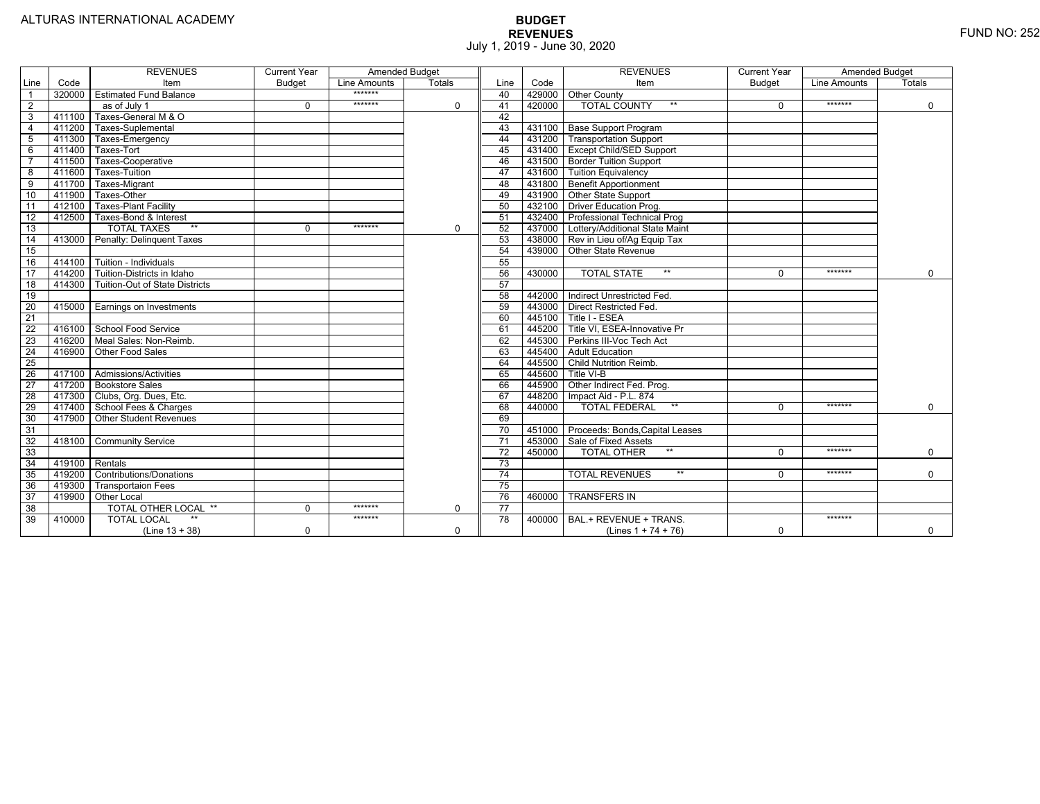ALTURAS INTERNATIONAL ACADEMY

# BUDGET
## REVENUES
July 1, 2019 - June 30, 2020

FUND NO: 252

| Line | Code | REVENUES Item | Current Year Budget | Amended Budget Line Amounts | Amended Budget Totals | Line | Code | REVENUES Item | Current Year Budget | Amended Budget Line Amounts | Amended Budget Totals |
|---|---|---|---|---|---|---|---|---|---|---|---|
| 1 | 320000 | Estimated Fund Balance | | ******* | | 40 | 429000 | Other County | | | |
| 2 | | as of July 1 | 0 | ******* | 0 | 41 | 420000 | TOTAL COUNTY ** | 0 | ******* | 0 |
| 3 | 411100 | Taxes-General M & O | | | | 42 | | | | | |
| 4 | 411200 | Taxes-Suplemental | | | | 43 | 431100 | Base Support Program | | | |
| 5 | 411300 | Taxes-Emergency | | | | 44 | 431200 | Transportation Support | | | |
| 6 | 411400 | Taxes-Tort | | | | 45 | 431400 | Except Child/SED Support | | | |
| 7 | 411500 | Taxes-Cooperative | | | | 46 | 431500 | Border Tuition Support | | | |
| 8 | 411600 | Taxes-Tuition | | | | 47 | 431600 | Tuition Equivalency | | | |
| 9 | 411700 | Taxes-Migrant | | | | 48 | 431800 | Benefit Apportionment | | | |
| 10 | 411900 | Taxes-Other | | | | 49 | 431900 | Other State Support | | | |
| 11 | 412100 | Taxes-Plant Facility | | | | 50 | 432100 | Driver Education Prog. | | | |
| 12 | 412500 | Taxes-Bond & Interest | | | | 51 | 432400 | Professional Technical Prog | | | |
| 13 | | TOTAL TAXES ** | 0 | ******* | 0 | 52 | 437000 | Lottery/Additional State Maint | | | |
| 14 | 413000 | Penalty: Delinquent Taxes | | | | 53 | 438000 | Rev in Lieu of/Ag Equip Tax | | | |
| 15 | | | | | | 54 | 439000 | Other State Revenue | | | |
| 16 | 414100 | Tuition - Individuals | | | | 55 | | | | | |
| 17 | 414200 | Tuition-Districts in Idaho | | | | 56 | 430000 | TOTAL STATE ** | 0 | ******* | 0 |
| 18 | 414300 | Tuition-Out of State Districts | | | | 57 | | | | | |
| 19 | | | | | | 58 | 442000 | Indirect Unrestricted Fed. | | | |
| 20 | 415000 | Earnings on Investments | | | | 59 | 443000 | Direct Restricted Fed. | | | |
| 21 | | | | | | 60 | 445100 | Title I - ESEA | | | |
| 22 | 416100 | School Food Service | | | | 61 | 445200 | Title VI, ESEA-Innovative Pr | | | |
| 23 | 416200 | Meal Sales: Non-Reimb. | | | | 62 | 445300 | Perkins III-Voc Tech Act | | | |
| 24 | 416900 | Other Food Sales | | | | 63 | 445400 | Adult Education | | | |
| 25 | | | | | | 64 | 445500 | Child Nutrition Reimb. | | | |
| 26 | 417100 | Admissions/Activities | | | | 65 | 445600 | Title VI-B | | | |
| 27 | 417200 | Bookstore Sales | | | | 66 | 445900 | Other Indirect Fed. Prog. | | | |
| 28 | 417300 | Clubs, Org. Dues, Etc. | | | | 67 | 448200 | Impact Aid - P.L. 874 | | | |
| 29 | 417400 | School Fees & Charges | | | | 68 | 440000 | TOTAL FEDERAL ** | 0 | ******* | 0 |
| 30 | 417900 | Other Student Revenues | | | | 69 | | | | | |
| 31 | | | | | | 70 | 451000 | Proceeds: Bonds,Capital Leases | | | |
| 32 | 418100 | Community Service | | | | 71 | 453000 | Sale of Fixed Assets | | | |
| 33 | | | | | | 72 | 450000 | TOTAL OTHER ** | 0 | ******* | 0 |
| 34 | 419100 | Rentals | | | | 73 | | | | | |
| 35 | 419200 | Contributions/Donations | | | | 74 | | TOTAL REVENUES ** | 0 | ******* | 0 |
| 36 | 419300 | Transportaion Fees | | | | 75 | | | | | |
| 37 | 419900 | Other Local | | | | 76 | 460000 | TRANSFERS IN | | | |
| 38 | | TOTAL OTHER LOCAL ** | 0 | ******* | 0 | 77 | | | | | |
| 39 | 410000 | TOTAL LOCAL ** (Line 13 + 38) | 0 | ******* | 0 | 78 | 400000 | BAL.+ REVENUE + TRANS. (Lines 1 + 74 + 76) | 0 | ******* | 0 |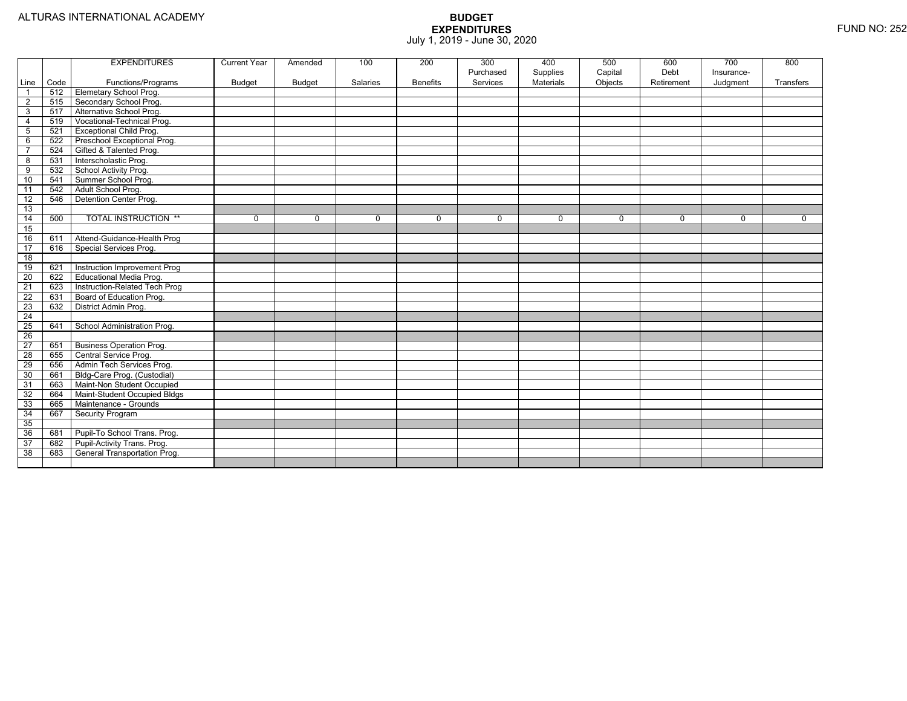ALTURAS INTERNATIONAL ACADEMY

# BUDGET EXPENDITURES

July 1, 2019 - June 30, 2020

FUND NO: 252

| Line | Code | EXPENDITURES Functions/Programs | Current Year Budget | Amended Budget | 100 Salaries | 200 Benefits | 300 Purchased Services | 400 Supplies Materials | 500 Capital Objects | 600 Debt Retirement | 700 Insurance-Judgment | 800 Transfers |
|---|---|---|---|---|---|---|---|---|---|---|---|---|
| 1 | 512 | Elemetary School Prog. | | | | | | | | | | |
| 2 | 515 | Secondary School Prog. | | | | | | | | | | |
| 3 | 517 | Alternative School Prog. | | | | | | | | | | |
| 4 | 519 | Vocational-Technical Prog. | | | | | | | | | | |
| 5 | 521 | Exceptional Child Prog. | | | | | | | | | | |
| 6 | 522 | Preschool Exceptional Prog. | | | | | | | | | | |
| 7 | 524 | Gifted & Talented Prog. | | | | | | | | | | |
| 8 | 531 | Interscholastic Prog. | | | | | | | | | | |
| 9 | 532 | School Activity Prog. | | | | | | | | | | |
| 10 | 541 | Summer School Prog. | | | | | | | | | | |
| 11 | 542 | Adult School Prog. | | | | | | | | | | |
| 12 | 546 | Detention Center Prog. | | | | | | | | | | |
| 13 | | | | | | | | | | | | |
| 14 | 500 | TOTAL INSTRUCTION ** | 0 | 0 | 0 | 0 | 0 | 0 | 0 | 0 | 0 | 0 |
| 15 | | | | | | | | | | | | |
| 16 | 611 | Attend-Guidance-Health Prog | | | | | | | | | | |
| 17 | 616 | Special Services Prog. | | | | | | | | | | |
| 18 | | | | | | | | | | | | |
| 19 | 621 | Instruction Improvement Prog | | | | | | | | | | |
| 20 | 622 | Educational Media Prog. | | | | | | | | | | |
| 21 | 623 | Instruction-Related Tech Prog | | | | | | | | | | |
| 22 | 631 | Board of Education Prog. | | | | | | | | | | |
| 23 | 632 | District Admin Prog. | | | | | | | | | | |
| 24 | | | | | | | | | | | | |
| 25 | 641 | School Administration Prog. | | | | | | | | | | |
| 26 | | | | | | | | | | | | |
| 27 | 651 | Business Operation Prog. | | | | | | | | | | |
| 28 | 655 | Central Service Prog. | | | | | | | | | | |
| 29 | 656 | Admin Tech Services Prog. | | | | | | | | | | |
| 30 | 661 | Bldg-Care Prog. (Custodial) | | | | | | | | | | |
| 31 | 663 | Maint-Non Student Occupied | | | | | | | | | | |
| 32 | 664 | Maint-Student Occupied Bldgs | | | | | | | | | | |
| 33 | 665 | Maintenance - Grounds | | | | | | | | | | |
| 34 | 667 | Security Program | | | | | | | | | | |
| 35 | | | | | | | | | | | | |
| 36 | 681 | Pupil-To School Trans. Prog. | | | | | | | | | | |
| 37 | 682 | Pupil-Activity Trans. Prog. | | | | | | | | | | |
| 38 | 683 | General Transportation Prog. | | | | | | | | | | |
| | | | | | | | | | | | | |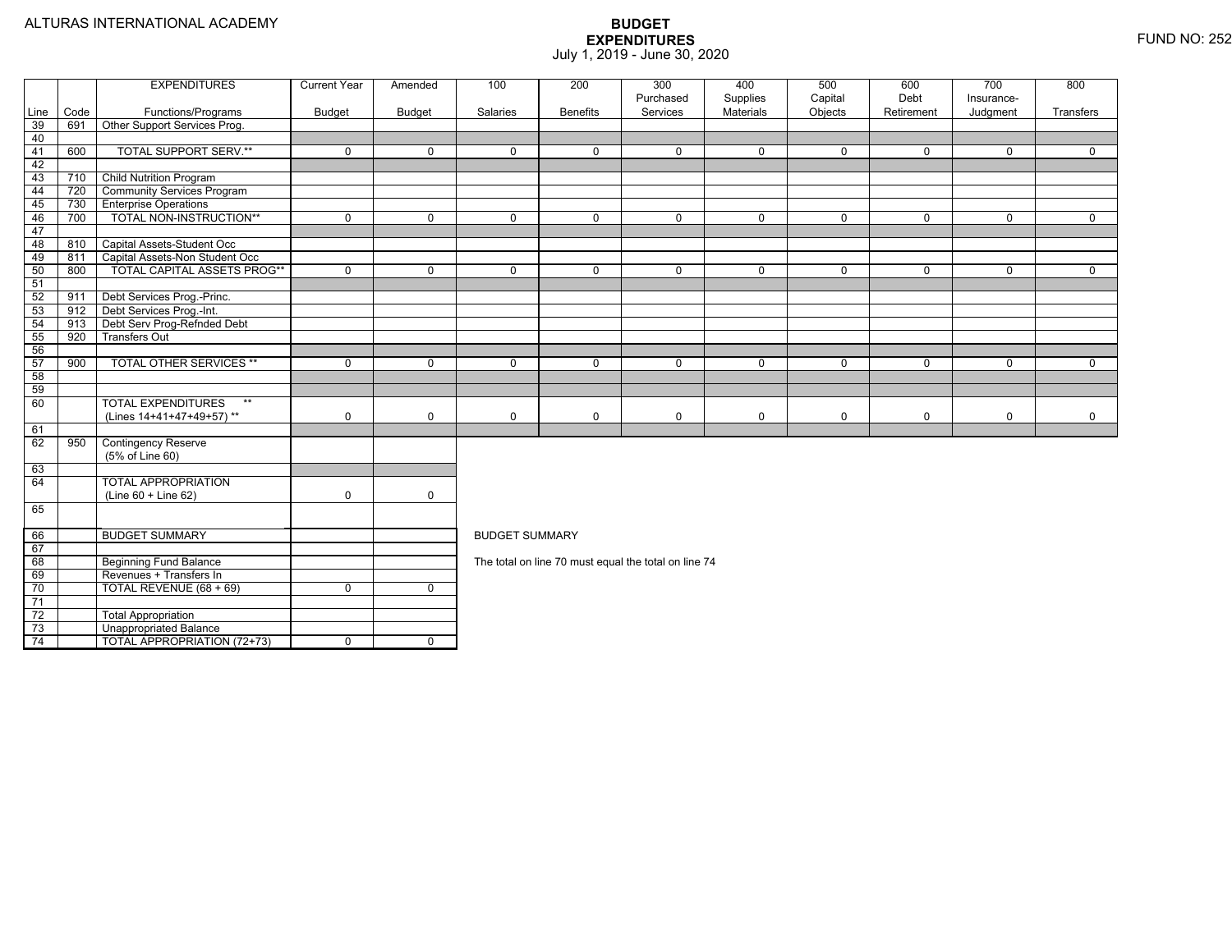ALTURAS INTERNATIONAL ACADEMY

# BUDGET EXPENDITURES

July 1, 2019 - June 30, 2020

FUND NO: 252

| Line | Code | EXPENDITURES Functions/Programs | Current Year Budget | Amended Budget | 100 Salaries | 200 Benefits | 300 Purchased Services | 400 Supplies Materials | 500 Capital Objects | 600 Debt Retirement | 700 Insurance-Judgment | 800 Transfers |
|---|---|---|---|---|---|---|---|---|---|---|---|---|
| 39 | 691 | Other Support Services Prog. | | | | | | | | | | |
| 40 | | | | | | | | | | | | |
| 41 | 600 | TOTAL SUPPORT SERV.** | 0 | 0 | 0 | 0 | 0 | 0 | 0 | 0 | 0 | 0 |
| 42 | | | | | | | | | | | | |
| 43 | 710 | Child Nutrition Program | | | | | | | | | | |
| 44 | 720 | Community Services Program | | | | | | | | | | |
| 45 | 730 | Enterprise Operations | | | | | | | | | | |
| 46 | 700 | TOTAL NON-INSTRUCTION** | 0 | 0 | 0 | 0 | 0 | 0 | 0 | 0 | 0 | 0 |
| 47 | | | | | | | | | | | | |
| 48 | 810 | Capital Assets-Student Occ | | | | | | | | | | |
| 49 | 811 | Capital Assets-Non Student Occ | | | | | | | | | | |
| 50 | 800 | TOTAL CAPITAL ASSETS PROG** | 0 | 0 | 0 | 0 | 0 | 0 | 0 | 0 | 0 | 0 |
| 51 | | | | | | | | | | | | |
| 52 | 911 | Debt Services Prog.-Princ. | | | | | | | | | | |
| 53 | 912 | Debt Services Prog.-Int. | | | | | | | | | | |
| 54 | 913 | Debt Serv Prog-Refnded Debt | | | | | | | | | | |
| 55 | 920 | Transfers Out | | | | | | | | | | |
| 56 | | | | | | | | | | | | |
| 57 | 900 | TOTAL OTHER SERVICES ** | 0 | 0 | 0 | 0 | 0 | 0 | 0 | 0 | 0 | 0 |
| 58 | | | | | | | | | | | | |
| 59 | | | | | | | | | | | | |
| 60 | | TOTAL EXPENDITURES ** (Lines 14+41+47+49+57) ** | 0 | 0 | 0 | 0 | 0 | 0 | 0 | 0 | 0 | 0 |
| 61 | | | | | | | | | | | | |
| 62 | 950 | Contingency Reserve (5% of Line 60) | | | | | | | | | | |
| 63 | | | | | | | | | | | | |
| 64 | | TOTAL APPROPRIATION (Line 60 + Line 62) | 0 | 0 | | | | | | | | |
| 65 | | | | | | | | | | | | |
| 66 | | BUDGET SUMMARY | | | | | | | | | | |
| 67 | | | | | | | | | | | | |
| 68 | | Beginning Fund Balance | | | | | | | | | | |
| 69 | | Revenues + Transfers In | | | | | | | | | | |
| 70 | | TOTAL REVENUE (68 + 69) | 0 | 0 | | | | | | | | |
| 71 | | | | | | | | | | | | |
| 72 | | Total Appropriation | | | | | | | | | | |
| 73 | | Unappropriated Balance | | | | | | | | | | |
| 74 | | TOTAL APPROPRIATION (72+73) | 0 | 0 | | | | | | | | |

BUDGET SUMMARY

The total on line 70 must equal the total on line 74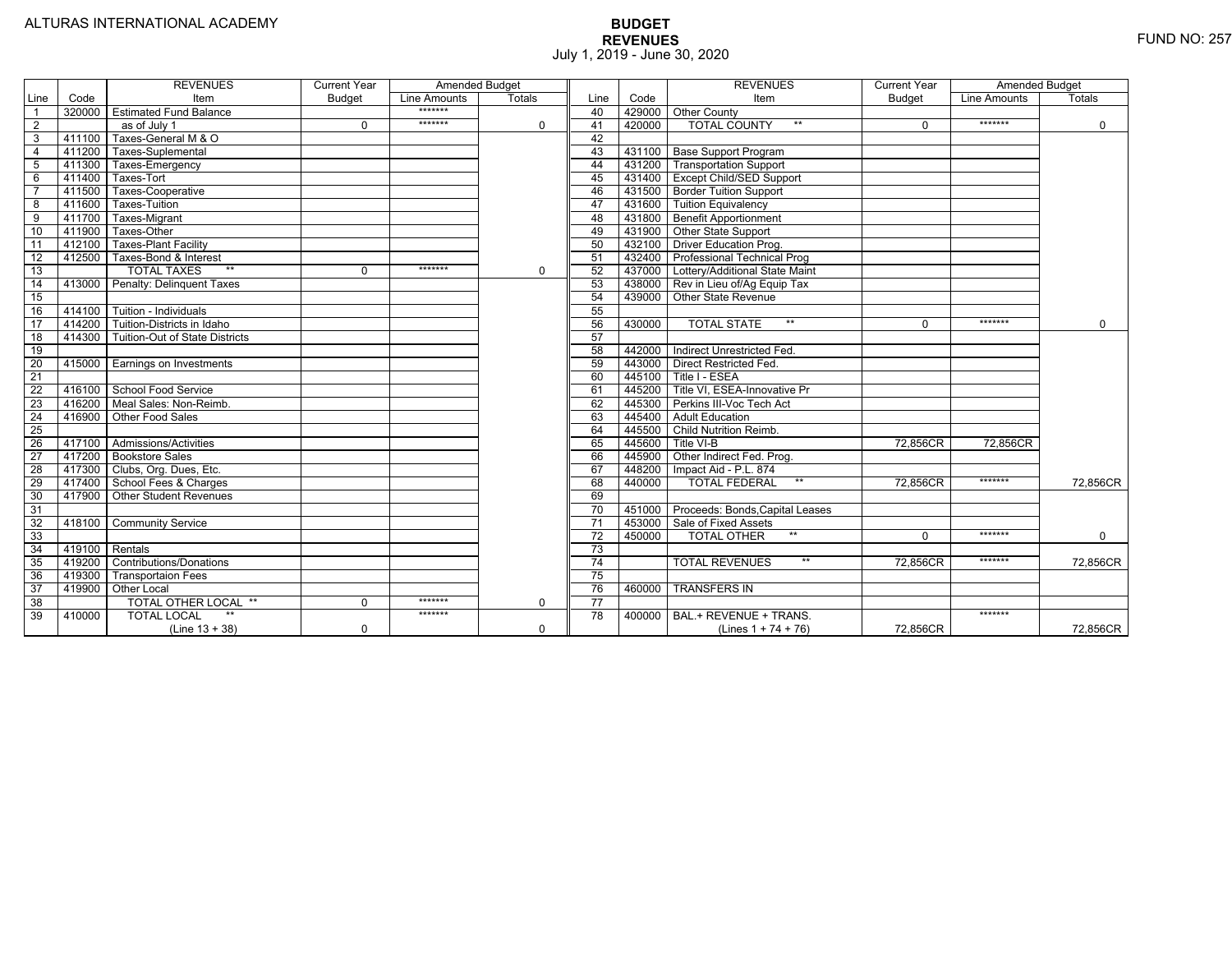ALTURAS INTERNATIONAL ACADEMY

# BUDGET
## REVENUES
July 1, 2019 - June 30, 2020

FUND NO: 257

| Line | Code | REVENUES Item | Current Year Budget | Amended Budget Line Amounts | Amended Budget Totals |
|---|---|---|---|---|---|
| 1 | 320000 | Estimated Fund Balance | | ******* | |
| 2 | | as of July 1 | 0 | ******* | 0 |
| 3 | 411100 | Taxes-General M & O | | | |
| 4 | 411200 | Taxes-Suplemental | | | |
| 5 | 411300 | Taxes-Emergency | | | |
| 6 | 411400 | Taxes-Tort | | | |
| 7 | 411500 | Taxes-Cooperative | | | |
| 8 | 411600 | Taxes-Tuition | | | |
| 9 | 411700 | Taxes-Migrant | | | |
| 10 | 411900 | Taxes-Other | | | |
| 11 | 412100 | Taxes-Plant Facility | | | |
| 12 | 412500 | Taxes-Bond & Interest | | | |
| 13 | | TOTAL TAXES ** | 0 | ******* | 0 |
| 14 | 413000 | Penalty: Delinquent Taxes | | | |
| 15 | | | | | |
| 16 | 414100 | Tuition - Individuals | | | |
| 17 | 414200 | Tuition-Districts in Idaho | | | |
| 18 | 414300 | Tuition-Out of State Districts | | | |
| 19 | | | | | |
| 20 | 415000 | Earnings on Investments | | | |
| 21 | | | | | |
| 22 | 416100 | School Food Service | | | |
| 23 | 416200 | Meal Sales: Non-Reimb. | | | |
| 24 | 416900 | Other Food Sales | | | |
| 25 | | | | | |
| 26 | 417100 | Admissions/Activities | | | |
| 27 | 417200 | Bookstore Sales | | | |
| 28 | 417300 | Clubs, Org. Dues, Etc. | | | |
| 29 | 417400 | School Fees & Charges | | | |
| 30 | 417900 | Other Student Revenues | | | |
| 31 | | | | | |
| 32 | 418100 | Community Service | | | |
| 33 | | | | | |
| 34 | 419100 | Rentals | | | |
| 35 | 419200 | Contributions/Donations | | | |
| 36 | 419300 | Transportaion Fees | | | |
| 37 | 419900 | Other Local | | | |
| 38 | | TOTAL OTHER LOCAL ** | 0 | ******* | 0 |
| 39 | 410000 | TOTAL LOCAL ** (Line 13 + 38) | 0 | ******* | 0 |
| 40 | 429000 | Other County | | | |
| 41 | 420000 | TOTAL COUNTY ** | 0 | ******* | 0 |
| 42 | | | | | |
| 43 | 431100 | Base Support Program | | | |
| 44 | 431200 | Transportation Support | | | |
| 45 | 431400 | Except Child/SED Support | | | |
| 46 | 431500 | Border Tuition Support | | | |
| 47 | 431600 | Tuition Equivalency | | | |
| 48 | 431800 | Benefit Apportionment | | | |
| 49 | 431900 | Other State Support | | | |
| 50 | 432100 | Driver Education Prog. | | | |
| 51 | 432400 | Professional Technical Prog | | | |
| 52 | 437000 | Lottery/Additional State Maint | | | |
| 53 | 438000 | Rev in Lieu of/Ag Equip Tax | | | |
| 54 | 439000 | Other State Revenue | | | |
| 55 | | | | | |
| 56 | 430000 | TOTAL STATE ** | 0 | ******* | 0 |
| 57 | | | | | |
| 58 | 442000 | Indirect Unrestricted Fed. | | | |
| 59 | 443000 | Direct Restricted Fed. | | | |
| 60 | 445100 | Title I - ESEA | | | |
| 61 | 445200 | Title VI, ESEA-Innovative Pr | | | |
| 62 | 445300 | Perkins III-Voc Tech Act | | | |
| 63 | 445400 | Adult Education | | | |
| 64 | 445500 | Child Nutrition Reimb. | | | |
| 65 | 445600 | Title VI-B | 72,856CR | 72,856CR | |
| 66 | 445900 | Other Indirect Fed. Prog. | | | |
| 67 | 448200 | Impact Aid - P.L. 874 | | | |
| 68 | 440000 | TOTAL FEDERAL ** | 72,856CR | ******* | 72,856CR |
| 69 | | | | | |
| 70 | 451000 | Proceeds: Bonds,Capital Leases | | | |
| 71 | 453000 | Sale of Fixed Assets | | | |
| 72 | 450000 | TOTAL OTHER ** | 0 | ******* | 0 |
| 73 | | | | | |
| 74 | | TOTAL REVENUES ** | 72,856CR | ******* | 72,856CR |
| 75 | | | | | |
| 76 | 460000 | TRANSFERS IN | | | |
| 77 | | | | | |
| 78 | 400000 | BAL.+ REVENUE + TRANS. (Lines 1 + 74 + 76) | 72,856CR | ******* | 72,856CR |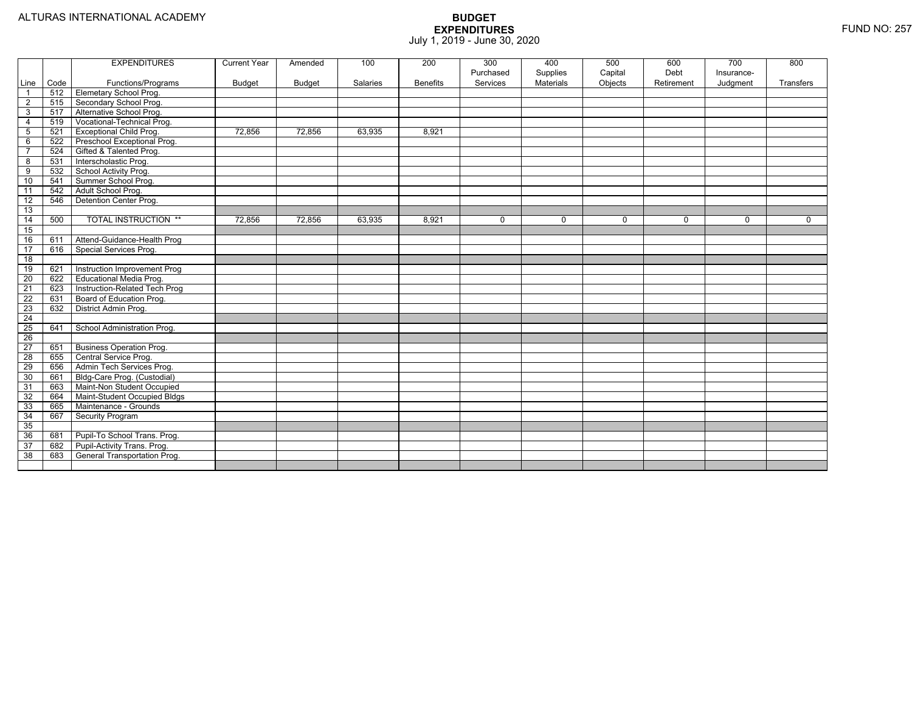ALTURAS INTERNATIONAL ACADEMY

# BUDGET
## EXPENDITURES
July 1, 2019 - June 30, 2020

FUND NO: 257

| Line | Code | EXPENDITURES Functions/Programs | Current Year Budget | Amended Budget | 100 Salaries | 200 Benefits | 300 Purchased Services | 400 Supplies Materials | 500 Capital Objects | 600 Debt Retirement | 700 Insurance-Judgment | 800 Transfers |
|---|---|---|---|---|---|---|---|---|---|---|---|---|
| 1 | 512 | Elemetary School Prog. | | | | | | | | | | |
| 2 | 515 | Secondary School Prog. | | | | | | | | | | |
| 3 | 517 | Alternative School Prog. | | | | | | | | | | |
| 4 | 519 | Vocational-Technical Prog. | | | | | | | | | | |
| 5 | 521 | Exceptional Child Prog. | 72,856 | 72,856 | 63,935 | 8,921 | | | | | | |
| 6 | 522 | Preschool Exceptional Prog. | | | | | | | | | | |
| 7 | 524 | Gifted & Talented Prog. | | | | | | | | | | |
| 8 | 531 | Interscholastic Prog. | | | | | | | | | | |
| 9 | 532 | School Activity Prog. | | | | | | | | | | |
| 10 | 541 | Summer School Prog. | | | | | | | | | | |
| 11 | 542 | Adult School Prog. | | | | | | | | | | |
| 12 | 546 | Detention Center Prog. | | | | | | | | | | |
| 13 | | | | | | | | | | | | |
| 14 | 500 | TOTAL INSTRUCTION ** | 72,856 | 72,856 | 63,935 | 8,921 | 0 | 0 | 0 | 0 | 0 | 0 |
| 15 | | | | | | | | | | | | |
| 16 | 611 | Attend-Guidance-Health Prog | | | | | | | | | | |
| 17 | 616 | Special Services Prog. | | | | | | | | | | |
| 18 | | | | | | | | | | | | |
| 19 | 621 | Instruction Improvement Prog | | | | | | | | | | |
| 20 | 622 | Educational Media Prog. | | | | | | | | | | |
| 21 | 623 | Instruction-Related Tech Prog | | | | | | | | | | |
| 22 | 631 | Board of Education Prog. | | | | | | | | | | |
| 23 | 632 | District Admin Prog. | | | | | | | | | | |
| 24 | | | | | | | | | | | | |
| 25 | 641 | School Administration Prog. | | | | | | | | | | |
| 26 | | | | | | | | | | | | |
| 27 | 651 | Business Operation Prog. | | | | | | | | | | |
| 28 | 655 | Central Service Prog. | | | | | | | | | | |
| 29 | 656 | Admin Tech Services Prog. | | | | | | | | | | |
| 30 | 661 | Bldg-Care Prog. (Custodial) | | | | | | | | | | |
| 31 | 663 | Maint-Non Student Occupied | | | | | | | | | | |
| 32 | 664 | Maint-Student Occupied Bldgs | | | | | | | | | | |
| 33 | 665 | Maintenance - Grounds | | | | | | | | | | |
| 34 | 667 | Security Program | | | | | | | | | | |
| 35 | | | | | | | | | | | | |
| 36 | 681 | Pupil-To School Trans. Prog. | | | | | | | | | | |
| 37 | 682 | Pupil-Activity Trans. Prog. | | | | | | | | | | |
| 38 | 683 | General Transportation Prog. | | | | | | | | | | |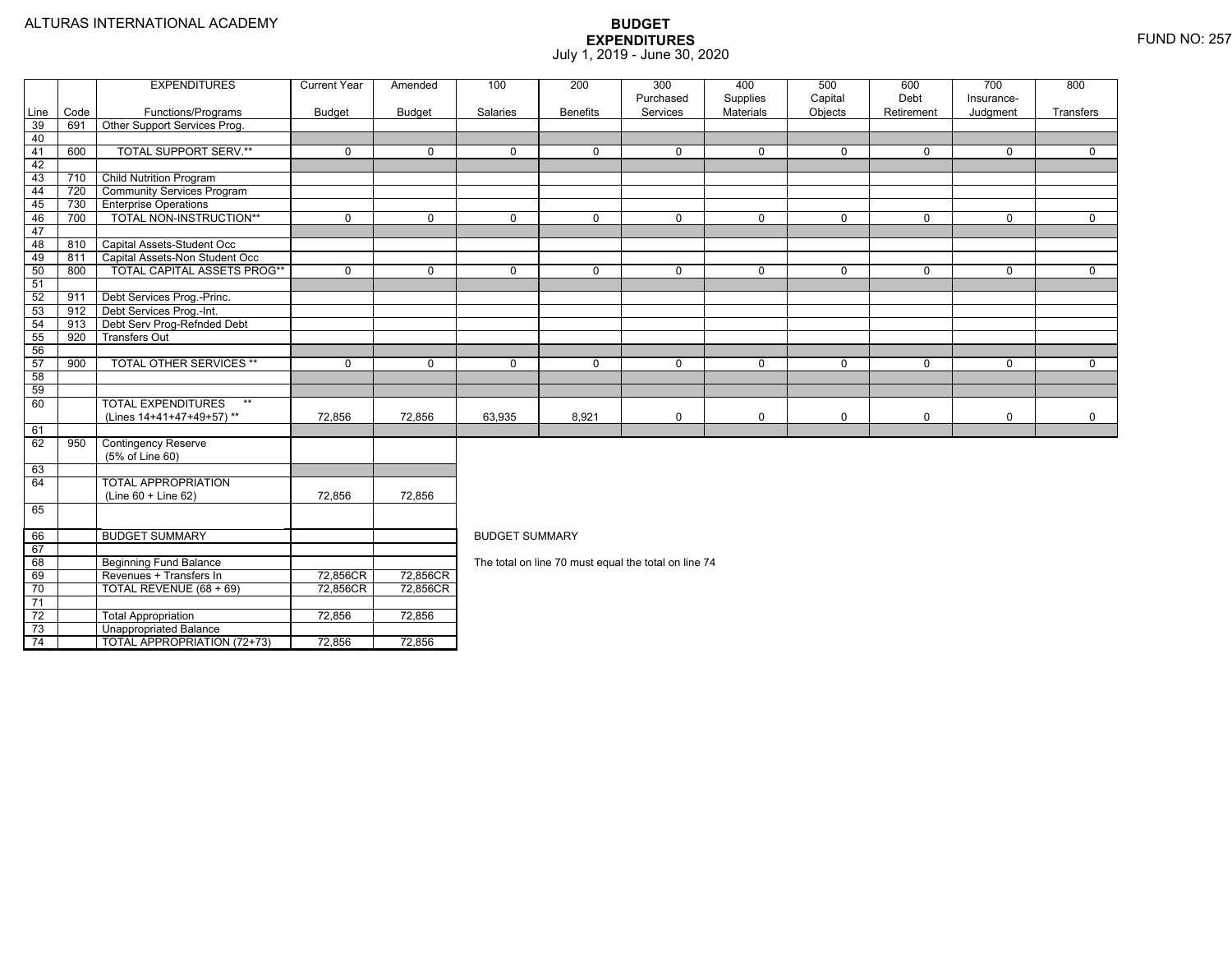ALTURAS INTERNATIONAL ACADEMY

# BUDGET EXPENDITURES

July 1, 2019 - June 30, 2020

FUND NO: 257

| Line | Code | EXPENDITURES Functions/Programs | Current Year Budget | Amended Budget | 100 Salaries | 200 Benefits | 300 Purchased Services | 400 Supplies Materials | 500 Capital Objects | 600 Debt Retirement | 700 Insurance-Judgment | 800 Transfers |
|---|---|---|---|---|---|---|---|---|---|---|---|---|
| 39 | 691 | Other Support Services Prog. | | | | | | | | | | |
| 40 | | | | | | | | | | | | |
| 41 | 600 | TOTAL SUPPORT SERV.** | 0 | 0 | 0 | 0 | 0 | 0 | 0 | 0 | 0 | 0 |
| 42 | | | | | | | | | | | | |
| 43 | 710 | Child Nutrition Program | | | | | | | | | | |
| 44 | 720 | Community Services Program | | | | | | | | | | |
| 45 | 730 | Enterprise Operations | | | | | | | | | | |
| 46 | 700 | TOTAL NON-INSTRUCTION** | 0 | 0 | 0 | 0 | 0 | 0 | 0 | 0 | 0 | 0 |
| 47 | | | | | | | | | | | | |
| 48 | 810 | Capital Assets-Student Occ | | | | | | | | | | |
| 49 | 811 | Capital Assets-Non Student Occ | | | | | | | | | | |
| 50 | 800 | TOTAL CAPITAL ASSETS PROG** | 0 | 0 | 0 | 0 | 0 | 0 | 0 | 0 | 0 | 0 |
| 51 | | | | | | | | | | | | |
| 52 | 911 | Debt Services Prog.-Princ. | | | | | | | | | | |
| 53 | 912 | Debt Services Prog.-Int. | | | | | | | | | | |
| 54 | 913 | Debt Serv Prog-Refnded Debt | | | | | | | | | | |
| 55 | 920 | Transfers Out | | | | | | | | | | |
| 56 | | | | | | | | | | | | |
| 57 | 900 | TOTAL OTHER SERVICES ** | 0 | 0 | 0 | 0 | 0 | 0 | 0 | 0 | 0 | 0 |
| 58 | | | | | | | | | | | | |
| 59 | | | | | | | | | | | | |
| 60 | | TOTAL EXPENDITURES ** (Lines 14+41+47+49+57) ** | 72,856 | 72,856 | 63,935 | 8,921 | 0 | 0 | 0 | 0 | 0 | 0 |
| 61 | | | | | | | | | | | | |
| 62 | 950 | Contingency Reserve (5% of Line 60) | | | | | | | | | | |
| 63 | | | | | | | | | | | | |
| 64 | | TOTAL APPROPRIATION (Line 60 + Line 62) | 72,856 | 72,856 | | | | | | | | |
| 65 | | | | | | | | | | | | |

| Line | Code | | Current Year Budget | Amended Budget |
|---|---|---|---|---|
| 66 | | BUDGET SUMMARY | | |
| 67 | | | | |
| 68 | | Beginning Fund Balance | | |
| 69 | | Revenues + Transfers In | 72,856CR | 72,856CR |
| 70 | | TOTAL REVENUE (68 + 69) | 72,856CR | 72,856CR |
| 71 | | | | |
| 72 | | Total Appropriation | 72,856 | 72,856 |
| 73 | | Unappropriated Balance | | |
| 74 | | TOTAL APPROPRIATION (72+73) | 72,856 | 72,856 |

BUDGET SUMMARY

The total on line 70 must equal the total on line 74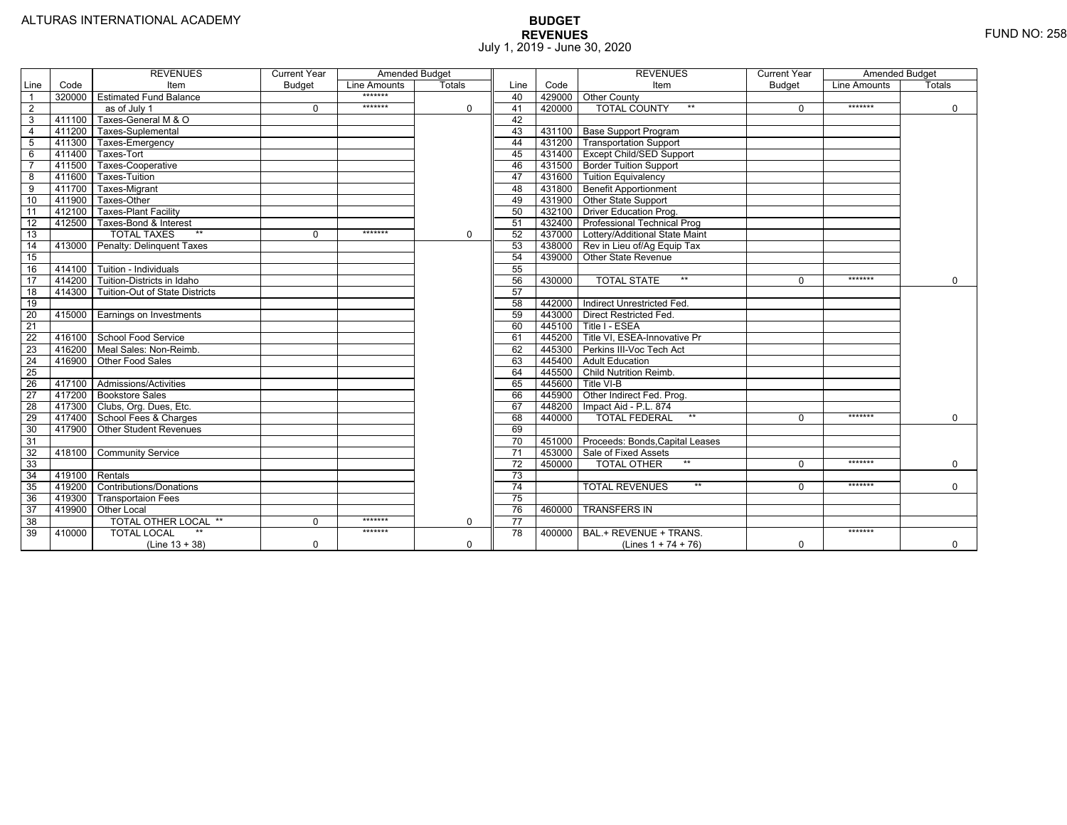ALTURAS INTERNATIONAL ACADEMY

FUND NO: 258

# BUDGET
## REVENUES
July 1, 2019 - June 30, 2020

| Line | Code | REVENUES Item | Current Year Budget | Amended Budget Line Amounts | Amended Budget Totals | Line | Code | REVENUES Item | Current Year Budget | Amended Budget Line Amounts | Amended Budget Totals |
|---|---|---|---|---|---|---|---|---|---|---|---|
| 1 | 320000 | Estimated Fund Balance | | ******* | | 40 | 429000 | Other County | | | |
| 2 | | as of July 1 | 0 | ******* | 0 | 41 | 420000 | TOTAL COUNTY ** | 0 | ******* | 0 |
| 3 | 411100 | Taxes-General M & O | | | | 42 | | | | | |
| 4 | 411200 | Taxes-Suplemental | | | | 43 | 431100 | Base Support Program | | | |
| 5 | 411300 | Taxes-Emergency | | | | 44 | 431200 | Transportation Support | | | |
| 6 | 411400 | Taxes-Tort | | | | 45 | 431400 | Except Child/SED Support | | | |
| 7 | 411500 | Taxes-Cooperative | | | | 46 | 431500 | Border Tuition Support | | | |
| 8 | 411600 | Taxes-Tuition | | | | 47 | 431600 | Tuition Equivalency | | | |
| 9 | 411700 | Taxes-Migrant | | | | 48 | 431800 | Benefit Apportionment | | | |
| 10 | 411900 | Taxes-Other | | | | 49 | 431900 | Other State Support | | | |
| 11 | 412100 | Taxes-Plant Facility | | | | 50 | 432100 | Driver Education Prog. | | | |
| 12 | 412500 | Taxes-Bond & Interest | | | | 51 | 432400 | Professional Technical Prog | | | |
| 13 | | TOTAL TAXES ** | 0 | ******* | 0 | 52 | 437000 | Lottery/Additional State Maint | | | |
| 14 | 413000 | Penalty: Delinquent Taxes | | | | 53 | 438000 | Rev in Lieu of/Ag Equip Tax | | | |
| 15 | | | | | | 54 | 439000 | Other State Revenue | | | |
| 16 | 414100 | Tuition - Individuals | | | | 55 | | | | | |
| 17 | 414200 | Tuition-Districts in Idaho | | | | 56 | 430000 | TOTAL STATE ** | 0 | ******* | 0 |
| 18 | 414300 | Tuition-Out of State Districts | | | | 57 | | | | | |
| 19 | | | | | | 58 | 442000 | Indirect Unrestricted Fed. | | | |
| 20 | 415000 | Earnings on Investments | | | | 59 | 443000 | Direct Restricted Fed. | | | |
| 21 | | | | | | 60 | 445100 | Title I - ESEA | | | |
| 22 | 416100 | School Food Service | | | | 61 | 445200 | Title VI, ESEA-Innovative Pr | | | |
| 23 | 416200 | Meal Sales: Non-Reimb. | | | | 62 | 445300 | Perkins III-Voc Tech Act | | | |
| 24 | 416900 | Other Food Sales | | | | 63 | 445400 | Adult Education | | | |
| 25 | | | | | | 64 | 445500 | Child Nutrition Reimb. | | | |
| 26 | 417100 | Admissions/Activities | | | | 65 | 445600 | Title VI-B | | | |
| 27 | 417200 | Bookstore Sales | | | | 66 | 445900 | Other Indirect Fed. Prog. | | | |
| 28 | 417300 | Clubs, Org. Dues, Etc. | | | | 67 | 448200 | Impact Aid - P.L. 874 | | | |
| 29 | 417400 | School Fees & Charges | | | | 68 | 440000 | TOTAL FEDERAL ** | 0 | ******* | 0 |
| 30 | 417900 | Other Student Revenues | | | | 69 | | | | | |
| 31 | | | | | | 70 | 451000 | Proceeds: Bonds,Capital Leases | | | |
| 32 | 418100 | Community Service | | | | 71 | 453000 | Sale of Fixed Assets | | | |
| 33 | | | | | | 72 | 450000 | TOTAL OTHER ** | 0 | ******* | 0 |
| 34 | 419100 | Rentals | | | | 73 | | | | | |
| 35 | 419200 | Contributions/Donations | | | | 74 | | TOTAL REVENUES ** | 0 | ******* | 0 |
| 36 | 419300 | Transportaion Fees | | | | 75 | | | | | |
| 37 | 419900 | Other Local | | | | 76 | 460000 | TRANSFERS IN | | | |
| 38 | | TOTAL OTHER LOCAL ** | 0 | ******* | 0 | 77 | | | | | |
| 39 | 410000 | TOTAL LOCAL ** (Line 13 + 38) | 0 | ******* | 0 | 78 | 400000 | BAL.+ REVENUE + TRANS. (Lines 1 + 74 + 76) | 0 | ******* | 0 |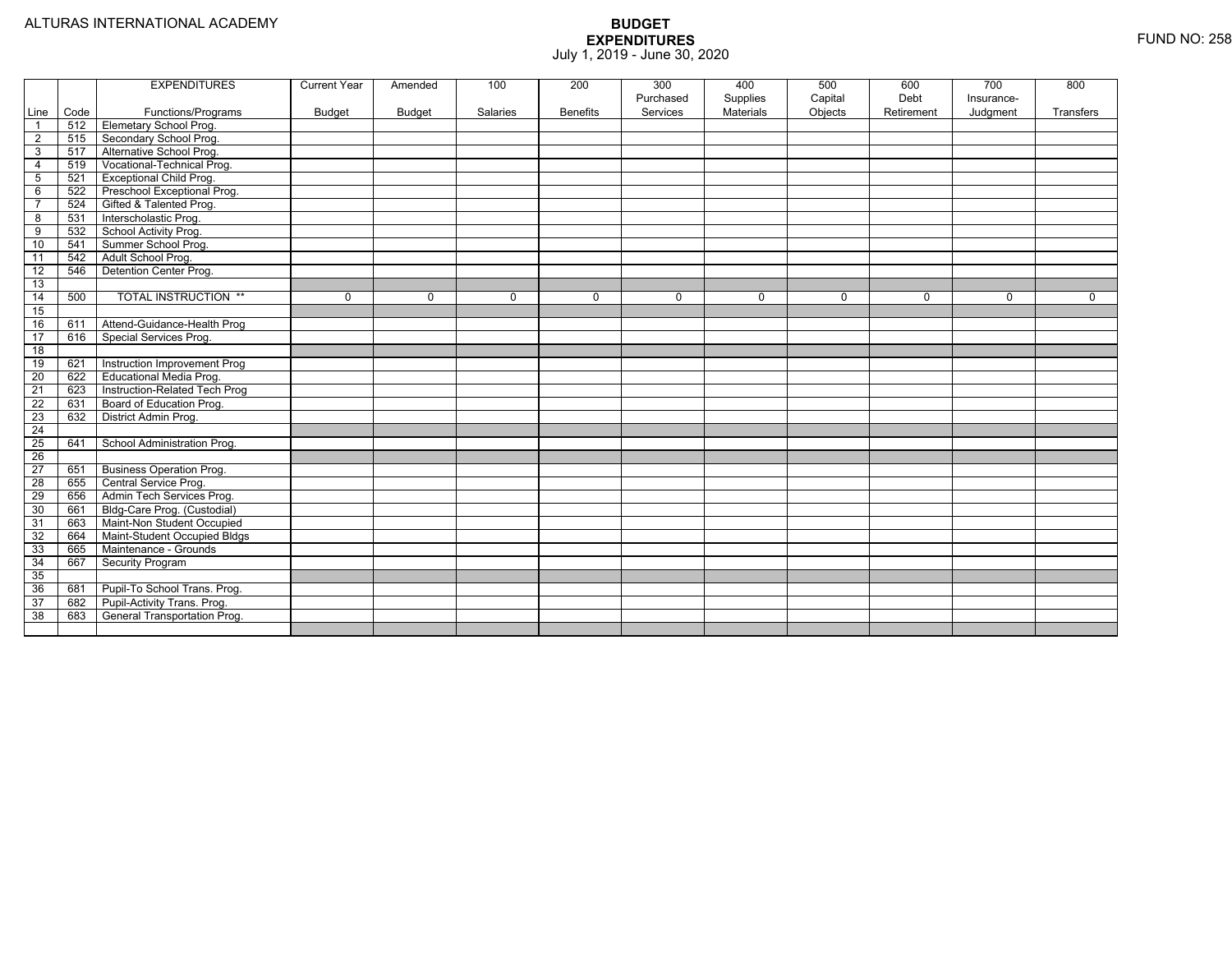ALTURAS INTERNATIONAL ACADEMY

# BUDGET
## EXPENDITURES
July 1, 2019 - June 30, 2020

FUND NO: 258

| Line | Code | EXPENDITURES Functions/Programs | Current Year Budget | Amended Budget | 100 Salaries | 200 Benefits | 300 Purchased Services | 400 Supplies Materials | 500 Capital Objects | 600 Debt Retirement | 700 Insurance-Judgment | 800 Transfers |
|---|---|---|---|---|---|---|---|---|---|---|---|---|
| 1 | 512 | Elemetary School Prog. | | | | | | | | | | |
| 2 | 515 | Secondary School Prog. | | | | | | | | | | |
| 3 | 517 | Alternative School Prog. | | | | | | | | | | |
| 4 | 519 | Vocational-Technical Prog. | | | | | | | | | | |
| 5 | 521 | Exceptional Child Prog. | | | | | | | | | | |
| 6 | 522 | Preschool Exceptional Prog. | | | | | | | | | | |
| 7 | 524 | Gifted & Talented Prog. | | | | | | | | | | |
| 8 | 531 | Interscholastic Prog. | | | | | | | | | | |
| 9 | 532 | School Activity Prog. | | | | | | | | | | |
| 10 | 541 | Summer School Prog. | | | | | | | | | | |
| 11 | 542 | Adult School Prog. | | | | | | | | | | |
| 12 | 546 | Detention Center Prog. | | | | | | | | | | |
| 13 | | | | | | | | | | | | |
| 14 | 500 | TOTAL INSTRUCTION ** | 0 | 0 | 0 | 0 | 0 | 0 | 0 | 0 | 0 | 0 |
| 15 | | | | | | | | | | | | |
| 16 | 611 | Attend-Guidance-Health Prog | | | | | | | | | | |
| 17 | 616 | Special Services Prog. | | | | | | | | | | |
| 18 | | | | | | | | | | | | |
| 19 | 621 | Instruction Improvement Prog | | | | | | | | | | |
| 20 | 622 | Educational Media Prog. | | | | | | | | | | |
| 21 | 623 | Instruction-Related Tech Prog | | | | | | | | | | |
| 22 | 631 | Board of Education Prog. | | | | | | | | | | |
| 23 | 632 | District Admin Prog. | | | | | | | | | | |
| 24 | | | | | | | | | | | | |
| 25 | 641 | School Administration Prog. | | | | | | | | | | |
| 26 | | | | | | | | | | | | |
| 27 | 651 | Business Operation Prog. | | | | | | | | | | |
| 28 | 655 | Central Service Prog. | | | | | | | | | | |
| 29 | 656 | Admin Tech Services Prog. | | | | | | | | | | |
| 30 | 661 | Bldg-Care Prog. (Custodial) | | | | | | | | | | |
| 31 | 663 | Maint-Non Student Occupied | | | | | | | | | | |
| 32 | 664 | Maint-Student Occupied Bldgs | | | | | | | | | | |
| 33 | 665 | Maintenance - Grounds | | | | | | | | | | |
| 34 | 667 | Security Program | | | | | | | | | | |
| 35 | | | | | | | | | | | | |
| 36 | 681 | Pupil-To School Trans. Prog. | | | | | | | | | | |
| 37 | 682 | Pupil-Activity Trans. Prog. | | | | | | | | | | |
| 38 | 683 | General Transportation Prog. | | | | | | | | | | |
| | | | | | | | | | | | | |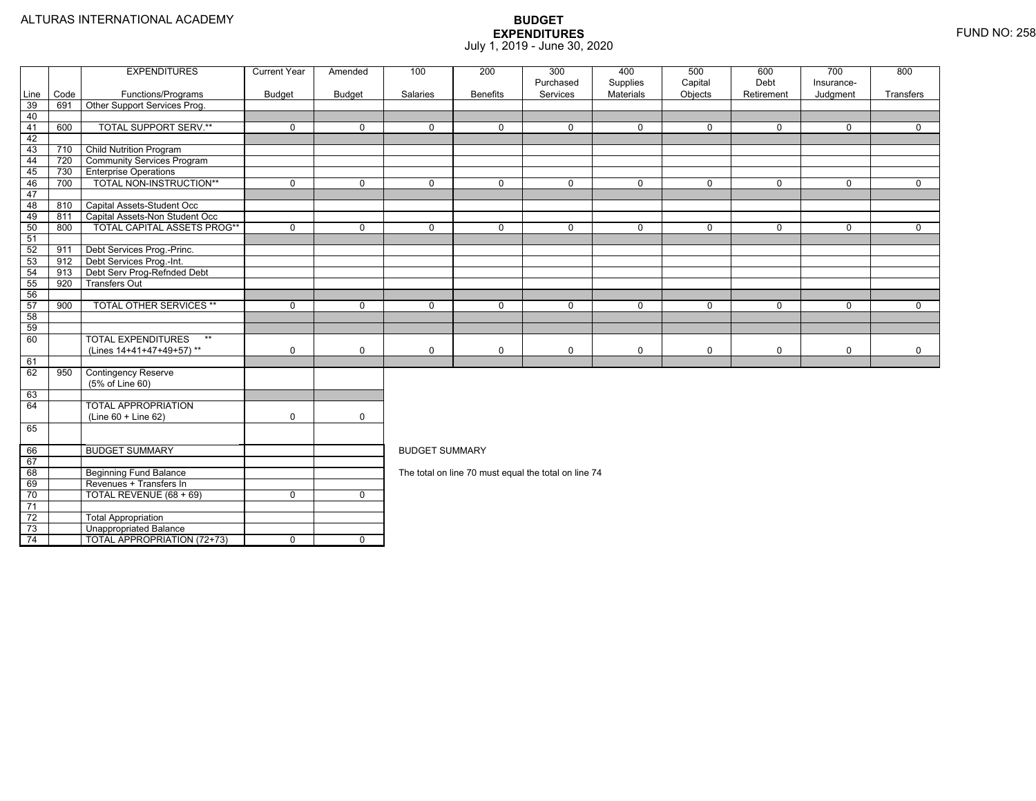ALTURAS INTERNATIONAL ACADEMY

# BUDGET
## EXPENDITURES
July 1, 2019 - June 30, 2020

FUND NO: 258

| Line | Code | EXPENDITURES<br>Functions/Programs | Current Year<br>Budget | Amended<br>Budget | 100<br>Salaries | 200<br>Benefits | 300<br>Purchased<br>Services | 400<br>Supplies<br>Materials | 500<br>Capital<br>Objects | 600<br>Debt<br>Retirement | 700<br>Insurance-<br>Judgment | 800<br>Transfers |
|---|---|---|---|---|---|---|---|---|---|---|---|---|
| 39 | 691 | Other Support Services Prog. | | | | | | | | | | |
| 40 | | | | | | | | | | | | |
| 41 | 600 | TOTAL SUPPORT SERV.** | 0 | 0 | 0 | 0 | 0 | 0 | 0 | 0 | 0 | 0 |
| 42 | | | | | | | | | | | | |
| 43 | 710 | Child Nutrition Program | | | | | | | | | | |
| 44 | 720 | Community Services Program | | | | | | | | | | |
| 45 | 730 | Enterprise Operations | | | | | | | | | | |
| 46 | 700 | TOTAL NON-INSTRUCTION** | 0 | 0 | 0 | 0 | 0 | 0 | 0 | 0 | 0 | 0 |
| 47 | | | | | | | | | | | | |
| 48 | 810 | Capital Assets-Student Occ | | | | | | | | | | |
| 49 | 811 | Capital Assets-Non Student Occ | | | | | | | | | | |
| 50 | 800 | TOTAL CAPITAL ASSETS PROG** | 0 | 0 | 0 | 0 | 0 | 0 | 0 | 0 | 0 | 0 |
| 51 | | | | | | | | | | | | |
| 52 | 911 | Debt Services Prog.-Princ. | | | | | | | | | | |
| 53 | 912 | Debt Services Prog.-Int. | | | | | | | | | | |
| 54 | 913 | Debt Serv Prog-Refnded Debt | | | | | | | | | | |
| 55 | 920 | Transfers Out | | | | | | | | | | |
| 56 | | | | | | | | | | | | |
| 57 | 900 | TOTAL OTHER SERVICES ** | 0 | 0 | 0 | 0 | 0 | 0 | 0 | 0 | 0 | 0 |
| 58 | | | | | | | | | | | | |
| 59 | | | | | | | | | | | | |
| 60 | | TOTAL EXPENDITURES **<br>(Lines 14+41+47+49+57) ** | 0 | 0 | 0 | 0 | 0 | 0 | 0 | 0 | 0 | 0 |
| 61 | | | | | | | | | | | | |
| 62 | 950 | Contingency Reserve<br>(5% of Line 60) | | | | | | | | | | |
| 63 | | | | | | | | | | | | |
| 64 | | TOTAL APPROPRIATION<br>(Line 60 + Line 62) | 0 | 0 | | | | | | | | |
| 65 | | | | | | | | | | | | |

| Line | Code | | Current Year Budget | Amended Budget |
|---|---|---|---|---|
| 66 | | BUDGET SUMMARY | | |
| 67 | | | | |
| 68 | | Beginning Fund Balance | | |
| 69 | | Revenues + Transfers In | | |
| 70 | | TOTAL REVENUE (68 + 69) | 0 | 0 |
| 71 | | | | |
| 72 | | Total Appropriation | | |
| 73 | | Unappropriated Balance | | |
| 74 | | TOTAL APPROPRIATION (72+73) | 0 | 0 |

BUDGET SUMMARY

The total on line 70 must equal the total on line 74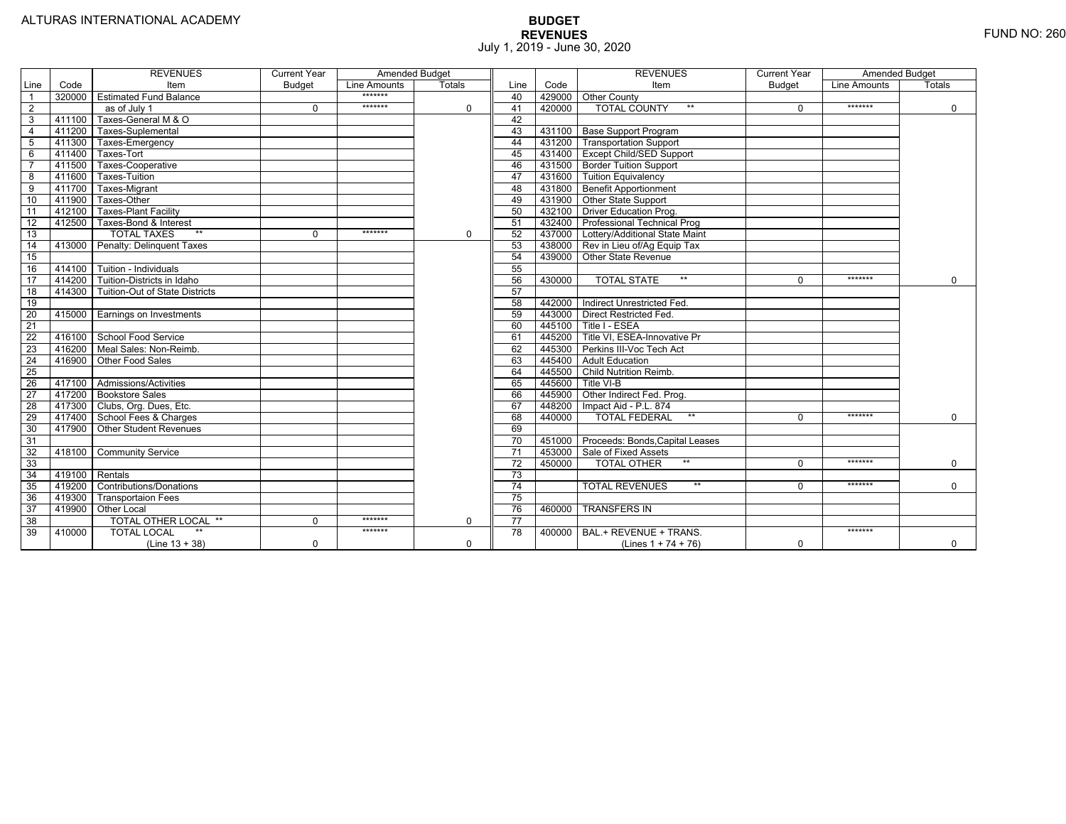ALTURAS INTERNATIONAL ACADEMY

# BUDGET
## REVENUES
July 1, 2019 - June 30, 2020

FUND NO: 260

| Line | Code | REVENUES Item | Current Year Budget | Amended Budget Line Amounts | Amended Budget Totals | Line | Code | REVENUES Item | Current Year Budget | Amended Budget Line Amounts | Amended Budget Totals |
|---|---|---|---|---|---|---|---|---|---|---|---|
| 1 | 320000 | Estimated Fund Balance | | ******* | | 40 | 429000 | Other County | | | |
| 2 | | as of July 1 | 0 | ******* | 0 | 41 | 420000 | TOTAL COUNTY ** | 0 | ******* | 0 |
| 3 | 411100 | Taxes-General M & O | | | | 42 | | | | | |
| 4 | 411200 | Taxes-Suplemental | | | | 43 | 431100 | Base Support Program | | | |
| 5 | 411300 | Taxes-Emergency | | | | 44 | 431200 | Transportation Support | | | |
| 6 | 411400 | Taxes-Tort | | | | 45 | 431400 | Except Child/SED Support | | | |
| 7 | 411500 | Taxes-Cooperative | | | | 46 | 431500 | Border Tuition Support | | | |
| 8 | 411600 | Taxes-Tuition | | | | 47 | 431600 | Tuition Equivalency | | | |
| 9 | 411700 | Taxes-Migrant | | | | 48 | 431800 | Benefit Apportionment | | | |
| 10 | 411900 | Taxes-Other | | | | 49 | 431900 | Other State Support | | | |
| 11 | 412100 | Taxes-Plant Facility | | | | 50 | 432100 | Driver Education Prog. | | | |
| 12 | 412500 | Taxes-Bond & Interest | | | | 51 | 432400 | Professional Technical Prog | | | |
| 13 | | TOTAL TAXES ** | 0 | ******* | 0 | 52 | 437000 | Lottery/Additional State Maint | | | |
| 14 | 413000 | Penalty: Delinquent Taxes | | | | 53 | 438000 | Rev in Lieu of/Ag Equip Tax | | | |
| 15 | | | | | | 54 | 439000 | Other State Revenue | | | |
| 16 | 414100 | Tuition - Individuals | | | | 55 | | | | | |
| 17 | 414200 | Tuition-Districts in Idaho | | | | 56 | 430000 | TOTAL STATE ** | 0 | ******* | 0 |
| 18 | 414300 | Tuition-Out of State Districts | | | | 57 | | | | | |
| 19 | | | | | | 58 | 442000 | Indirect Unrestricted Fed. | | | |
| 20 | 415000 | Earnings on Investments | | | | 59 | 443000 | Direct Restricted Fed. | | | |
| 21 | | | | | | 60 | 445100 | Title I - ESEA | | | |
| 22 | 416100 | School Food Service | | | | 61 | 445200 | Title VI, ESEA-Innovative Pr | | | |
| 23 | 416200 | Meal Sales: Non-Reimb. | | | | 62 | 445300 | Perkins III-Voc Tech Act | | | |
| 24 | 416900 | Other Food Sales | | | | 63 | 445400 | Adult Education | | | |
| 25 | | | | | | 64 | 445500 | Child Nutrition Reimb. | | | |
| 26 | 417100 | Admissions/Activities | | | | 65 | 445600 | Title VI-B | | | |
| 27 | 417200 | Bookstore Sales | | | | 66 | 445900 | Other Indirect Fed. Prog. | | | |
| 28 | 417300 | Clubs, Org. Dues, Etc. | | | | 67 | 448200 | Impact Aid - P.L. 874 | | | |
| 29 | 417400 | School Fees & Charges | | | | 68 | 440000 | TOTAL FEDERAL ** | 0 | ******* | 0 |
| 30 | 417900 | Other Student Revenues | | | | 69 | | | | | |
| 31 | | | | | | 70 | 451000 | Proceeds: Bonds,Capital Leases | | | |
| 32 | 418100 | Community Service | | | | 71 | 453000 | Sale of Fixed Assets | | | |
| 33 | | | | | | 72 | 450000 | TOTAL OTHER ** | 0 | ******* | 0 |
| 34 | 419100 | Rentals | | | | 73 | | | | | |
| 35 | 419200 | Contributions/Donations | | | | 74 | | TOTAL REVENUES ** | 0 | ******* | 0 |
| 36 | 419300 | Transportaion Fees | | | | 75 | | | | | |
| 37 | 419900 | Other Local | | | | 76 | 460000 | TRANSFERS IN | | | |
| 38 | | TOTAL OTHER LOCAL ** | 0 | ******* | 0 | 77 | | | | | |
| 39 | 410000 | TOTAL LOCAL ** (Line 13 + 38) | 0 | ******* | 0 | 78 | 400000 | BAL.+ REVENUE + TRANS. (Lines 1 + 74 + 76) | 0 | ******* | 0 |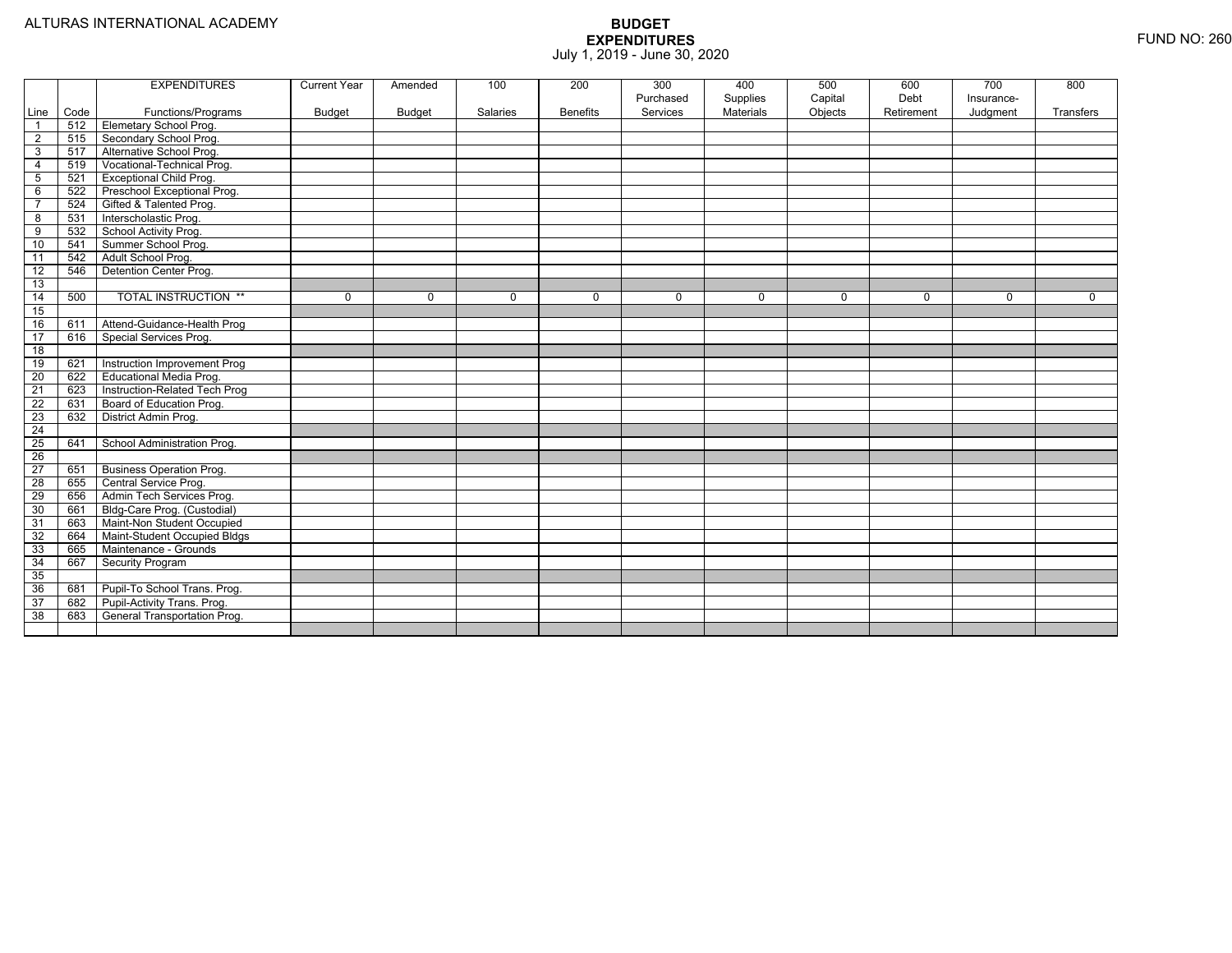ALTURAS INTERNATIONAL ACADEMY

# BUDGET EXPENDITURES

July 1, 2019 - June 30, 2020

FUND NO: 260

| Line | Code | EXPENDITURES Functions/Programs | Current Year Budget | Amended Budget | 100 Salaries | 200 Benefits | 300 Purchased Services | 400 Supplies Materials | 500 Capital Objects | 600 Debt Retirement | 700 Insurance-Judgment | 800 Transfers |
|---|---|---|---|---|---|---|---|---|---|---|---|---|
| 1 | 512 | Elemetary School Prog. | | | | | | | | | | |
| 2 | 515 | Secondary School Prog. | | | | | | | | | | |
| 3 | 517 | Alternative School Prog. | | | | | | | | | | |
| 4 | 519 | Vocational-Technical Prog. | | | | | | | | | | |
| 5 | 521 | Exceptional Child Prog. | | | | | | | | | | |
| 6 | 522 | Preschool Exceptional Prog. | | | | | | | | | | |
| 7 | 524 | Gifted & Talented Prog. | | | | | | | | | | |
| 8 | 531 | Interscholastic Prog. | | | | | | | | | | |
| 9 | 532 | School Activity Prog. | | | | | | | | | | |
| 10 | 541 | Summer School Prog. | | | | | | | | | | |
| 11 | 542 | Adult School Prog. | | | | | | | | | | |
| 12 | 546 | Detention Center Prog. | | | | | | | | | | |
| 13 | | | | | | | | | | | | |
| 14 | 500 | TOTAL INSTRUCTION ** | 0 | 0 | 0 | 0 | 0 | 0 | 0 | 0 | 0 | 0 |
| 15 | | | | | | | | | | | | |
| 16 | 611 | Attend-Guidance-Health Prog | | | | | | | | | | |
| 17 | 616 | Special Services Prog. | | | | | | | | | | |
| 18 | | | | | | | | | | | | |
| 19 | 621 | Instruction Improvement Prog | | | | | | | | | | |
| 20 | 622 | Educational Media Prog. | | | | | | | | | | |
| 21 | 623 | Instruction-Related Tech Prog | | | | | | | | | | |
| 22 | 631 | Board of Education Prog. | | | | | | | | | | |
| 23 | 632 | District Admin Prog. | | | | | | | | | | |
| 24 | | | | | | | | | | | | |
| 25 | 641 | School Administration Prog. | | | | | | | | | | |
| 26 | | | | | | | | | | | | |
| 27 | 651 | Business Operation Prog. | | | | | | | | | | |
| 28 | 655 | Central Service Prog. | | | | | | | | | | |
| 29 | 656 | Admin Tech Services Prog. | | | | | | | | | | |
| 30 | 661 | Bldg-Care Prog. (Custodial) | | | | | | | | | | |
| 31 | 663 | Maint-Non Student Occupied | | | | | | | | | | |
| 32 | 664 | Maint-Student Occupied Bldgs | | | | | | | | | | |
| 33 | 665 | Maintenance - Grounds | | | | | | | | | | |
| 34 | 667 | Security Program | | | | | | | | | | |
| 35 | | | | | | | | | | | | |
| 36 | 681 | Pupil-To School Trans. Prog. | | | | | | | | | | |
| 37 | 682 | Pupil-Activity Trans. Prog. | | | | | | | | | | |
| 38 | 683 | General Transportation Prog. | | | | | | | | | | |
| | | | | | | | | | | | | |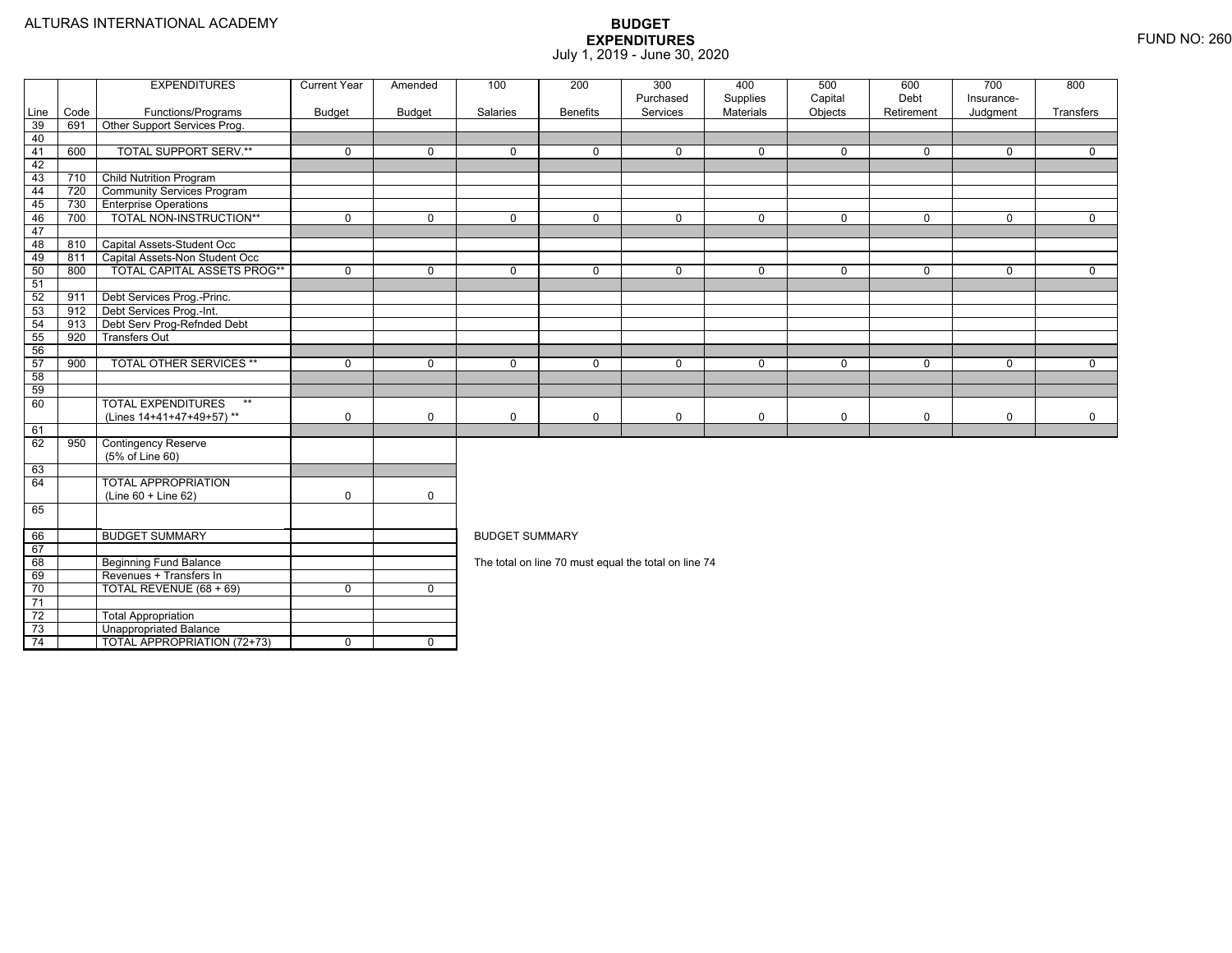ALTURAS INTERNATIONAL ACADEMY

# BUDGET
## EXPENDITURES
July 1, 2019 - June 30, 2020

FUND NO: 260

| Line | Code | EXPENDITURES Functions/Programs | Current Year Budget | Amended Budget | 100 Salaries | 200 Benefits | 300 Purchased Services | 400 Supplies Materials | 500 Capital Objects | 600 Debt Retirement | 700 Insurance- Judgment | 800 Transfers |
|---|---|---|---|---|---|---|---|---|---|---|---|---|
| 39 | 691 | Other Support Services Prog. | | | | | | | | | | |
| 40 | | | | | | | | | | | | |
| 41 | 600 | TOTAL SUPPORT SERV.** | 0 | 0 | 0 | 0 | 0 | 0 | 0 | 0 | 0 | 0 |
| 42 | | | | | | | | | | | | |
| 43 | 710 | Child Nutrition Program | | | | | | | | | | |
| 44 | 720 | Community Services Program | | | | | | | | | | |
| 45 | 730 | Enterprise Operations | | | | | | | | | | |
| 46 | 700 | TOTAL NON-INSTRUCTION** | 0 | 0 | 0 | 0 | 0 | 0 | 0 | 0 | 0 | 0 |
| 47 | | | | | | | | | | | | |
| 48 | 810 | Capital Assets-Student Occ | | | | | | | | | | |
| 49 | 811 | Capital Assets-Non Student Occ | | | | | | | | | | |
| 50 | 800 | TOTAL CAPITAL ASSETS PROG** | 0 | 0 | 0 | 0 | 0 | 0 | 0 | 0 | 0 | 0 |
| 51 | | | | | | | | | | | | |
| 52 | 911 | Debt Services Prog.-Princ. | | | | | | | | | | |
| 53 | 912 | Debt Services Prog.-Int. | | | | | | | | | | |
| 54 | 913 | Debt Serv Prog-Refnded Debt | | | | | | | | | | |
| 55 | 920 | Transfers Out | | | | | | | | | | |
| 56 | | | | | | | | | | | | |
| 57 | 900 | TOTAL OTHER SERVICES ** | 0 | 0 | 0 | 0 | 0 | 0 | 0 | 0 | 0 | 0 |
| 58 | | | | | | | | | | | | |
| 59 | | | | | | | | | | | | |
| 60 | | TOTAL EXPENDITURES ** (Lines 14+41+47+49+57) ** | 0 | 0 | 0 | 0 | 0 | 0 | 0 | 0 | 0 | 0 |
| 61 | | | | | | | | | | | | |
| 62 | 950 | Contingency Reserve (5% of Line 60) | | | | | | | | | | |
| 63 | | | | | | | | | | | | |
| 64 | | TOTAL APPROPRIATION (Line 60 + Line 62) | 0 | 0 | | | | | | | | |
| 65 | | | | | | | | | | | | |

| Line | | | Current Year Budget | Amended Budget |
|---|---|---|---|---|
| 66 | | BUDGET SUMMARY | | |
| 67 | | | | |
| 68 | | Beginning Fund Balance | | |
| 69 | | Revenues + Transfers In | | |
| 70 | | TOTAL REVENUE (68 + 69) | 0 | 0 |
| 71 | | | | |
| 72 | | Total Appropriation | | |
| 73 | | Unappropriated Balance | | |
| 74 | | TOTAL APPROPRIATION (72+73) | 0 | 0 |

BUDGET SUMMARY

The total on line 70 must equal the total on line 74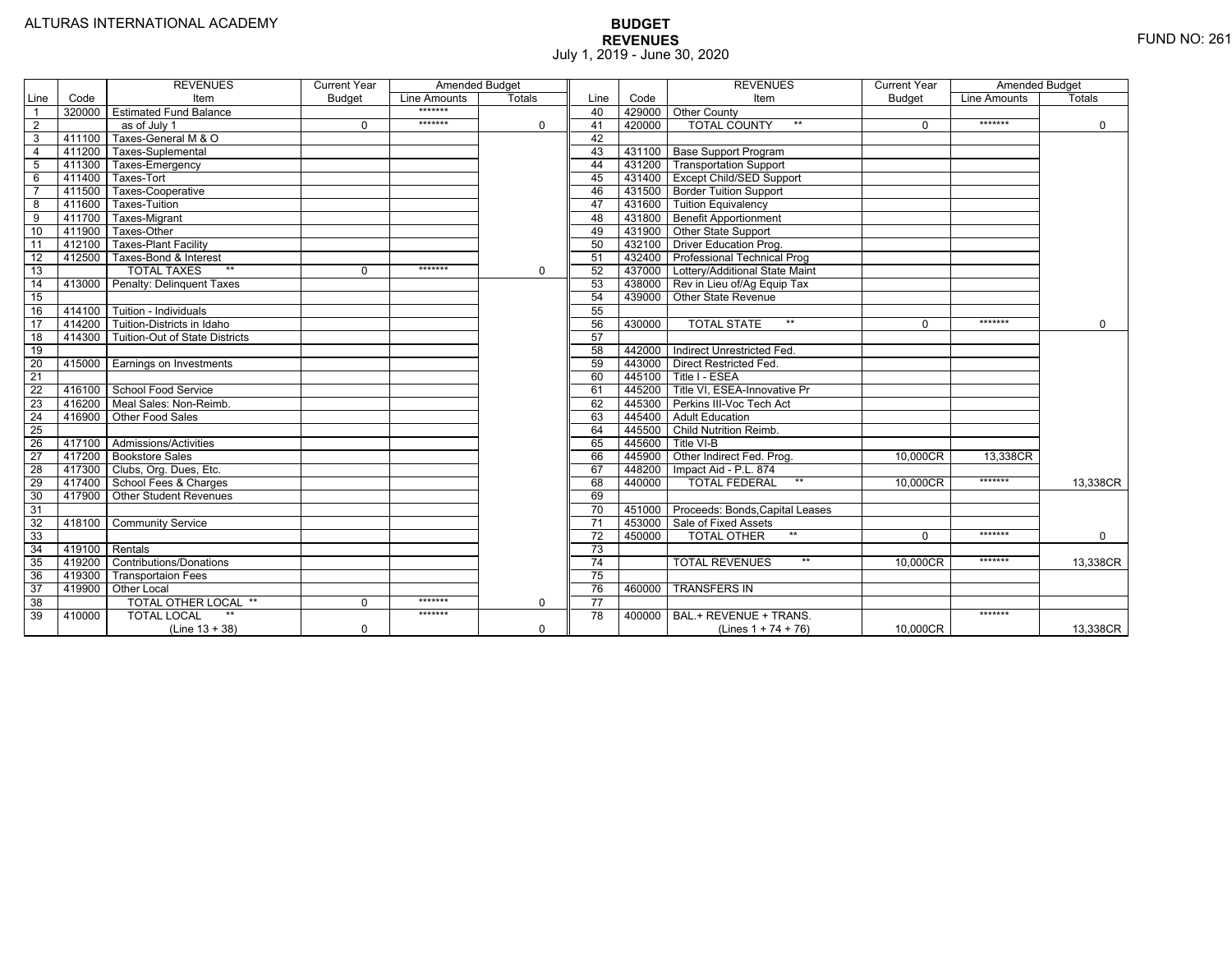ALTURAS INTERNATIONAL ACADEMY

FUND NO: 261

# BUDGET
## REVENUES
July 1, 2019 - June 30, 2020

| Line | Code | REVENUES Item | Current Year Budget | Amended Budget Line Amounts | Amended Budget Totals |
|---|---|---|---|---|---|
| 1 | 320000 | Estimated Fund Balance | | ******* | |
| 2 | | as of July 1 | 0 | ******* | 0 |
| 3 | 411100 | Taxes-General M & O | | | |
| 4 | 411200 | Taxes-Suplemental | | | |
| 5 | 411300 | Taxes-Emergency | | | |
| 6 | 411400 | Taxes-Tort | | | |
| 7 | 411500 | Taxes-Cooperative | | | |
| 8 | 411600 | Taxes-Tuition | | | |
| 9 | 411700 | Taxes-Migrant | | | |
| 10 | 411900 | Taxes-Other | | | |
| 11 | 412100 | Taxes-Plant Facility | | | |
| 12 | 412500 | Taxes-Bond & Interest | | | |
| 13 | | TOTAL TAXES ** | 0 | ******* | 0 |
| 14 | 413000 | Penalty: Delinquent Taxes | | | |
| 15 | | | | | |
| 16 | 414100 | Tuition - Individuals | | | |
| 17 | 414200 | Tuition-Districts in Idaho | | | |
| 18 | 414300 | Tuition-Out of State Districts | | | |
| 19 | | | | | |
| 20 | 415000 | Earnings on Investments | | | |
| 21 | | | | | |
| 22 | 416100 | School Food Service | | | |
| 23 | 416200 | Meal Sales: Non-Reimb. | | | |
| 24 | 416900 | Other Food Sales | | | |
| 25 | | | | | |
| 26 | 417100 | Admissions/Activities | | | |
| 27 | 417200 | Bookstore Sales | | | |
| 28 | 417300 | Clubs, Org. Dues, Etc. | | | |
| 29 | 417400 | School Fees & Charges | | | |
| 30 | 417900 | Other Student Revenues | | | |
| 31 | | | | | |
| 32 | 418100 | Community Service | | | |
| 33 | | | | | |
| 34 | 419100 | Rentals | | | |
| 35 | 419200 | Contributions/Donations | | | |
| 36 | 419300 | Transportaion Fees | | | |
| 37 | 419900 | Other Local | | | |
| 38 | | TOTAL OTHER LOCAL ** | 0 | ******* | 0 |
| 39 | 410000 | TOTAL LOCAL ** (Line 13 + 38) | 0 | ******* | 0 |

| Line | Code | REVENUES Item | Current Year Budget | Amended Budget Line Amounts | Amended Budget Totals |
|---|---|---|---|---|---|
| 40 | 429000 | Other County | | | |
| 41 | 420000 | TOTAL COUNTY ** | 0 | ******* | 0 |
| 42 | | | | | |
| 43 | 431100 | Base Support Program | | | |
| 44 | 431200 | Transportation Support | | | |
| 45 | 431400 | Except Child/SED Support | | | |
| 46 | 431500 | Border Tuition Support | | | |
| 47 | 431600 | Tuition Equivalency | | | |
| 48 | 431800 | Benefit Apportionment | | | |
| 49 | 431900 | Other State Support | | | |
| 50 | 432100 | Driver Education Prog. | | | |
| 51 | 432400 | Professional Technical Prog | | | |
| 52 | 437000 | Lottery/Additional State Maint | | | |
| 53 | 438000 | Rev in Lieu of/Ag Equip Tax | | | |
| 54 | 439000 | Other State Revenue | | | |
| 55 | | | | | |
| 56 | 430000 | TOTAL STATE ** | 0 | ******* | 0 |
| 57 | | | | | |
| 58 | 442000 | Indirect Unrestricted Fed. | | | |
| 59 | 443000 | Direct Restricted Fed. | | | |
| 60 | 445100 | Title I - ESEA | | | |
| 61 | 445200 | Title VI, ESEA-Innovative Pr | | | |
| 62 | 445300 | Perkins III-Voc Tech Act | | | |
| 63 | 445400 | Adult Education | | | |
| 64 | 445500 | Child Nutrition Reimb. | | | |
| 65 | 445600 | Title VI-B | | | |
| 66 | 445900 | Other Indirect Fed. Prog. | 10,000CR | 13,338CR | |
| 67 | 448200 | Impact Aid - P.L. 874 | | | |
| 68 | 440000 | TOTAL FEDERAL ** | 10,000CR | ******* | 13,338CR |
| 69 | | | | | |
| 70 | 451000 | Proceeds: Bonds,Capital Leases | | | |
| 71 | 453000 | Sale of Fixed Assets | | | |
| 72 | 450000 | TOTAL OTHER ** | 0 | ******* | 0 |
| 73 | | | | | |
| 74 | | TOTAL REVENUES ** | 10,000CR | ******* | 13,338CR |
| 75 | | | | | |
| 76 | 460000 | TRANSFERS IN | | | |
| 77 | | | | | |
| 78 | 400000 | BAL.+ REVENUE + TRANS. (Lines 1 + 74 + 76) | 10,000CR | ******* | 13,338CR |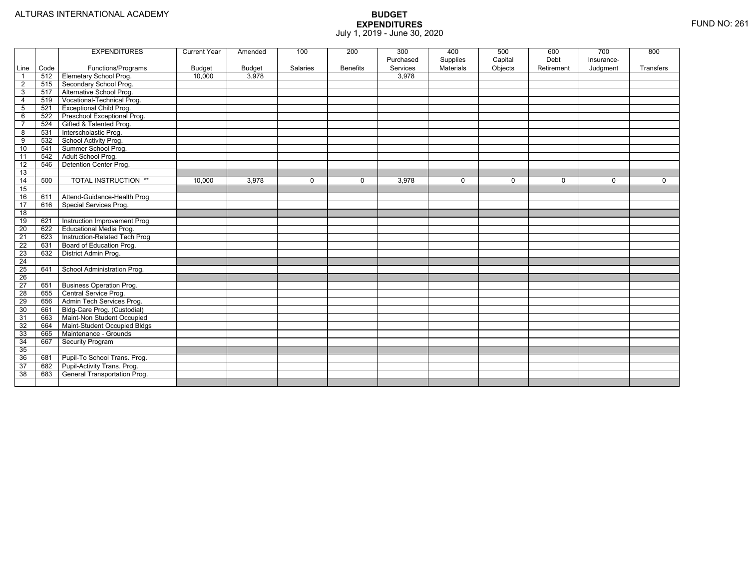ALTURAS INTERNATIONAL ACADEMY

# BUDGET EXPENDITURES

July 1, 2019 - June 30, 2020

FUND NO: 261

| Line | Code | EXPENDITURES Functions/Programs | Current Year Budget | Amended Budget | 100 Salaries | 200 Benefits | 300 Purchased Services | 400 Supplies Materials | 500 Capital Objects | 600 Debt Retirement | 700 Insurance-Judgment | 800 Transfers |
|---|---|---|---|---|---|---|---|---|---|---|---|---|
| 1 | 512 | Elemetary School Prog. | 10,000 | 3,978 | | | 3,978 | | | | | |
| 2 | 515 | Secondary School Prog. | | | | | | | | | | |
| 3 | 517 | Alternative School Prog. | | | | | | | | | | |
| 4 | 519 | Vocational-Technical Prog. | | | | | | | | | | |
| 5 | 521 | Exceptional Child Prog. | | | | | | | | | | |
| 6 | 522 | Preschool Exceptional Prog. | | | | | | | | | | |
| 7 | 524 | Gifted & Talented Prog. | | | | | | | | | | |
| 8 | 531 | Interscholastic Prog. | | | | | | | | | | |
| 9 | 532 | School Activity Prog. | | | | | | | | | | |
| 10 | 541 | Summer School Prog. | | | | | | | | | | |
| 11 | 542 | Adult School Prog. | | | | | | | | | | |
| 12 | 546 | Detention Center Prog. | | | | | | | | | | |
| 13 | | | | | | | | | | | | |
| 14 | 500 | TOTAL INSTRUCTION ** | 10,000 | 3,978 | 0 | 0 | 3,978 | 0 | 0 | 0 | 0 | 0 |
| 15 | | | | | | | | | | | | |
| 16 | 611 | Attend-Guidance-Health Prog | | | | | | | | | | |
| 17 | 616 | Special Services Prog. | | | | | | | | | | |
| 18 | | | | | | | | | | | | |
| 19 | 621 | Instruction Improvement Prog | | | | | | | | | | |
| 20 | 622 | Educational Media Prog. | | | | | | | | | | |
| 21 | 623 | Instruction-Related Tech Prog | | | | | | | | | | |
| 22 | 631 | Board of Education Prog. | | | | | | | | | | |
| 23 | 632 | District Admin Prog. | | | | | | | | | | |
| 24 | | | | | | | | | | | | |
| 25 | 641 | School Administration Prog. | | | | | | | | | | |
| 26 | | | | | | | | | | | | |
| 27 | 651 | Business Operation Prog. | | | | | | | | | | |
| 28 | 655 | Central Service Prog. | | | | | | | | | | |
| 29 | 656 | Admin Tech Services Prog. | | | | | | | | | | |
| 30 | 661 | Bldg-Care Prog. (Custodial) | | | | | | | | | | |
| 31 | 663 | Maint-Non Student Occupied | | | | | | | | | | |
| 32 | 664 | Maint-Student Occupied Bldgs | | | | | | | | | | |
| 33 | 665 | Maintenance - Grounds | | | | | | | | | | |
| 34 | 667 | Security Program | | | | | | | | | | |
| 35 | | | | | | | | | | | | |
| 36 | 681 | Pupil-To School Trans. Prog. | | | | | | | | | | |
| 37 | 682 | Pupil-Activity Trans. Prog. | | | | | | | | | | |
| 38 | 683 | General Transportation Prog. | | | | | | | | | | |
| | | | | | | | | | | | | |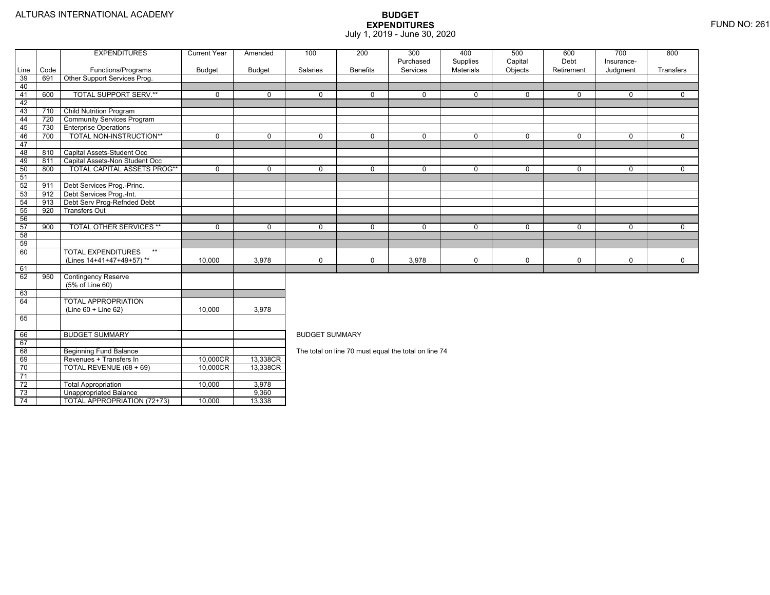ALTURAS INTERNATIONAL ACADEMY

# BUDGET EXPENDITURES

July 1, 2019 - June 30, 2020

FUND NO: 261

| Line | Code | EXPENDITURES Functions/Programs | Current Year Budget | Amended Budget | 100 Salaries | 200 Benefits | 300 Purchased Services | 400 Supplies Materials | 500 Capital Objects | 600 Debt Retirement | 700 Insurance-Judgment | 800 Transfers |
|---|---|---|---|---|---|---|---|---|---|---|---|---|
| 39 | 691 | Other Support Services Prog. | | | | | | | | | | |
| 40 | | | | | | | | | | | | |
| 41 | 600 | TOTAL SUPPORT SERV.** | 0 | 0 | 0 | 0 | 0 | 0 | 0 | 0 | 0 | 0 |
| 42 | | | | | | | | | | | | |
| 43 | 710 | Child Nutrition Program | | | | | | | | | | |
| 44 | 720 | Community Services Program | | | | | | | | | | |
| 45 | 730 | Enterprise Operations | | | | | | | | | | |
| 46 | 700 | TOTAL NON-INSTRUCTION** | 0 | 0 | 0 | 0 | 0 | 0 | 0 | 0 | 0 | 0 |
| 47 | | | | | | | | | | | | |
| 48 | 810 | Capital Assets-Student Occ | | | | | | | | | | |
| 49 | 811 | Capital Assets-Non Student Occ | | | | | | | | | | |
| 50 | 800 | TOTAL CAPITAL ASSETS PROG** | 0 | 0 | 0 | 0 | 0 | 0 | 0 | 0 | 0 | 0 |
| 51 | | | | | | | | | | | | |
| 52 | 911 | Debt Services Prog.-Princ. | | | | | | | | | | |
| 53 | 912 | Debt Services Prog.-Int. | | | | | | | | | | |
| 54 | 913 | Debt Serv Prog-Refnded Debt | | | | | | | | | | |
| 55 | 920 | Transfers Out | | | | | | | | | | |
| 56 | | | | | | | | | | | | |
| 57 | 900 | TOTAL OTHER SERVICES ** | 0 | 0 | 0 | 0 | 0 | 0 | 0 | 0 | 0 | 0 |
| 58 | | | | | | | | | | | | |
| 59 | | | | | | | | | | | | |
| 60 | | TOTAL EXPENDITURES ** (Lines 14+41+47+49+57) ** | 10,000 | 3,978 | 0 | 0 | 3,978 | 0 | 0 | 0 | 0 | 0 |
| 61 | | | | | | | | | | | | |
| 62 | 950 | Contingency Reserve (5% of Line 60) | | | | | | | | | | |
| 63 | | | | | | | | | | | | |
| 64 | | TOTAL APPROPRIATION (Line 60 + Line 62) | 10,000 | 3,978 | | | | | | | | |
| 65 | | | | | | | | | | | | |

| Line | Code | | Current Year Budget | Amended Budget |
|---|---|---|---|---|
| 66 | | BUDGET SUMMARY | | |
| 67 | | | | |
| 68 | | Beginning Fund Balance | | |
| 69 | | Revenues + Transfers In | 10,000CR | 13,338CR |
| 70 | | TOTAL REVENUE (68 + 69) | 10,000CR | 13,338CR |
| 71 | | | | |
| 72 | | Total Appropriation | 10,000 | 3,978 |
| 73 | | Unappropriated Balance | | 9,360 |
| 74 | | TOTAL APPROPRIATION (72+73) | 10,000 | 13,338 |

BUDGET SUMMARY

The total on line 70 must equal the total on line 74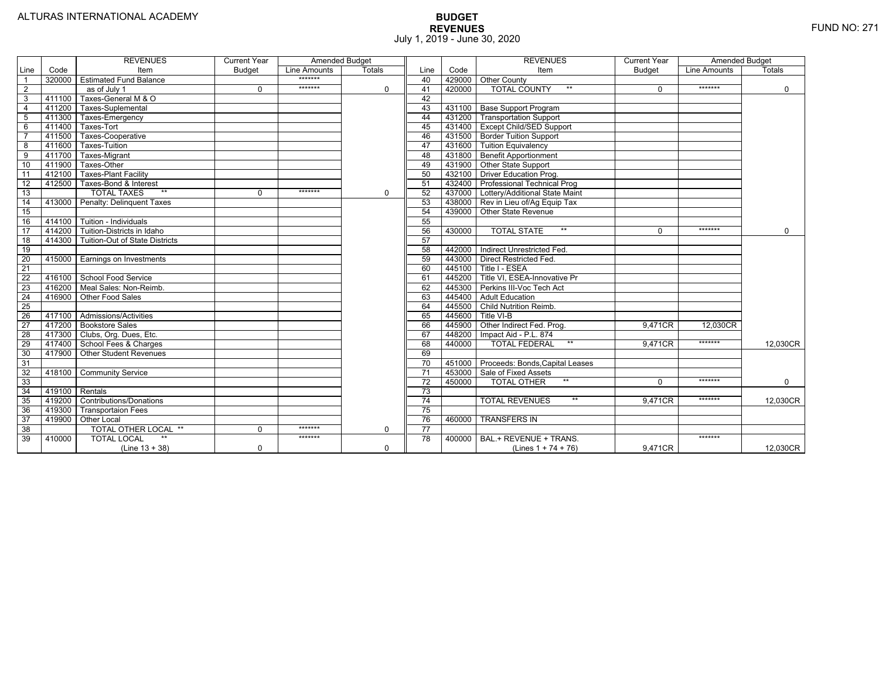ALTURAS INTERNATIONAL ACADEMY

# BUDGET
## REVENUES
July 1, 2019 - June 30, 2020

FUND NO: 271

| Line | Code | REVENUES Item | Current Year Budget | Amended Budget Line Amounts | Amended Budget Totals |
|---|---|---|---|---|---|
| 1 | 320000 | Estimated Fund Balance | | ******* | |
| 2 | | as of July 1 | 0 | ******* | 0 |
| 3 | 411100 | Taxes-General M & O | | | |
| 4 | 411200 | Taxes-Suplemental | | | |
| 5 | 411300 | Taxes-Emergency | | | |
| 6 | 411400 | Taxes-Tort | | | |
| 7 | 411500 | Taxes-Cooperative | | | |
| 8 | 411600 | Taxes-Tuition | | | |
| 9 | 411700 | Taxes-Migrant | | | |
| 10 | 411900 | Taxes-Other | | | |
| 11 | 412100 | Taxes-Plant Facility | | | |
| 12 | 412500 | Taxes-Bond & Interest | | | |
| 13 | | TOTAL TAXES ** | 0 | ******* | 0 |
| 14 | 413000 | Penalty: Delinquent Taxes | | | |
| 15 | | | | | |
| 16 | 414100 | Tuition - Individuals | | | |
| 17 | 414200 | Tuition-Districts in Idaho | | | |
| 18 | 414300 | Tuition-Out of State Districts | | | |
| 19 | | | | | |
| 20 | 415000 | Earnings on Investments | | | |
| 21 | | | | | |
| 22 | 416100 | School Food Service | | | |
| 23 | 416200 | Meal Sales: Non-Reimb. | | | |
| 24 | 416900 | Other Food Sales | | | |
| 25 | | | | | |
| 26 | 417100 | Admissions/Activities | | | |
| 27 | 417200 | Bookstore Sales | | | |
| 28 | 417300 | Clubs, Org. Dues, Etc. | | | |
| 29 | 417400 | School Fees & Charges | | | |
| 30 | 417900 | Other Student Revenues | | | |
| 31 | | | | | |
| 32 | 418100 | Community Service | | | |
| 33 | | | | | |
| 34 | 419100 | Rentals | | | |
| 35 | 419200 | Contributions/Donations | | | |
| 36 | 419300 | Transportaion Fees | | | |
| 37 | 419900 | Other Local | | | |
| 38 | | TOTAL OTHER LOCAL ** | 0 | ******* | 0 |
| 39 | 410000 | TOTAL LOCAL ** (Line 13 + 38) | 0 | ******* | 0 |
| 40 | 429000 | Other County | | | |
| 41 | 420000 | TOTAL COUNTY ** | 0 | ******* | 0 |
| 42 | | | | | |
| 43 | 431100 | Base Support Program | | | |
| 44 | 431200 | Transportation Support | | | |
| 45 | 431400 | Except Child/SED Support | | | |
| 46 | 431500 | Border Tuition Support | | | |
| 47 | 431600 | Tuition Equivalency | | | |
| 48 | 431800 | Benefit Apportionment | | | |
| 49 | 431900 | Other State Support | | | |
| 50 | 432100 | Driver Education Prog. | | | |
| 51 | 432400 | Professional Technical Prog | | | |
| 52 | 437000 | Lottery/Additional State Maint | | | |
| 53 | 438000 | Rev in Lieu of/Ag Equip Tax | | | |
| 54 | 439000 | Other State Revenue | | | |
| 55 | | | | | |
| 56 | 430000 | TOTAL STATE ** | 0 | ******* | 0 |
| 57 | | | | | |
| 58 | 442000 | Indirect Unrestricted Fed. | | | |
| 59 | 443000 | Direct Restricted Fed. | | | |
| 60 | 445100 | Title I - ESEA | | | |
| 61 | 445200 | Title VI, ESEA-Innovative Pr | | | |
| 62 | 445300 | Perkins III-Voc Tech Act | | | |
| 63 | 445400 | Adult Education | | | |
| 64 | 445500 | Child Nutrition Reimb. | | | |
| 65 | 445600 | Title VI-B | | | |
| 66 | 445900 | Other Indirect Fed. Prog. | 9,471CR | 12,030CR | |
| 67 | 448200 | Impact Aid - P.L. 874 | | | |
| 68 | 440000 | TOTAL FEDERAL ** | 9,471CR | ******* | 12,030CR |
| 69 | | | | | |
| 70 | 451000 | Proceeds: Bonds,Capital Leases | | | |
| 71 | 453000 | Sale of Fixed Assets | | | |
| 72 | 450000 | TOTAL OTHER ** | 0 | ******* | 0 |
| 73 | | | | | |
| 74 | | TOTAL REVENUES ** | 9,471CR | ******* | 12,030CR |
| 75 | | | | | |
| 76 | 460000 | TRANSFERS IN | | | |
| 77 | | | | | |
| 78 | 400000 | BAL.+ REVENUE + TRANS. (Lines 1 + 74 + 76) | 9,471CR | ******* | 12,030CR |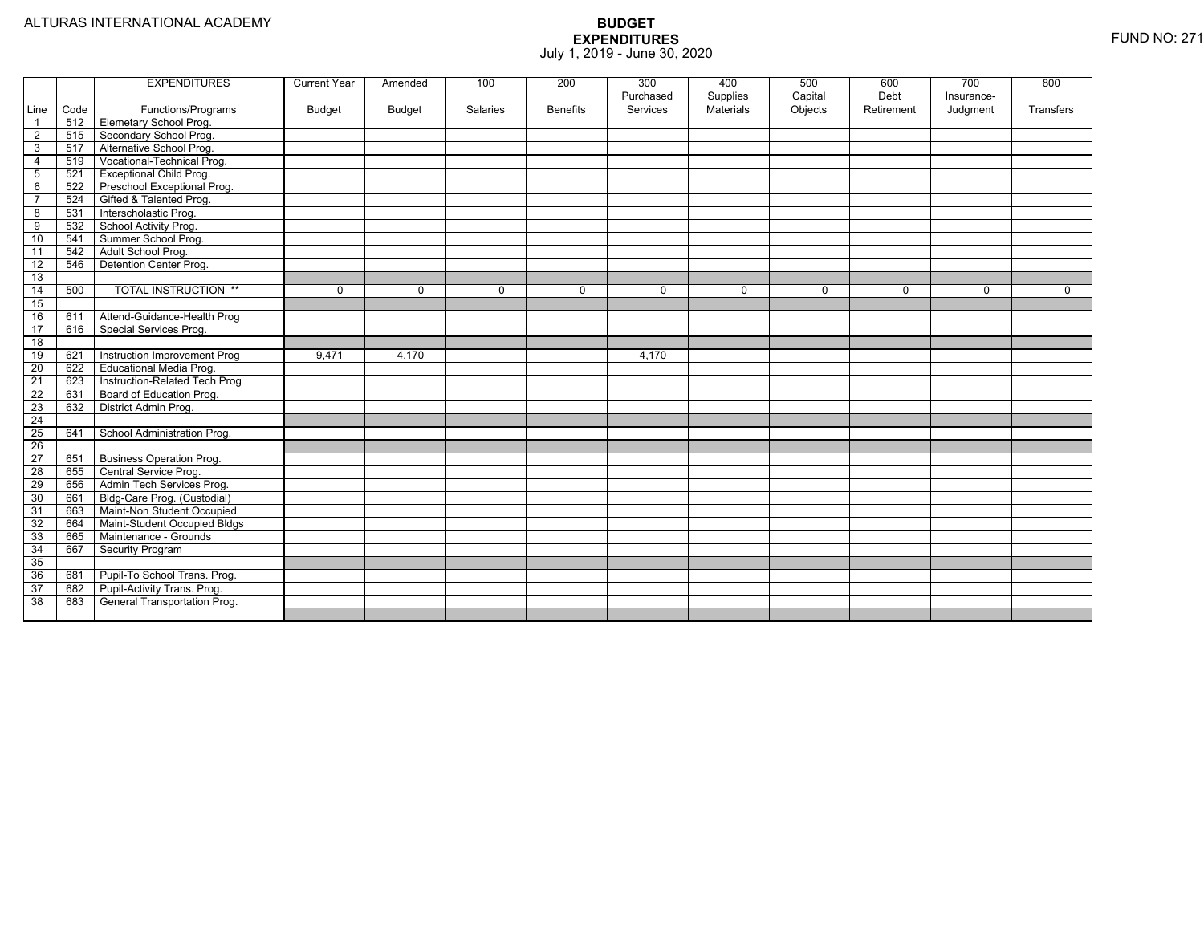ALTURAS INTERNATIONAL ACADEMY

# BUDGET
## EXPENDITURES
July 1, 2019 - June 30, 2020

FUND NO: 271

| Line | Code | EXPENDITURES Functions/Programs | Current Year Budget | Amended Budget | 100 Salaries | 200 Benefits | 300 Purchased Services | 400 Supplies Materials | 500 Capital Objects | 600 Debt Retirement | 700 Insurance-Judgment | 800 Transfers |
|---|---|---|---|---|---|---|---|---|---|---|---|---|
| 1 | 512 | Elemetary School Prog. | | | | | | | | | | |
| 2 | 515 | Secondary School Prog. | | | | | | | | | | |
| 3 | 517 | Alternative School Prog. | | | | | | | | | | |
| 4 | 519 | Vocational-Technical Prog. | | | | | | | | | | |
| 5 | 521 | Exceptional Child Prog. | | | | | | | | | | |
| 6 | 522 | Preschool Exceptional Prog. | | | | | | | | | | |
| 7 | 524 | Gifted & Talented Prog. | | | | | | | | | | |
| 8 | 531 | Interscholastic Prog. | | | | | | | | | | |
| 9 | 532 | School Activity Prog. | | | | | | | | | | |
| 10 | 541 | Summer School Prog. | | | | | | | | | | |
| 11 | 542 | Adult School Prog. | | | | | | | | | | |
| 12 | 546 | Detention Center Prog. | | | | | | | | | | |
| 13 | | | | | | | | | | | | |
| 14 | 500 | TOTAL INSTRUCTION ** | 0 | 0 | 0 | 0 | 0 | 0 | 0 | 0 | 0 | 0 |
| 15 | | | | | | | | | | | | |
| 16 | 611 | Attend-Guidance-Health Prog | | | | | | | | | | |
| 17 | 616 | Special Services Prog. | | | | | | | | | | |
| 18 | | | | | | | | | | | | |
| 19 | 621 | Instruction Improvement Prog | 9,471 | 4,170 | | | 4,170 | | | | | |
| 20 | 622 | Educational Media Prog. | | | | | | | | | | |
| 21 | 623 | Instruction-Related Tech Prog | | | | | | | | | | |
| 22 | 631 | Board of Education Prog. | | | | | | | | | | |
| 23 | 632 | District Admin Prog. | | | | | | | | | | |
| 24 | | | | | | | | | | | | |
| 25 | 641 | School Administration Prog. | | | | | | | | | | |
| 26 | | | | | | | | | | | | |
| 27 | 651 | Business Operation Prog. | | | | | | | | | | |
| 28 | 655 | Central Service Prog. | | | | | | | | | | |
| 29 | 656 | Admin Tech Services Prog. | | | | | | | | | | |
| 30 | 661 | Bldg-Care Prog. (Custodial) | | | | | | | | | | |
| 31 | 663 | Maint-Non Student Occupied | | | | | | | | | | |
| 32 | 664 | Maint-Student Occupied Bldgs | | | | | | | | | | |
| 33 | 665 | Maintenance - Grounds | | | | | | | | | | |
| 34 | 667 | Security Program | | | | | | | | | | |
| 35 | | | | | | | | | | | | |
| 36 | 681 | Pupil-To School Trans. Prog. | | | | | | | | | | |
| 37 | 682 | Pupil-Activity Trans. Prog. | | | | | | | | | | |
| 38 | 683 | General Transportation Prog. | | | | | | | | | | |
| | | | | | | | | | | | | |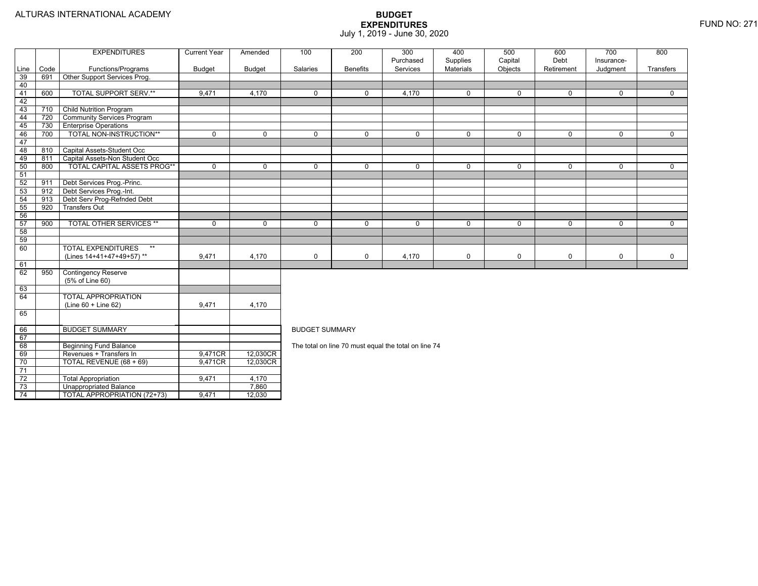ALTURAS INTERNATIONAL ACADEMY

# BUDGET EXPENDITURES
July 1, 2019 - June 30, 2020

FUND NO: 271

| Line | Code | EXPENDITURES Functions/Programs | Current Year Budget | Amended Budget | 100 Salaries | 200 Benefits | 300 Purchased Services | 400 Supplies Materials | 500 Capital Objects | 600 Debt Retirement | 700 Insurance-Judgment | 800 Transfers |
|---|---|---|---|---|---|---|---|---|---|---|---|---|
| 39 | 691 | Other Support Services Prog. | | | | | | | | | | |
| 40 | | | | | | | | | | | | |
| 41 | 600 | TOTAL SUPPORT SERV.** | 9,471 | 4,170 | 0 | 0 | 4,170 | 0 | 0 | 0 | 0 | 0 |
| 42 | | | | | | | | | | | | |
| 43 | 710 | Child Nutrition Program | | | | | | | | | | |
| 44 | 720 | Community Services Program | | | | | | | | | | |
| 45 | 730 | Enterprise Operations | | | | | | | | | | |
| 46 | 700 | TOTAL NON-INSTRUCTION** | 0 | 0 | 0 | 0 | 0 | 0 | 0 | 0 | 0 | 0 |
| 47 | | | | | | | | | | | | |
| 48 | 810 | Capital Assets-Student Occ | | | | | | | | | | |
| 49 | 811 | Capital Assets-Non Student Occ | | | | | | | | | | |
| 50 | 800 | TOTAL CAPITAL ASSETS PROG** | 0 | 0 | 0 | 0 | 0 | 0 | 0 | 0 | 0 | 0 |
| 51 | | | | | | | | | | | | |
| 52 | 911 | Debt Services Prog.-Princ. | | | | | | | | | | |
| 53 | 912 | Debt Services Prog.-Int. | | | | | | | | | | |
| 54 | 913 | Debt Serv Prog-Refnded Debt | | | | | | | | | | |
| 55 | 920 | Transfers Out | | | | | | | | | | |
| 56 | | | | | | | | | | | | |
| 57 | 900 | TOTAL OTHER SERVICES ** | 0 | 0 | 0 | 0 | 0 | 0 | 0 | 0 | 0 | 0 |
| 58 | | | | | | | | | | | | |
| 59 | | | | | | | | | | | | |
| 60 | | TOTAL EXPENDITURES ** (Lines 14+41+47+49+57) ** | 9,471 | 4,170 | 0 | 0 | 4,170 | 0 | 0 | 0 | 0 | 0 |
| 61 | | | | | | | | | | | | |
| 62 | 950 | Contingency Reserve (5% of Line 60) | | | | | | | | | | |
| 63 | | | | | | | | | | | | |
| 64 | | TOTAL APPROPRIATION (Line 60 + Line 62) | 9,471 | 4,170 | | | | | | | | |
| 65 | | | | | | | | | | | | |
| 66 | | BUDGET SUMMARY | | | | | | | | | | |
| 67 | | | | | | | | | | | | |
| 68 | | Beginning Fund Balance | | | | | | | | | | |
| 69 | | Revenues + Transfers In | 9,471CR | 12,030CR | | | | | | | | |
| 70 | | TOTAL REVENUE (68 + 69) | 9,471CR | 12,030CR | | | | | | | | |
| 71 | | | | | | | | | | | | |
| 72 | | Total Appropriation | 9,471 | 4,170 | | | | | | | | |
| 73 | | Unappropriated Balance | | 7,860 | | | | | | | | |
| 74 | | TOTAL APPROPRIATION (72+73) | 9,471 | 12,030 | | | | | | | | |

BUDGET SUMMARY

The total on line 70 must equal the total on line 74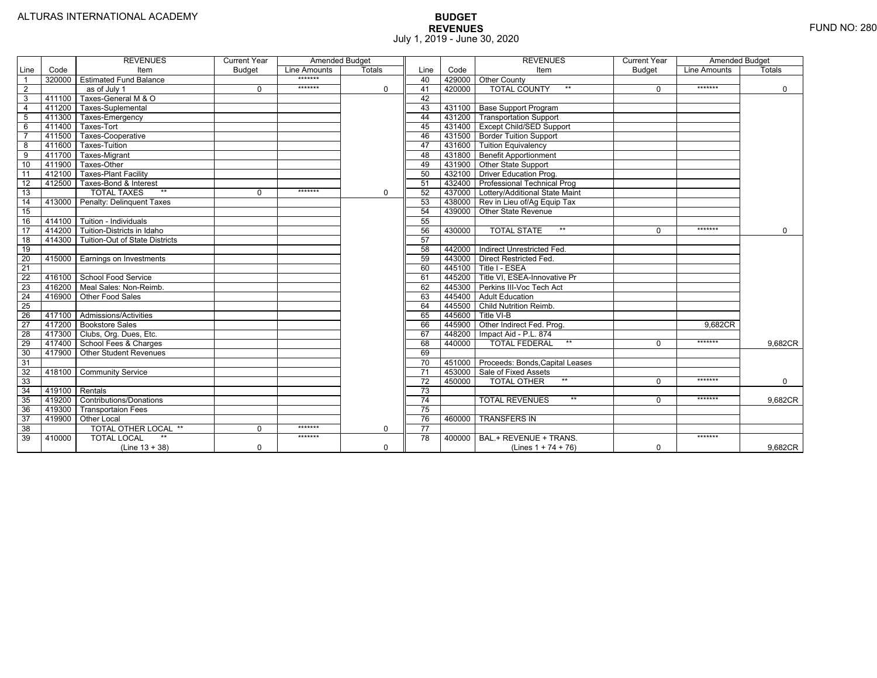ALTURAS INTERNATIONAL ACADEMY

# BUDGET
## REVENUES
July 1, 2019 - June 30, 2020

FUND NO: 280

| Line | Code | REVENUES Item | Current Year Budget | Amended Budget Line Amounts | Amended Budget Totals |
|---|---|---|---|---|---|
| 1 | 320000 | Estimated Fund Balance | | ******* | |
| 2 | | as of July 1 | 0 | ******* | 0 |
| 3 | 411100 | Taxes-General M & O | | | |
| 4 | 411200 | Taxes-Suplemental | | | |
| 5 | 411300 | Taxes-Emergency | | | |
| 6 | 411400 | Taxes-Tort | | | |
| 7 | 411500 | Taxes-Cooperative | | | |
| 8 | 411600 | Taxes-Tuition | | | |
| 9 | 411700 | Taxes-Migrant | | | |
| 10 | 411900 | Taxes-Other | | | |
| 11 | 412100 | Taxes-Plant Facility | | | |
| 12 | 412500 | Taxes-Bond & Interest | | | |
| 13 | | TOTAL TAXES ** | 0 | ******* | 0 |
| 14 | 413000 | Penalty: Delinquent Taxes | | | |
| 15 | | | | | |
| 16 | 414100 | Tuition - Individuals | | | |
| 17 | 414200 | Tuition-Districts in Idaho | | | |
| 18 | 414300 | Tuition-Out of State Districts | | | |
| 19 | | | | | |
| 20 | 415000 | Earnings on Investments | | | |
| 21 | | | | | |
| 22 | 416100 | School Food Service | | | |
| 23 | 416200 | Meal Sales: Non-Reimb. | | | |
| 24 | 416900 | Other Food Sales | | | |
| 25 | | | | | |
| 26 | 417100 | Admissions/Activities | | | |
| 27 | 417200 | Bookstore Sales | | | |
| 28 | 417300 | Clubs, Org. Dues, Etc. | | | |
| 29 | 417400 | School Fees & Charges | | | |
| 30 | 417900 | Other Student Revenues | | | |
| 31 | | | | | |
| 32 | 418100 | Community Service | | | |
| 33 | | | | | |
| 34 | 419100 | Rentals | | | |
| 35 | 419200 | Contributions/Donations | | | |
| 36 | 419300 | Transportaion Fees | | | |
| 37 | 419900 | Other Local | | | |
| 38 | | TOTAL OTHER LOCAL ** | 0 | ******* | 0 |
| 39 | 410000 | TOTAL LOCAL ** (Line 13 + 38) | 0 | ******* | 0 |
| 40 | 429000 | Other County | | | |
| 41 | 420000 | TOTAL COUNTY ** | 0 | ******* | 0 |
| 42 | | | | | |
| 43 | 431100 | Base Support Program | | | |
| 44 | 431200 | Transportation Support | | | |
| 45 | 431400 | Except Child/SED Support | | | |
| 46 | 431500 | Border Tuition Support | | | |
| 47 | 431600 | Tuition Equivalency | | | |
| 48 | 431800 | Benefit Apportionment | | | |
| 49 | 431900 | Other State Support | | | |
| 50 | 432100 | Driver Education Prog. | | | |
| 51 | 432400 | Professional Technical Prog | | | |
| 52 | 437000 | Lottery/Additional State Maint | | | |
| 53 | 438000 | Rev in Lieu of/Ag Equip Tax | | | |
| 54 | 439000 | Other State Revenue | | | |
| 55 | | | | | |
| 56 | 430000 | TOTAL STATE ** | 0 | ******* | 0 |
| 57 | | | | | |
| 58 | 442000 | Indirect Unrestricted Fed. | | | |
| 59 | 443000 | Direct Restricted Fed. | | | |
| 60 | 445100 | Title I - ESEA | | | |
| 61 | 445200 | Title VI, ESEA-Innovative Pr | | | |
| 62 | 445300 | Perkins III-Voc Tech Act | | | |
| 63 | 445400 | Adult Education | | | |
| 64 | 445500 | Child Nutrition Reimb. | | | |
| 65 | 445600 | Title VI-B | | | |
| 66 | 445900 | Other Indirect Fed. Prog. | | 9,682CR | |
| 67 | 448200 | Impact Aid - P.L. 874 | | | |
| 68 | 440000 | TOTAL FEDERAL ** | 0 | ******* | 9,682CR |
| 69 | | | | | |
| 70 | 451000 | Proceeds: Bonds,Capital Leases | | | |
| 71 | 453000 | Sale of Fixed Assets | | | |
| 72 | 450000 | TOTAL OTHER ** | 0 | ******* | 0 |
| 73 | | | | | |
| 74 | | TOTAL REVENUES ** | 0 | ******* | 9,682CR |
| 75 | | | | | |
| 76 | 460000 | TRANSFERS IN | | | |
| 77 | | | | | |
| 78 | 400000 | BAL.+ REVENUE + TRANS. (Lines 1 + 74 + 76) | 0 | ******* | 9,682CR |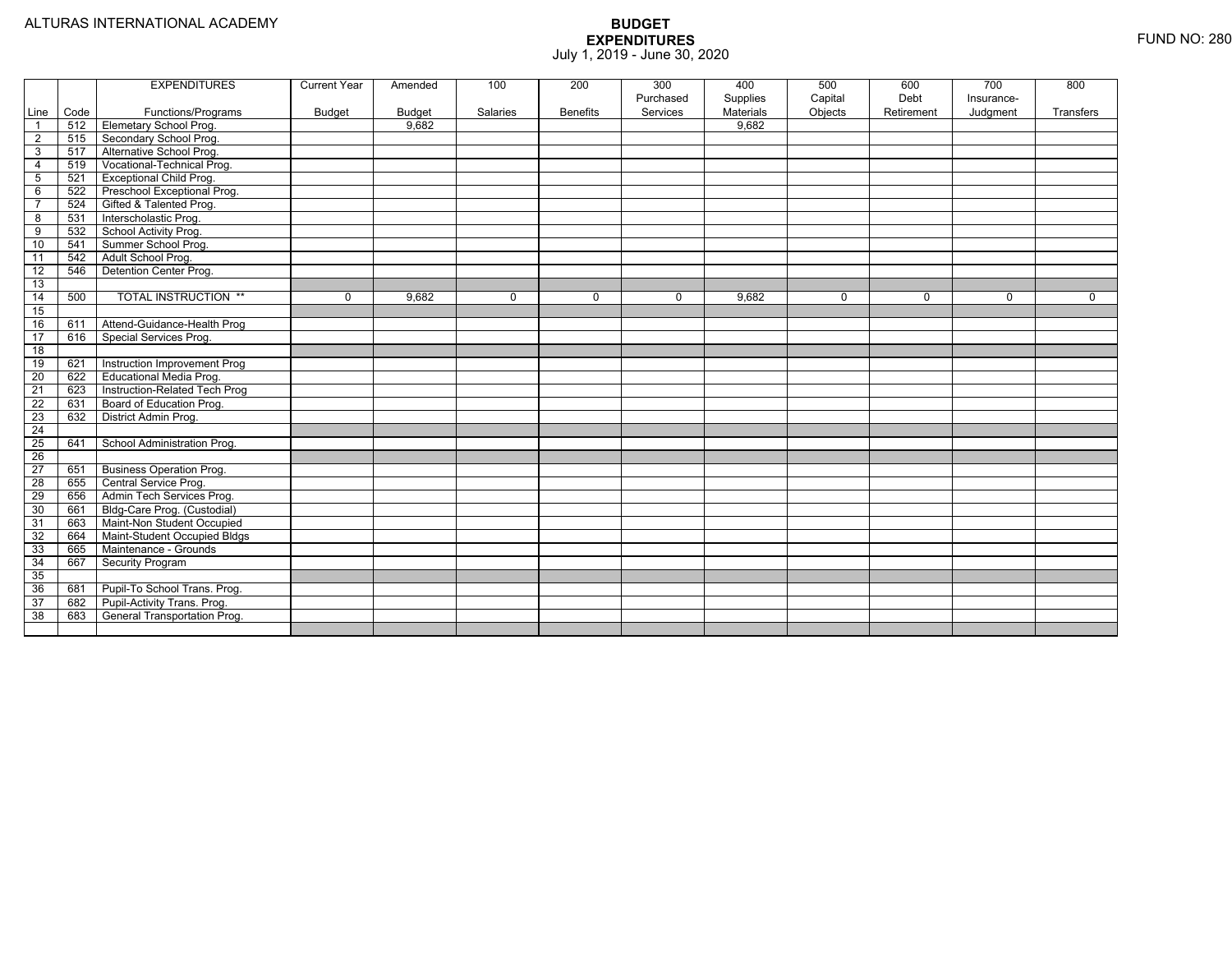ALTURAS INTERNATIONAL ACADEMY

# BUDGET
## EXPENDITURES
July 1, 2019 - June 30, 2020

FUND NO: 280

| Line | Code | EXPENDITURES Functions/Programs | Current Year Budget | Amended Budget | 100 Salaries | 200 Benefits | 300 Purchased Services | 400 Supplies Materials | 500 Capital Objects | 600 Debt Retirement | 700 Insurance-Judgment | 800 Transfers |
|---|---|---|---|---|---|---|---|---|---|---|---|---|
| 1 | 512 | Elemetary School Prog. | | 9,682 | | | | 9,682 | | | | |
| 2 | 515 | Secondary School Prog. | | | | | | | | | | |
| 3 | 517 | Alternative School Prog. | | | | | | | | | | |
| 4 | 519 | Vocational-Technical Prog. | | | | | | | | | | |
| 5 | 521 | Exceptional Child Prog. | | | | | | | | | | |
| 6 | 522 | Preschool Exceptional Prog. | | | | | | | | | | |
| 7 | 524 | Gifted & Talented Prog. | | | | | | | | | | |
| 8 | 531 | Interscholastic Prog. | | | | | | | | | | |
| 9 | 532 | School Activity Prog. | | | | | | | | | | |
| 10 | 541 | Summer School Prog. | | | | | | | | | | |
| 11 | 542 | Adult School Prog. | | | | | | | | | | |
| 12 | 546 | Detention Center Prog. | | | | | | | | | | |
| 13 | | | | | | | | | | | | |
| 14 | 500 | TOTAL INSTRUCTION ** | 0 | 9,682 | 0 | 0 | 0 | 9,682 | 0 | 0 | 0 | 0 |
| 15 | | | | | | | | | | | | |
| 16 | 611 | Attend-Guidance-Health Prog | | | | | | | | | | |
| 17 | 616 | Special Services Prog. | | | | | | | | | | |
| 18 | | | | | | | | | | | | |
| 19 | 621 | Instruction Improvement Prog | | | | | | | | | | |
| 20 | 622 | Educational Media Prog. | | | | | | | | | | |
| 21 | 623 | Instruction-Related Tech Prog | | | | | | | | | | |
| 22 | 631 | Board of Education Prog. | | | | | | | | | | |
| 23 | 632 | District Admin Prog. | | | | | | | | | | |
| 24 | | | | | | | | | | | | |
| 25 | 641 | School Administration Prog. | | | | | | | | | | |
| 26 | | | | | | | | | | | | |
| 27 | 651 | Business Operation Prog. | | | | | | | | | | |
| 28 | 655 | Central Service Prog. | | | | | | | | | | |
| 29 | 656 | Admin Tech Services Prog. | | | | | | | | | | |
| 30 | 661 | Bldg-Care Prog. (Custodial) | | | | | | | | | | |
| 31 | 663 | Maint-Non Student Occupied | | | | | | | | | | |
| 32 | 664 | Maint-Student Occupied Bldgs | | | | | | | | | | |
| 33 | 665 | Maintenance - Grounds | | | | | | | | | | |
| 34 | 667 | Security Program | | | | | | | | | | |
| 35 | | | | | | | | | | | | |
| 36 | 681 | Pupil-To School Trans. Prog. | | | | | | | | | | |
| 37 | 682 | Pupil-Activity Trans. Prog. | | | | | | | | | | |
| 38 | 683 | General Transportation Prog. | | | | | | | | | | |
| | | | | | | | | | | | | |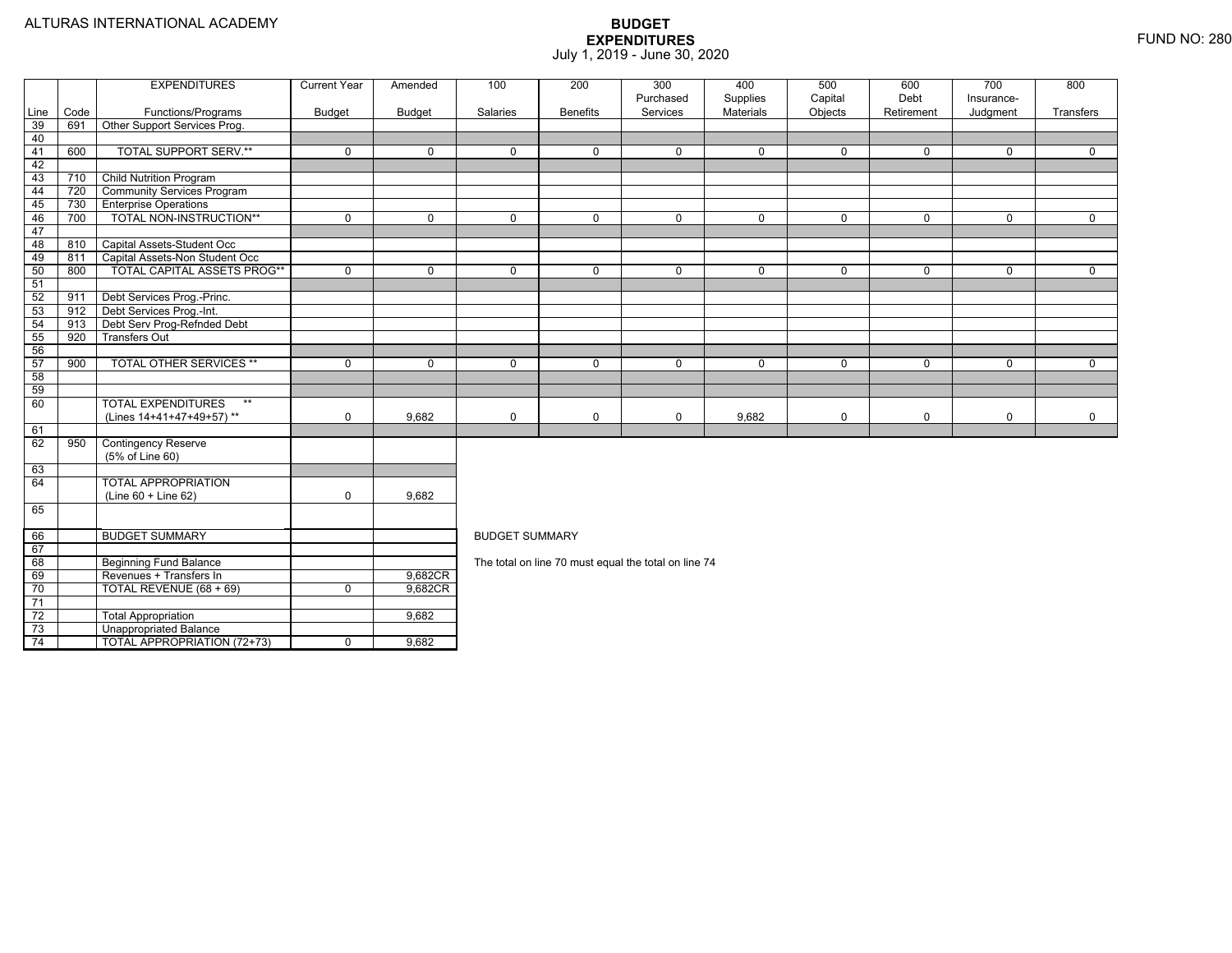ALTURAS INTERNATIONAL ACADEMY

# BUDGET EXPENDITURES

July 1, 2019 - June 30, 2020

FUND NO: 280

| Line | Code | EXPENDITURES Functions/Programs | Current Year Budget | Amended Budget | 100 Salaries | 200 Benefits | 300 Purchased Services | 400 Supplies Materials | 500 Capital Objects | 600 Debt Retirement | 700 Insurance-Judgment | 800 Transfers |
|---|---|---|---|---|---|---|---|---|---|---|---|---|
| 39 | 691 | Other Support Services Prog. | | | | | | | | | | |
| 40 | | | | | | | | | | | | |
| 41 | 600 | TOTAL SUPPORT SERV.** | 0 | 0 | 0 | 0 | 0 | 0 | 0 | 0 | 0 | 0 |
| 42 | | | | | | | | | | | | |
| 43 | 710 | Child Nutrition Program | | | | | | | | | | |
| 44 | 720 | Community Services Program | | | | | | | | | | |
| 45 | 730 | Enterprise Operations | | | | | | | | | | |
| 46 | 700 | TOTAL NON-INSTRUCTION** | 0 | 0 | 0 | 0 | 0 | 0 | 0 | 0 | 0 | 0 |
| 47 | | | | | | | | | | | | |
| 48 | 810 | Capital Assets-Student Occ | | | | | | | | | | |
| 49 | 811 | Capital Assets-Non Student Occ | | | | | | | | | | |
| 50 | 800 | TOTAL CAPITAL ASSETS PROG** | 0 | 0 | 0 | 0 | 0 | 0 | 0 | 0 | 0 | 0 |
| 51 | | | | | | | | | | | | |
| 52 | 911 | Debt Services Prog.-Princ. | | | | | | | | | | |
| 53 | 912 | Debt Services Prog.-Int. | | | | | | | | | | |
| 54 | 913 | Debt Serv Prog-Refnded Debt | | | | | | | | | | |
| 55 | 920 | Transfers Out | | | | | | | | | | |
| 56 | | | | | | | | | | | | |
| 57 | 900 | TOTAL OTHER SERVICES ** | 0 | 0 | 0 | 0 | 0 | 0 | 0 | 0 | 0 | 0 |
| 58 | | | | | | | | | | | | |
| 59 | | | | | | | | | | | | |
| 60 | | TOTAL EXPENDITURES ** (Lines 14+41+47+49+57) ** | 0 | 9,682 | 0 | 0 | 0 | 9,682 | 0 | 0 | 0 | 0 |
| 61 | | | | | | | | | | | | |
| 62 | 950 | Contingency Reserve (5% of Line 60) | | | | | | | | | | |
| 63 | | | | | | | | | | | | |
| 64 | | TOTAL APPROPRIATION (Line 60 + Line 62) | 0 | 9,682 | | | | | | | | |
| 65 | | | | | | | | | | | | |

| Line | Code | | Current Year Budget | Amended Budget |
|---|---|---|---|---|
| 66 | | BUDGET SUMMARY | | |
| 67 | | | | |
| 68 | | Beginning Fund Balance | | |
| 69 | | Revenues + Transfers In | | 9,682CR |
| 70 | | TOTAL REVENUE (68 + 69) | 0 | 9,682CR |
| 71 | | | | |
| 72 | | Total Appropriation | | 9,682 |
| 73 | | Unappropriated Balance | | |
| 74 | | TOTAL APPROPRIATION (72+73) | 0 | 9,682 |

BUDGET SUMMARY

The total on line 70 must equal the total on line 74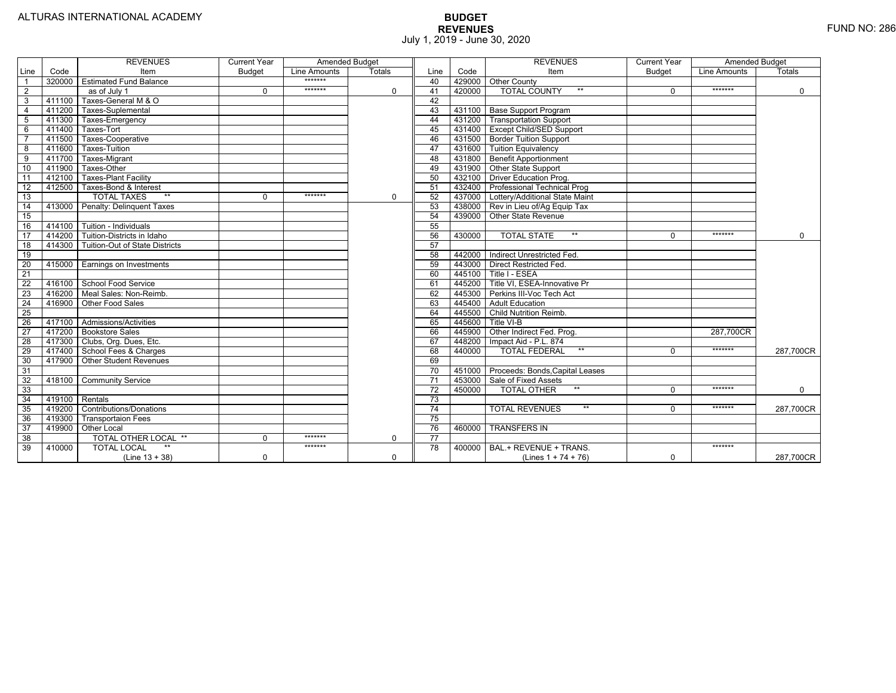ALTURAS INTERNATIONAL ACADEMY

# BUDGET
## REVENUES
July 1, 2019 - June 30, 2020

FUND NO: 286

| Line | Code | REVENUES Item | Current Year Budget | Amended Budget Line Amounts | Totals | Line | Code | REVENUES Item | Current Year Budget | Amended Budget Line Amounts | Totals |
|---|---|---|---|---|---|---|---|---|---|---|---|
| 1 | 320000 | Estimated Fund Balance | | ******* | | 40 | 429000 | Other County | | | |
| 2 | | as of July 1 | 0 | ******* | 0 | 41 | 420000 | TOTAL COUNTY ** | 0 | ******* | 0 |
| 3 | 411100 | Taxes-General M & O | | | | 42 | | | | | |
| 4 | 411200 | Taxes-Suplemental | | | | 43 | 431100 | Base Support Program | | | |
| 5 | 411300 | Taxes-Emergency | | | | 44 | 431200 | Transportation Support | | | |
| 6 | 411400 | Taxes-Tort | | | | 45 | 431400 | Except Child/SED Support | | | |
| 7 | 411500 | Taxes-Cooperative | | | | 46 | 431500 | Border Tuition Support | | | |
| 8 | 411600 | Taxes-Tuition | | | | 47 | 431600 | Tuition Equivalency | | | |
| 9 | 411700 | Taxes-Migrant | | | | 48 | 431800 | Benefit Apportionment | | | |
| 10 | 411900 | Taxes-Other | | | | 49 | 431900 | Other State Support | | | |
| 11 | 412100 | Taxes-Plant Facility | | | | 50 | 432100 | Driver Education Prog. | | | |
| 12 | 412500 | Taxes-Bond & Interest | | | | 51 | 432400 | Professional Technical Prog | | | |
| 13 | | TOTAL TAXES ** | 0 | ******* | 0 | 52 | 437000 | Lottery/Additional State Maint | | | |
| 14 | 413000 | Penalty: Delinquent Taxes | | | | 53 | 438000 | Rev in Lieu of/Ag Equip Tax | | | |
| 15 | | | | | | 54 | 439000 | Other State Revenue | | | |
| 16 | 414100 | Tuition - Individuals | | | | 55 | | | | | |
| 17 | 414200 | Tuition-Districts in Idaho | | | | 56 | 430000 | TOTAL STATE ** | 0 | ******* | 0 |
| 18 | 414300 | Tuition-Out of State Districts | | | | 57 | | | | | |
| 19 | | | | | | 58 | 442000 | Indirect Unrestricted Fed. | | | |
| 20 | 415000 | Earnings on Investments | | | | 59 | 443000 | Direct Restricted Fed. | | | |
| 21 | | | | | | 60 | 445100 | Title I - ESEA | | | |
| 22 | 416100 | School Food Service | | | | 61 | 445200 | Title VI, ESEA-Innovative Pr | | | |
| 23 | 416200 | Meal Sales: Non-Reimb. | | | | 62 | 445300 | Perkins III-Voc Tech Act | | | |
| 24 | 416900 | Other Food Sales | | | | 63 | 445400 | Adult Education | | | |
| 25 | | | | | | 64 | 445500 | Child Nutrition Reimb. | | | |
| 26 | 417100 | Admissions/Activities | | | | 65 | 445600 | Title VI-B | | | |
| 27 | 417200 | Bookstore Sales | | | | 66 | 445900 | Other Indirect Fed. Prog. | | 287,700CR | |
| 28 | 417300 | Clubs, Org. Dues, Etc. | | | | 67 | 448200 | Impact Aid - P.L. 874 | | | |
| 29 | 417400 | School Fees & Charges | | | | 68 | 440000 | TOTAL FEDERAL ** | 0 | ******* | 287,700CR |
| 30 | 417900 | Other Student Revenues | | | | 69 | | | | | |
| 31 | | | | | | 70 | 451000 | Proceeds: Bonds,Capital Leases | | | |
| 32 | 418100 | Community Service | | | | 71 | 453000 | Sale of Fixed Assets | | | |
| 33 | | | | | | 72 | 450000 | TOTAL OTHER ** | 0 | ******* | 0 |
| 34 | 419100 | Rentals | | | | 73 | | | | | |
| 35 | 419200 | Contributions/Donations | | | | 74 | | TOTAL REVENUES ** | 0 | ******* | 287,700CR |
| 36 | 419300 | Transportaion Fees | | | | 75 | | | | | |
| 37 | 419900 | Other Local | | | | 76 | 460000 | TRANSFERS IN | | | |
| 38 | | TOTAL OTHER LOCAL ** | 0 | ******* | 0 | 77 | | | | | |
| 39 | 410000 | TOTAL LOCAL ** (Line 13 + 38) | 0 | ******* | 0 | 78 | 400000 | BAL.+ REVENUE + TRANS. (Lines 1 + 74 + 76) | 0 | ******* | 287,700CR |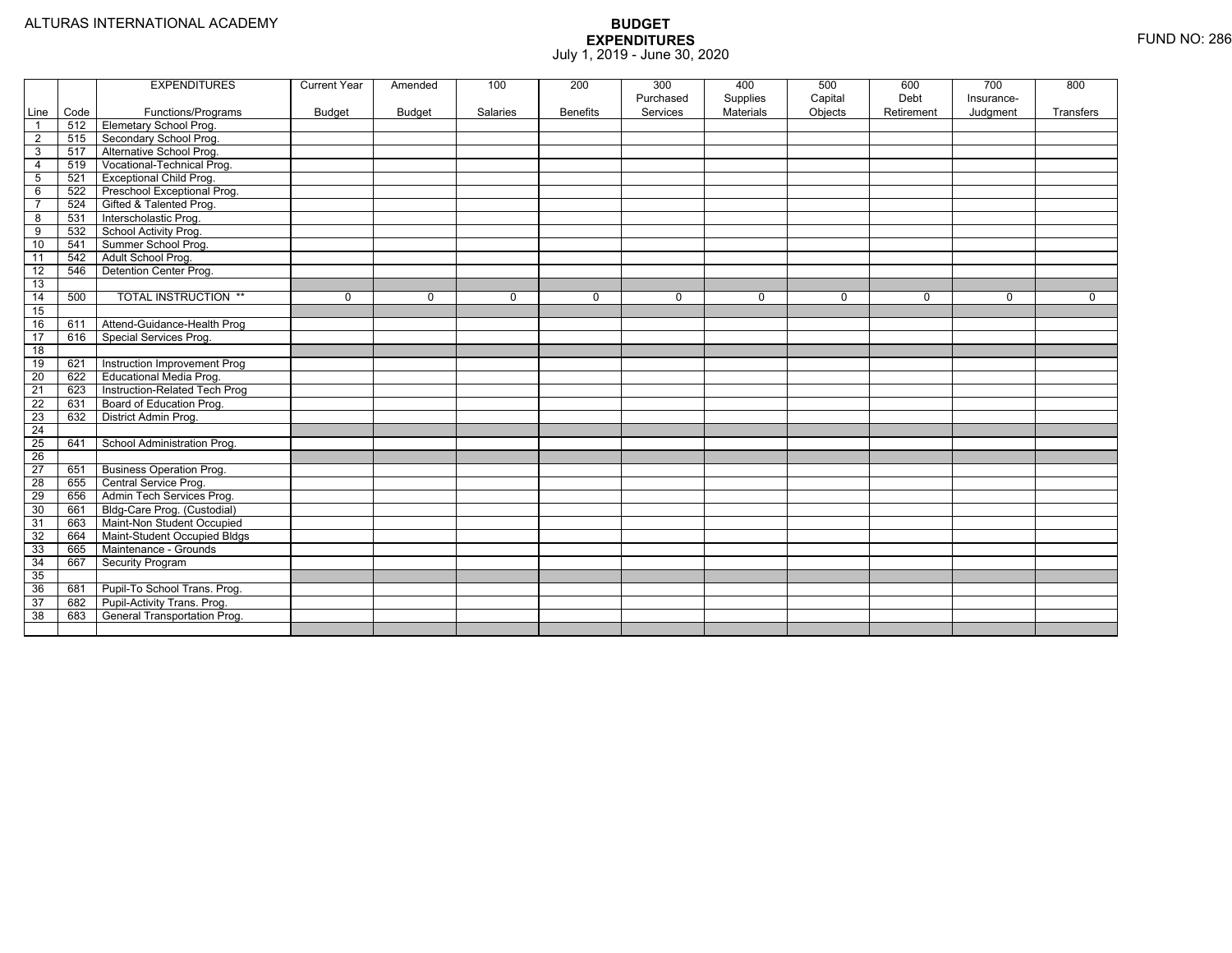ALTURAS INTERNATIONAL ACADEMY

FUND NO: 286

# BUDGET
## EXPENDITURES
July 1, 2019 - June 30, 2020

| Line | Code | EXPENDITURES Functions/Programs | Current Year Budget | Amended Budget | 100 Salaries | 200 Benefits | 300 Purchased Services | 400 Supplies Materials | 500 Capital Objects | 600 Debt Retirement | 700 Insurance-Judgment | 800 Transfers |
|---|---|---|---|---|---|---|---|---|---|---|---|---|
| 1 | 512 | Elemetary School Prog. | | | | | | | | | | |
| 2 | 515 | Secondary School Prog. | | | | | | | | | | |
| 3 | 517 | Alternative School Prog. | | | | | | | | | | |
| 4 | 519 | Vocational-Technical Prog. | | | | | | | | | | |
| 5 | 521 | Exceptional Child Prog. | | | | | | | | | | |
| 6 | 522 | Preschool Exceptional Prog. | | | | | | | | | | |
| 7 | 524 | Gifted & Talented Prog. | | | | | | | | | | |
| 8 | 531 | Interscholastic Prog. | | | | | | | | | | |
| 9 | 532 | School Activity Prog. | | | | | | | | | | |
| 10 | 541 | Summer School Prog. | | | | | | | | | | |
| 11 | 542 | Adult School Prog. | | | | | | | | | | |
| 12 | 546 | Detention Center Prog. | | | | | | | | | | |
| 13 | | | | | | | | | | | | |
| 14 | 500 | TOTAL INSTRUCTION ** | 0 | 0 | 0 | 0 | 0 | 0 | 0 | 0 | 0 | 0 |
| 15 | | | | | | | | | | | | |
| 16 | 611 | Attend-Guidance-Health Prog | | | | | | | | | | |
| 17 | 616 | Special Services Prog. | | | | | | | | | | |
| 18 | | | | | | | | | | | | |
| 19 | 621 | Instruction Improvement Prog | | | | | | | | | | |
| 20 | 622 | Educational Media Prog. | | | | | | | | | | |
| 21 | 623 | Instruction-Related Tech Prog | | | | | | | | | | |
| 22 | 631 | Board of Education Prog. | | | | | | | | | | |
| 23 | 632 | District Admin Prog. | | | | | | | | | | |
| 24 | | | | | | | | | | | | |
| 25 | 641 | School Administration Prog. | | | | | | | | | | |
| 26 | | | | | | | | | | | | |
| 27 | 651 | Business Operation Prog. | | | | | | | | | | |
| 28 | 655 | Central Service Prog. | | | | | | | | | | |
| 29 | 656 | Admin Tech Services Prog. | | | | | | | | | | |
| 30 | 661 | Bldg-Care Prog. (Custodial) | | | | | | | | | | |
| 31 | 663 | Maint-Non Student Occupied | | | | | | | | | | |
| 32 | 664 | Maint-Student Occupied Bldgs | | | | | | | | | | |
| 33 | 665 | Maintenance - Grounds | | | | | | | | | | |
| 34 | 667 | Security Program | | | | | | | | | | |
| 35 | | | | | | | | | | | | |
| 36 | 681 | Pupil-To School Trans. Prog. | | | | | | | | | | |
| 37 | 682 | Pupil-Activity Trans. Prog. | | | | | | | | | | |
| 38 | 683 | General Transportation Prog. | | | | | | | | | | |
| | | | | | | | | | | | | |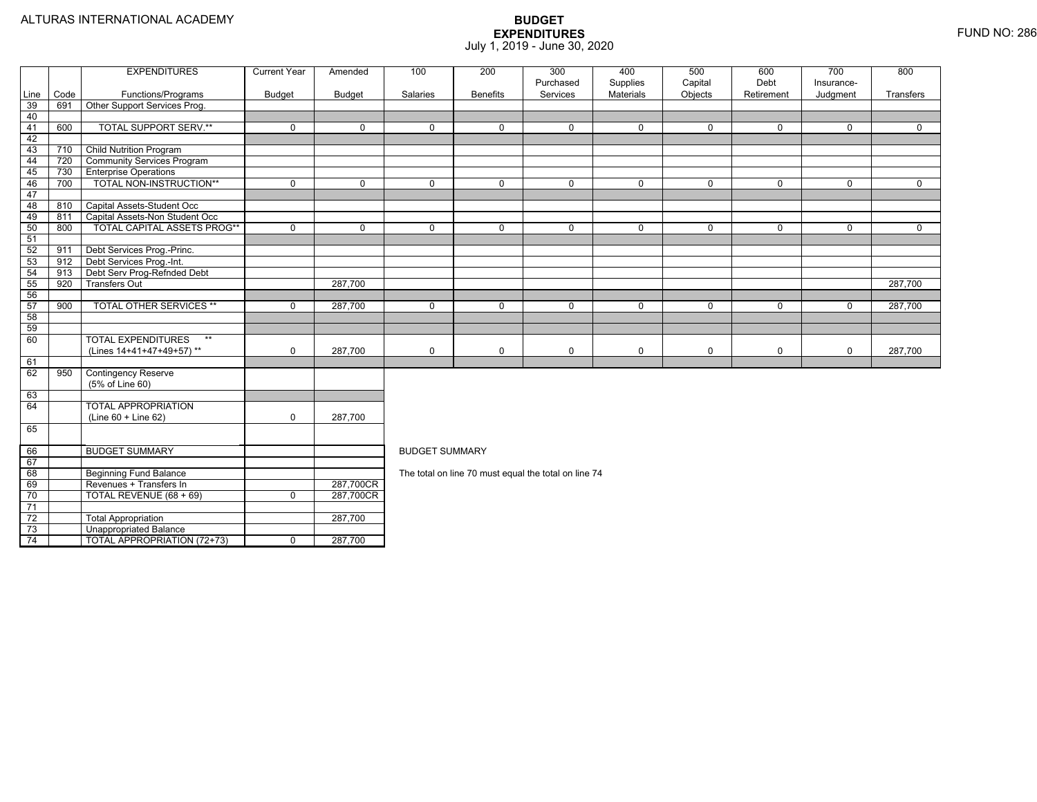ALTURAS INTERNATIONAL ACADEMY

# BUDGET EXPENDITURES
July 1, 2019 - June 30, 2020

FUND NO: 286

| Line | Code | EXPENDITURES Functions/Programs | Current Year Budget | Amended Budget | 100 Salaries | 200 Benefits | 300 Purchased Services | 400 Supplies Materials | 500 Capital Objects | 600 Debt Retirement | 700 Insurance-Judgment | 800 Transfers |
|---|---|---|---|---|---|---|---|---|---|---|---|---|
| 39 | 691 | Other Support Services Prog. | | | | | | | | | | |
| 40 | | | | | | | | | | | | |
| 41 | 600 | TOTAL SUPPORT SERV.** | 0 | 0 | 0 | 0 | 0 | 0 | 0 | 0 | 0 | 0 |
| 42 | | | | | | | | | | | | |
| 43 | 710 | Child Nutrition Program | | | | | | | | | | |
| 44 | 720 | Community Services Program | | | | | | | | | | |
| 45 | 730 | Enterprise Operations | | | | | | | | | | |
| 46 | 700 | TOTAL NON-INSTRUCTION** | 0 | 0 | 0 | 0 | 0 | 0 | 0 | 0 | 0 | 0 |
| 47 | | | | | | | | | | | | |
| 48 | 810 | Capital Assets-Student Occ | | | | | | | | | | |
| 49 | 811 | Capital Assets-Non Student Occ | | | | | | | | | | |
| 50 | 800 | TOTAL CAPITAL ASSETS PROG** | 0 | 0 | 0 | 0 | 0 | 0 | 0 | 0 | 0 | 0 |
| 51 | | | | | | | | | | | | |
| 52 | 911 | Debt Services Prog.-Princ. | | | | | | | | | | |
| 53 | 912 | Debt Services Prog.-Int. | | | | | | | | | | |
| 54 | 913 | Debt Serv Prog-Refnded Debt | | | | | | | | | | |
| 55 | 920 | Transfers Out | | 287,700 | | | | | | | | 287,700 |
| 56 | | | | | | | | | | | | |
| 57 | 900 | TOTAL OTHER SERVICES ** | 0 | 287,700 | 0 | 0 | 0 | 0 | 0 | 0 | 0 | 287,700 |
| 58 | | | | | | | | | | | | |
| 59 | | | | | | | | | | | | |
| 60 | | TOTAL EXPENDITURES ** (Lines 14+41+47+49+57) ** | 0 | 287,700 | 0 | 0 | 0 | 0 | 0 | 0 | 0 | 287,700 |
| 61 | | | | | | | | | | | | |
| 62 | 950 | Contingency Reserve (5% of Line 60) | | | | | | | | | | |
| 63 | | | | | | | | | | | | |
| 64 | | TOTAL APPROPRIATION (Line 60 + Line 62) | 0 | 287,700 | | | | | | | | |
| 65 | | | | | | | | | | | | |
| 66 | | BUDGET SUMMARY | | | | | | | | | | |
| 67 | | | | | | | | | | | | |
| 68 | | Beginning Fund Balance | | | | | | | | | | |
| 69 | | Revenues + Transfers In | | 287,700CR | | | | | | | | |
| 70 | | TOTAL REVENUE (68 + 69) | 0 | 287,700CR | | | | | | | | |
| 71 | | | | | | | | | | | | |
| 72 | | Total Appropriation | | 287,700 | | | | | | | | |
| 73 | | Unappropriated Balance | | | | | | | | | | |
| 74 | | TOTAL APPROPRIATION (72+73) | 0 | 287,700 | | | | | | | | |

BUDGET SUMMARY

The total on line 70 must equal the total on line 74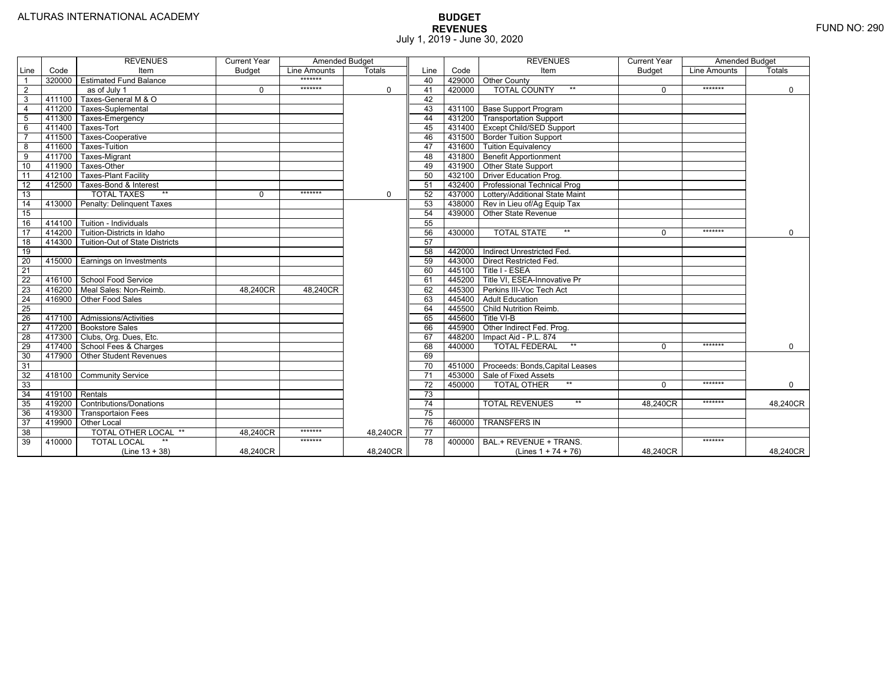ALTURAS INTERNATIONAL ACADEMY

# BUDGET
## REVENUES
July 1, 2019 - June 30, 2020

FUND NO: 290

| Line | Code | REVENUES Item | Current Year Budget | Amended Budget Line Amounts | Amended Budget Totals |
|---|---|---|---|---|---|
| 1 | 320000 | Estimated Fund Balance | | ******* | |
| 2 | | as of July 1 | 0 | ******* | 0 |
| 3 | 411100 | Taxes-General M & O | | | |
| 4 | 411200 | Taxes-Suplemental | | | |
| 5 | 411300 | Taxes-Emergency | | | |
| 6 | 411400 | Taxes-Tort | | | |
| 7 | 411500 | Taxes-Cooperative | | | |
| 8 | 411600 | Taxes-Tuition | | | |
| 9 | 411700 | Taxes-Migrant | | | |
| 10 | 411900 | Taxes-Other | | | |
| 11 | 412100 | Taxes-Plant Facility | | | |
| 12 | 412500 | Taxes-Bond & Interest | | | |
| 13 | | TOTAL TAXES ** | 0 | ******* | 0 |
| 14 | 413000 | Penalty: Delinquent Taxes | | | |
| 15 | | | | | |
| 16 | 414100 | Tuition - Individuals | | | |
| 17 | 414200 | Tuition-Districts in Idaho | | | |
| 18 | 414300 | Tuition-Out of State Districts | | | |
| 19 | | | | | |
| 20 | 415000 | Earnings on Investments | | | |
| 21 | | | | | |
| 22 | 416100 | School Food Service | | | |
| 23 | 416200 | Meal Sales: Non-Reimb. | 48,240CR | 48,240CR | |
| 24 | 416900 | Other Food Sales | | | |
| 25 | | | | | |
| 26 | 417100 | Admissions/Activities | | | |
| 27 | 417200 | Bookstore Sales | | | |
| 28 | 417300 | Clubs, Org. Dues, Etc. | | | |
| 29 | 417400 | School Fees & Charges | | | |
| 30 | 417900 | Other Student Revenues | | | |
| 31 | | | | | |
| 32 | 418100 | Community Service | | | |
| 33 | | | | | |
| 34 | 419100 | Rentals | | | |
| 35 | 419200 | Contributions/Donations | | | |
| 36 | 419300 | Transportaion Fees | | | |
| 37 | 419900 | Other Local | | | |
| 38 | | TOTAL OTHER LOCAL ** | 48,240CR | ******* | 48,240CR |
| 39 | 410000 | TOTAL LOCAL ** (Line 13 + 38) | 48,240CR | ******* | 48,240CR |
| 40 | 429000 | Other County | | | |
| 41 | 420000 | TOTAL COUNTY ** | 0 | ******* | 0 |
| 42 | | | | | |
| 43 | 431100 | Base Support Program | | | |
| 44 | 431200 | Transportation Support | | | |
| 45 | 431400 | Except Child/SED Support | | | |
| 46 | 431500 | Border Tuition Support | | | |
| 47 | 431600 | Tuition Equivalency | | | |
| 48 | 431800 | Benefit Apportionment | | | |
| 49 | 431900 | Other State Support | | | |
| 50 | 432100 | Driver Education Prog. | | | |
| 51 | 432400 | Professional Technical Prog | | | |
| 52 | 437000 | Lottery/Additional State Maint | | | |
| 53 | 438000 | Rev in Lieu of/Ag Equip Tax | | | |
| 54 | 439000 | Other State Revenue | | | |
| 55 | | | | | |
| 56 | 430000 | TOTAL STATE ** | 0 | ******* | 0 |
| 57 | | | | | |
| 58 | 442000 | Indirect Unrestricted Fed. | | | |
| 59 | 443000 | Direct Restricted Fed. | | | |
| 60 | 445100 | Title I - ESEA | | | |
| 61 | 445200 | Title VI, ESEA-Innovative Pr | | | |
| 62 | 445300 | Perkins III-Voc Tech Act | | | |
| 63 | 445400 | Adult Education | | | |
| 64 | 445500 | Child Nutrition Reimb. | | | |
| 65 | 445600 | Title VI-B | | | |
| 66 | 445900 | Other Indirect Fed. Prog. | | | |
| 67 | 448200 | Impact Aid - P.L. 874 | | | |
| 68 | 440000 | TOTAL FEDERAL ** | 0 | ******* | 0 |
| 69 | | | | | |
| 70 | 451000 | Proceeds: Bonds,Capital Leases | | | |
| 71 | 453000 | Sale of Fixed Assets | | | |
| 72 | 450000 | TOTAL OTHER ** | 0 | ******* | 0 |
| 73 | | | | | |
| 74 | | TOTAL REVENUES ** | 48,240CR | ******* | 48,240CR |
| 75 | | | | | |
| 76 | 460000 | TRANSFERS IN | | | |
| 77 | | | | | |
| 78 | 400000 | BAL.+ REVENUE + TRANS. (Lines 1 + 74 + 76) | 48,240CR | ******* | 48,240CR |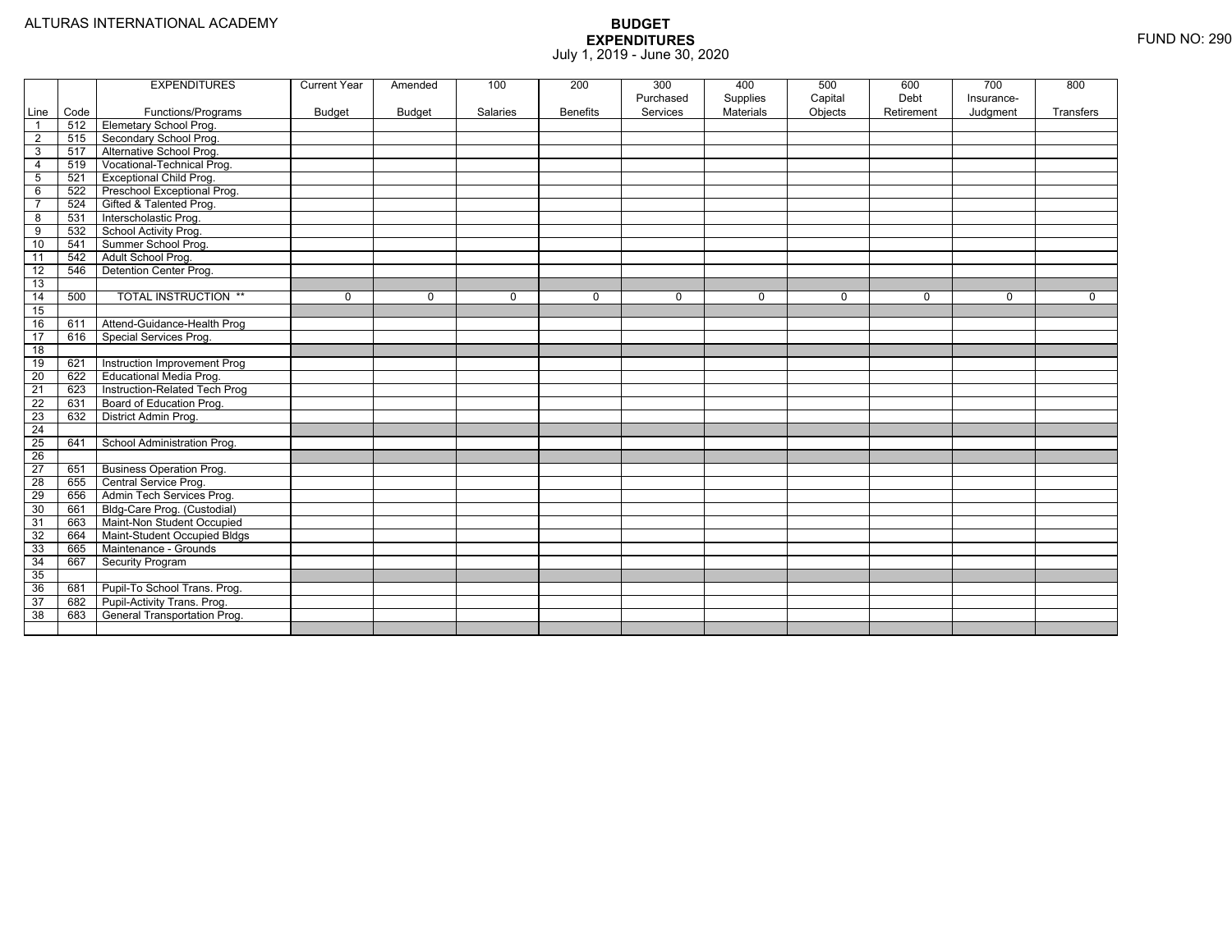ALTURAS INTERNATIONAL ACADEMY

FUND NO: 290

# BUDGET EXPENDITURES

July 1, 2019 - June 30, 2020

| | | EXPENDITURES | Current Year | Amended | 100 | 200 | 300 | 400 | 500 | 600 | 700 | 800 |
|---|---|---|---|---|---|---|---|---|---|---|---|---|
| | | | | | | | Purchased | Supplies | Capital | Debt | Insurance- | |
| Line | Code | Functions/Programs | Budget | Budget | Salaries | Benefits | Services | Materials | Objects | Retirement | Judgment | Transfers |
| 1 | 512 | Elemetary School Prog. | | | | | | | | | | |
| 2 | 515 | Secondary School Prog. | | | | | | | | | | |
| 3 | 517 | Alternative School Prog. | | | | | | | | | | |
| 4 | 519 | Vocational-Technical Prog. | | | | | | | | | | |
| 5 | 521 | Exceptional Child Prog. | | | | | | | | | | |
| 6 | 522 | Preschool Exceptional Prog. | | | | | | | | | | |
| 7 | 524 | Gifted & Talented Prog. | | | | | | | | | | |
| 8 | 531 | Interscholastic Prog. | | | | | | | | | | |
| 9 | 532 | School Activity Prog. | | | | | | | | | | |
| 10 | 541 | Summer School Prog. | | | | | | | | | | |
| 11 | 542 | Adult School Prog. | | | | | | | | | | |
| 12 | 546 | Detention Center Prog. | | | | | | | | | | |
| 13 | | | | | | | | | | | | |
| 14 | 500 | TOTAL INSTRUCTION ** | 0 | 0 | 0 | 0 | 0 | 0 | 0 | 0 | 0 | 0 |
| 15 | | | | | | | | | | | | |
| 16 | 611 | Attend-Guidance-Health Prog | | | | | | | | | | |
| 17 | 616 | Special Services Prog. | | | | | | | | | | |
| 18 | | | | | | | | | | | | |
| 19 | 621 | Instruction Improvement Prog | | | | | | | | | | |
| 20 | 622 | Educational Media Prog. | | | | | | | | | | |
| 21 | 623 | Instruction-Related Tech Prog | | | | | | | | | | |
| 22 | 631 | Board of Education Prog. | | | | | | | | | | |
| 23 | 632 | District Admin Prog. | | | | | | | | | | |
| 24 | | | | | | | | | | | | |
| 25 | 641 | School Administration Prog. | | | | | | | | | | |
| 26 | | | | | | | | | | | | |
| 27 | 651 | Business Operation Prog. | | | | | | | | | | |
| 28 | 655 | Central Service Prog. | | | | | | | | | | |
| 29 | 656 | Admin Tech Services Prog. | | | | | | | | | | |
| 30 | 661 | Bldg-Care Prog. (Custodial) | | | | | | | | | | |
| 31 | 663 | Maint-Non Student Occupied | | | | | | | | | | |
| 32 | 664 | Maint-Student Occupied Bldgs | | | | | | | | | | |
| 33 | 665 | Maintenance - Grounds | | | | | | | | | | |
| 34 | 667 | Security Program | | | | | | | | | | |
| 35 | | | | | | | | | | | | |
| 36 | 681 | Pupil-To School Trans. Prog. | | | | | | | | | | |
| 37 | 682 | Pupil-Activity Trans. Prog. | | | | | | | | | | |
| 38 | 683 | General Transportation Prog. | | | | | | | | | | |
| | | | | | | | | | | | | |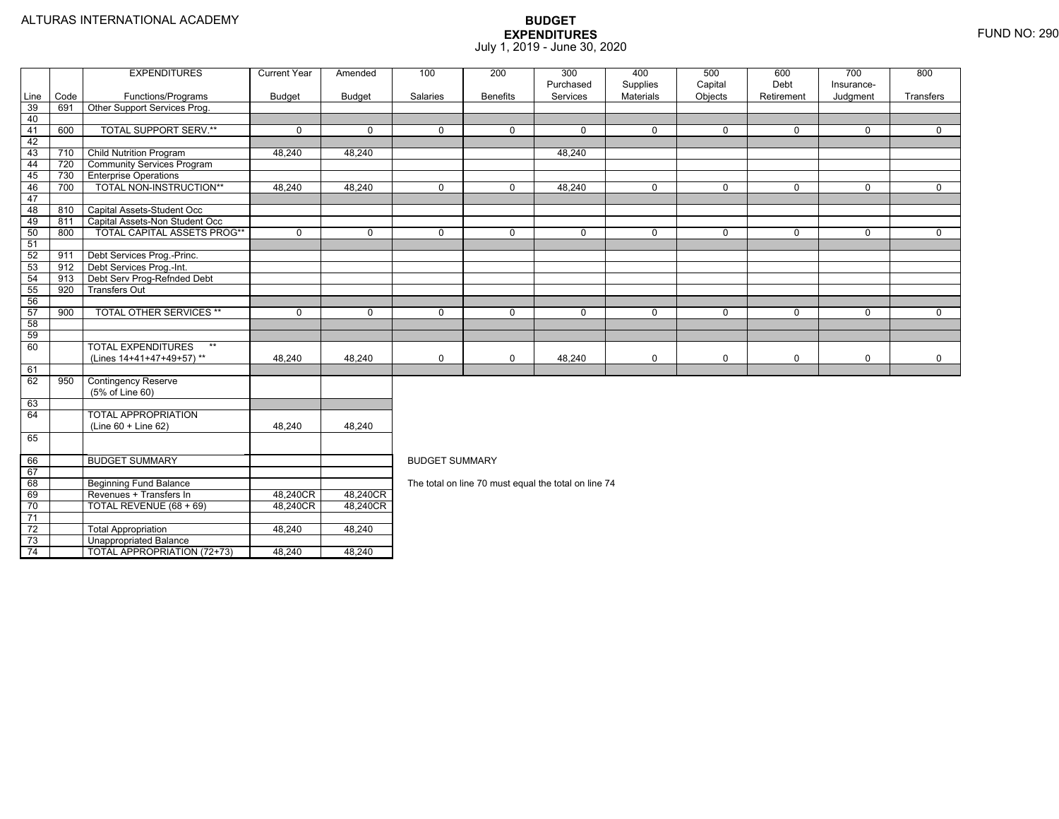ALTURAS INTERNATIONAL ACADEMY

# BUDGET EXPENDITURES

July 1, 2019 - June 30, 2020

FUND NO: 290

| Line | Code | EXPENDITURES Functions/Programs | Current Year Budget | Amended Budget | 100 Salaries | 200 Benefits | 300 Purchased Services | 400 Supplies Materials | 500 Capital Objects | 600 Debt Retirement | 700 Insurance-Judgment | 800 Transfers |
|---|---|---|---|---|---|---|---|---|---|---|---|---|
| 39 | 691 | Other Support Services Prog. | | | | | | | | | | |
| 40 | | | | | | | | | | | | |
| 41 | 600 | TOTAL SUPPORT SERV.** | 0 | 0 | 0 | 0 | 0 | 0 | 0 | 0 | 0 | 0 |
| 42 | | | | | | | | | | | | |
| 43 | 710 | Child Nutrition Program | 48,240 | 48,240 | | | 48,240 | | | | | |
| 44 | 720 | Community Services Program | | | | | | | | | | |
| 45 | 730 | Enterprise Operations | | | | | | | | | | |
| 46 | 700 | TOTAL NON-INSTRUCTION** | 48,240 | 48,240 | 0 | 0 | 48,240 | 0 | 0 | 0 | 0 | 0 |
| 47 | | | | | | | | | | | | |
| 48 | 810 | Capital Assets-Student Occ | | | | | | | | | | |
| 49 | 811 | Capital Assets-Non Student Occ | | | | | | | | | | |
| 50 | 800 | TOTAL CAPITAL ASSETS PROG** | 0 | 0 | 0 | 0 | 0 | 0 | 0 | 0 | 0 | 0 |
| 51 | | | | | | | | | | | | |
| 52 | 911 | Debt Services Prog.-Princ. | | | | | | | | | | |
| 53 | 912 | Debt Services Prog.-Int. | | | | | | | | | | |
| 54 | 913 | Debt Serv Prog-Refnded Debt | | | | | | | | | | |
| 55 | 920 | Transfers Out | | | | | | | | | | |
| 56 | | | | | | | | | | | | |
| 57 | 900 | TOTAL OTHER SERVICES ** | 0 | 0 | 0 | 0 | 0 | 0 | 0 | 0 | 0 | 0 |
| 58 | | | | | | | | | | | | |
| 59 | | | | | | | | | | | | |
| 60 | | TOTAL EXPENDITURES ** (Lines 14+41+47+49+57) ** | 48,240 | 48,240 | 0 | 0 | 48,240 | 0 | 0 | 0 | 0 | 0 |
| 61 | | | | | | | | | | | | |
| 62 | 950 | Contingency Reserve (5% of Line 60) | | | | | | | | | | |
| 63 | | | | | | | | | | | | |
| 64 | | TOTAL APPROPRIATION (Line 60 + Line 62) | 48,240 | 48,240 | | | | | | | | |
| 65 | | | | | | | | | | | | |

| Line | Code | | Current Year Budget | Amended Budget |
|---|---|---|---|---|
| 66 | | BUDGET SUMMARY | | |
| 67 | | | | |
| 68 | | Beginning Fund Balance | | |
| 69 | | Revenues + Transfers In | 48,240CR | 48,240CR |
| 70 | | TOTAL REVENUE (68 + 69) | 48,240CR | 48,240CR |
| 71 | | | | |
| 72 | | Total Appropriation | 48,240 | 48,240 |
| 73 | | Unappropriated Balance | | |
| 74 | | TOTAL APPROPRIATION (72+73) | 48,240 | 48,240 |

BUDGET SUMMARY

The total on line 70 must equal the total on line 74